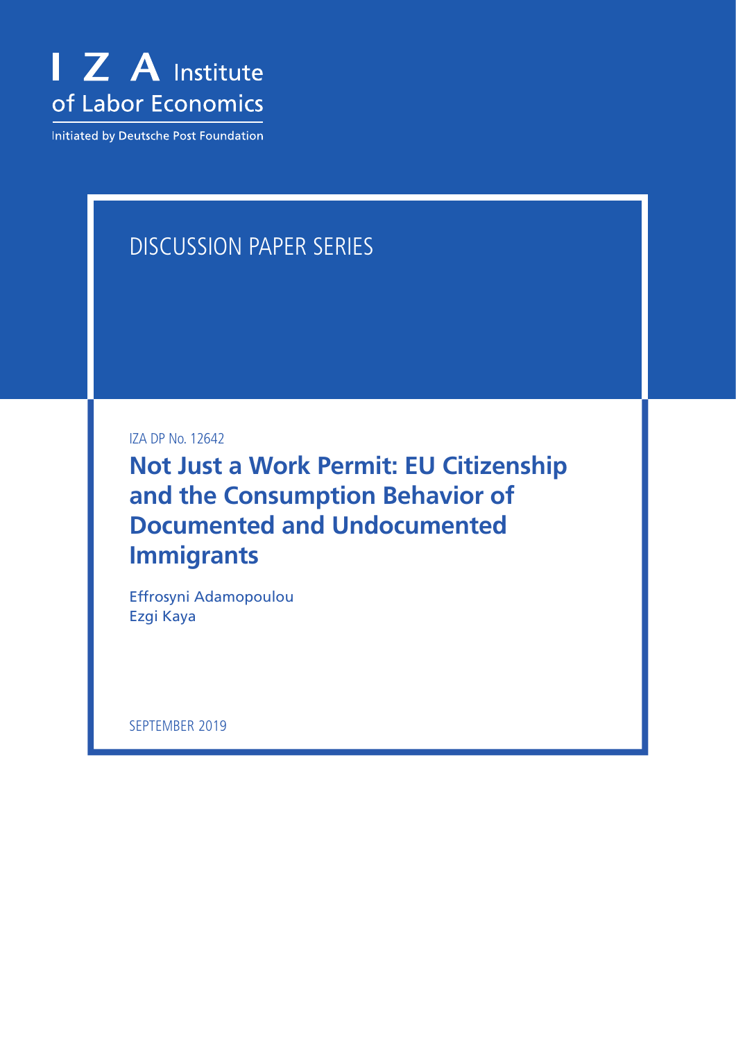I Z A Institute of Labor Economics

Initiated by Deutsche Post Foundation

DISCUSSION PAPER SERIES

IZA DP No. 12642

# Not Just a Work Permit: EU Citizenship and the Consumption Behavior of Documented and Undocumented Immigrants

Effrosyni Adamopoulou
Ezgi Kaya

SEPTEMBER 2019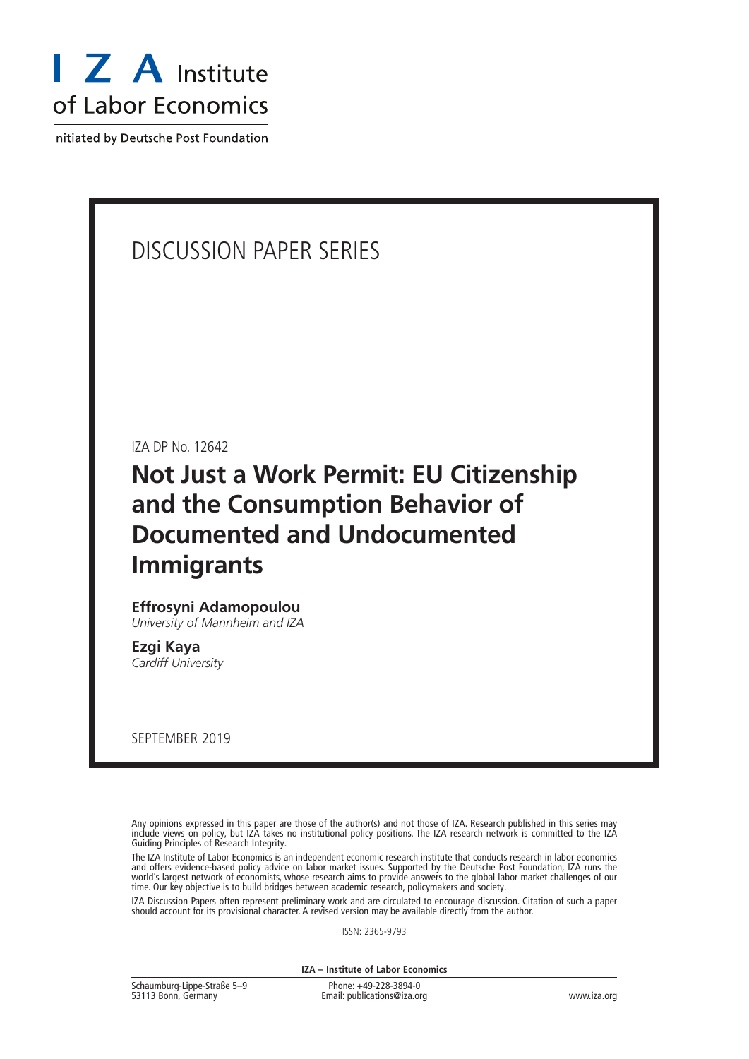# I Z A Institute of Labor Economics

Initiated by Deutsche Post Foundation

DISCUSSION PAPER SERIES

IZA DP No. 12642

## Not Just a Work Permit: EU Citizenship and the Consumption Behavior of Documented and Undocumented Immigrants

**Effrosyni Adamopoulou**
*University of Mannheim and IZA*

**Ezgi Kaya**
*Cardiff University*

SEPTEMBER 2019

Any opinions expressed in this paper are those of the author(s) and not those of IZA. Research published in this series may include views on policy, but IZA takes no institutional policy positions. The IZA research network is committed to the IZA Guiding Principles of Research Integrity.

The IZA Institute of Labor Economics is an independent economic research institute that conducts research in labor economics and offers evidence-based policy advice on labor market issues. Supported by the Deutsche Post Foundation, IZA runs the world's largest network of economists, whose research aims to provide answers to the global labor market challenges of our time. Our key objective is to build bridges between academic research, policymakers and society.

IZA Discussion Papers often represent preliminary work and are circulated to encourage discussion. Citation of such a paper should account for its provisional character. A revised version may be available directly from the author.

ISSN: 2365-9793

**IZA – Institute of Labor Economics**

Schaumburg-Lippe-Straße 5–9
53113 Bonn, Germany

Phone: +49-228-3894-0
Email: publications@iza.org

www.iza.org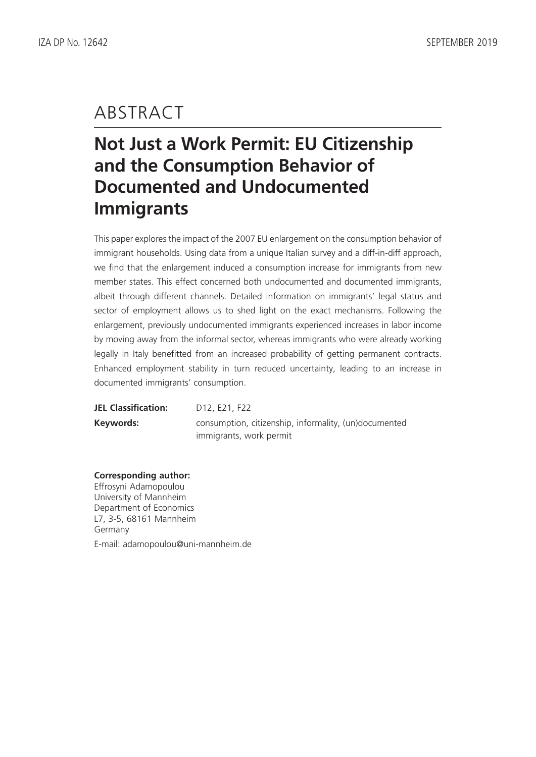# ABSTRACT

## Not Just a Work Permit: EU Citizenship and the Consumption Behavior of Documented and Undocumented Immigrants

This paper explores the impact of the 2007 EU enlargement on the consumption behavior of immigrant households. Using data from a unique Italian survey and a diff-in-diff approach, we find that the enlargement induced a consumption increase for immigrants from new member states. This effect concerned both undocumented and documented immigrants, albeit through different channels. Detailed information on immigrants' legal status and sector of employment allows us to shed light on the exact mechanisms. Following the enlargement, previously undocumented immigrants experienced increases in labor income by moving away from the informal sector, whereas immigrants who were already working legally in Italy benefitted from an increased probability of getting permanent contracts. Enhanced employment stability in turn reduced uncertainty, leading to an increase in documented immigrants' consumption.

**JEL Classification:** D12, E21, F22

**Keywords:** consumption, citizenship, informality, (un)documented immigrants, work permit

**Corresponding author:**
Effrosyni Adamopoulou
University of Mannheim
Department of Economics
L7, 3-5, 68161 Mannheim
Germany

E-mail: adamopoulou@uni-mannheim.de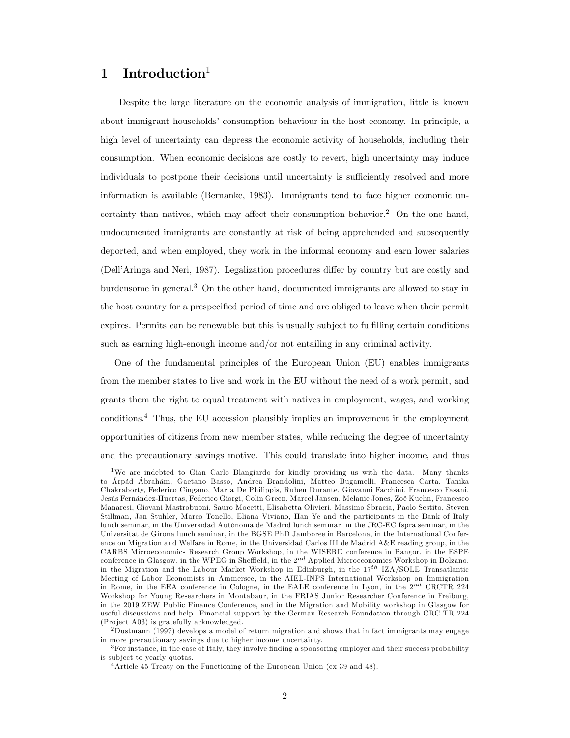# 1 Introduction[1]

Despite the large literature on the economic analysis of immigration, little is known about immigrant households' consumption behaviour in the host economy. In principle, a high level of uncertainty can depress the economic activity of households, including their consumption. When economic decisions are costly to revert, high uncertainty may induce individuals to postpone their decisions until uncertainty is sufficiently resolved and more information is available (Bernanke, 1983). Immigrants tend to face higher economic uncertainty than natives, which may affect their consumption behavior.[2] On the one hand, undocumented immigrants are constantly at risk of being apprehended and subsequently deported, and when employed, they work in the informal economy and earn lower salaries (Dell'Aringa and Neri, 1987). Legalization procedures differ by country but are costly and burdensome in general.[3] On the other hand, documented immigrants are allowed to stay in the host country for a prespecified period of time and are obliged to leave when their permit expires. Permits can be renewable but this is usually subject to fulfilling certain conditions such as earning high-enough income and/or not entailing in any criminal activity.

One of the fundamental principles of the European Union (EU) enables immigrants from the member states to live and work in the EU without the need of a work permit, and grants them the right to equal treatment with natives in employment, wages, and working conditions.[4] Thus, the EU accession plausibly implies an improvement in the employment opportunities of citizens from new member states, while reducing the degree of uncertainty and the precautionary savings motive. This could translate into higher income, and thus

---

[1] We are indebted to Gian Carlo Blangiardo for kindly providing us with the data. Many thanks to Árpád Ábrahám, Gaetano Basso, Andrea Brandolini, Matteo Bugamelli, Francesca Carta, Tanika Chakraborty, Federico Cingano, Marta De Philippis, Ruben Durante, Giovanni Facchini, Francesco Fasani, Jesús Fernández-Huertas, Federico Giorgi, Colin Green, Marcel Jansen, Melanie Jones, Zoë Kuehn, Francesco Manaresi, Giovani Mastrobuoni, Sauro Mocetti, Elisabetta Olivieri, Massimo Sbracia, Paolo Sestito, Steven Stillman, Jan Stuhler, Marco Tonello, Eliana Viviano, Han Ye and the participants in the Bank of Italy lunch seminar, in the Universidad Autónoma de Madrid lunch seminar, in the JRC-EC Ispra seminar, in the Universitat de Girona lunch seminar, in the BGSE PhD Jamboree in Barcelona, in the International Conference on Migration and Welfare in Rome, in the Universidad Carlos III de Madrid A&E reading group, in the CARBS Microeconomics Research Group Workshop, in the WISERD conference in Bangor, in the ESPE conference in Glasgow, in the WPEG in Sheffield, in the 2nd Applied Microeconomics Workshop in Bolzano, in the Migration and the Labour Market Workshop in Edinburgh, in the 17th IZA/SOLE Transatlantic Meeting of Labor Economists in Ammersee, in the AIEL-INPS International Workshop on Immigration in Rome, in the EEA conference in Cologne, in the EALE conference in Lyon, in the 2nd CRCTR 224 Workshop for Young Researchers in Montabaur, in the FRIAS Junior Researcher Conference in Freiburg, in the 2019 ZEW Public Finance Conference, and in the Migration and Mobility workshop in Glasgow for useful discussions and help. Financial support by the German Research Foundation through CRC TR 224 (Project A03) is gratefully acknowledged.

[2] Dustmann (1997) develops a model of return migration and shows that in fact immigrants may engage in more precautionary savings due to higher income uncertainty.

[3] For instance, in the case of Italy, they involve finding a sponsoring employer and their success probability is subject to yearly quotas.

[4] Article 45 Treaty on the Functioning of the European Union (ex 39 and 48).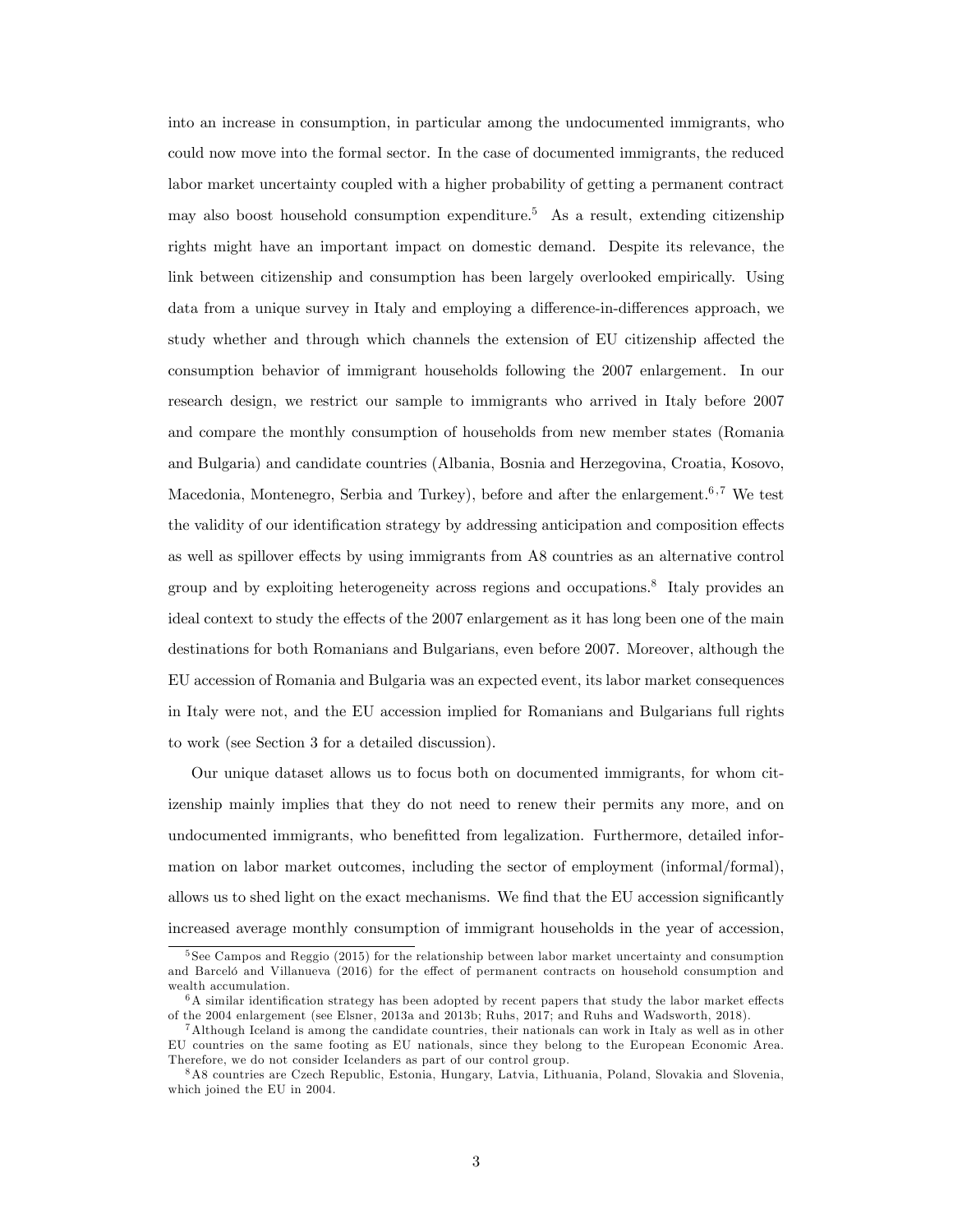into an increase in consumption, in particular among the undocumented immigrants, who could now move into the formal sector. In the case of documented immigrants, the reduced labor market uncertainty coupled with a higher probability of getting a permanent contract may also boost household consumption expenditure.[5] As a result, extending citizenship rights might have an important impact on domestic demand. Despite its relevance, the link between citizenship and consumption has been largely overlooked empirically. Using data from a unique survey in Italy and employing a difference-in-differences approach, we study whether and through which channels the extension of EU citizenship affected the consumption behavior of immigrant households following the 2007 enlargement. In our research design, we restrict our sample to immigrants who arrived in Italy before 2007 and compare the monthly consumption of households from new member states (Romania and Bulgaria) and candidate countries (Albania, Bosnia and Herzegovina, Croatia, Kosovo, Macedonia, Montenegro, Serbia and Turkey), before and after the enlargement.[6,7] We test the validity of our identification strategy by addressing anticipation and composition effects as well as spillover effects by using immigrants from A8 countries as an alternative control group and by exploiting heterogeneity across regions and occupations.[8] Italy provides an ideal context to study the effects of the 2007 enlargement as it has long been one of the main destinations for both Romanians and Bulgarians, even before 2007. Moreover, although the EU accession of Romania and Bulgaria was an expected event, its labor market consequences in Italy were not, and the EU accession implied for Romanians and Bulgarians full rights to work (see Section 3 for a detailed discussion).

Our unique dataset allows us to focus both on documented immigrants, for whom citizenship mainly implies that they do not need to renew their permits any more, and on undocumented immigrants, who benefitted from legalization. Furthermore, detailed information on labor market outcomes, including the sector of employment (informal/formal), allows us to shed light on the exact mechanisms. We find that the EU accession significantly increased average monthly consumption of immigrant households in the year of accession,

[5] See Campos and Reggio (2015) for the relationship between labor market uncertainty and consumption and Barceló and Villanueva (2016) for the effect of permanent contracts on household consumption and wealth accumulation.

[6] A similar identification strategy has been adopted by recent papers that study the labor market effects of the 2004 enlargement (see Elsner, 2013a and 2013b; Ruhs, 2017; and Ruhs and Wadsworth, 2018).

[7] Although Iceland is among the candidate countries, their nationals can work in Italy as well as in other EU countries on the same footing as EU nationals, since they belong to the European Economic Area. Therefore, we do not consider Icelanders as part of our control group.

[8] A8 countries are Czech Republic, Estonia, Hungary, Latvia, Lithuania, Poland, Slovakia and Slovenia, which joined the EU in 2004.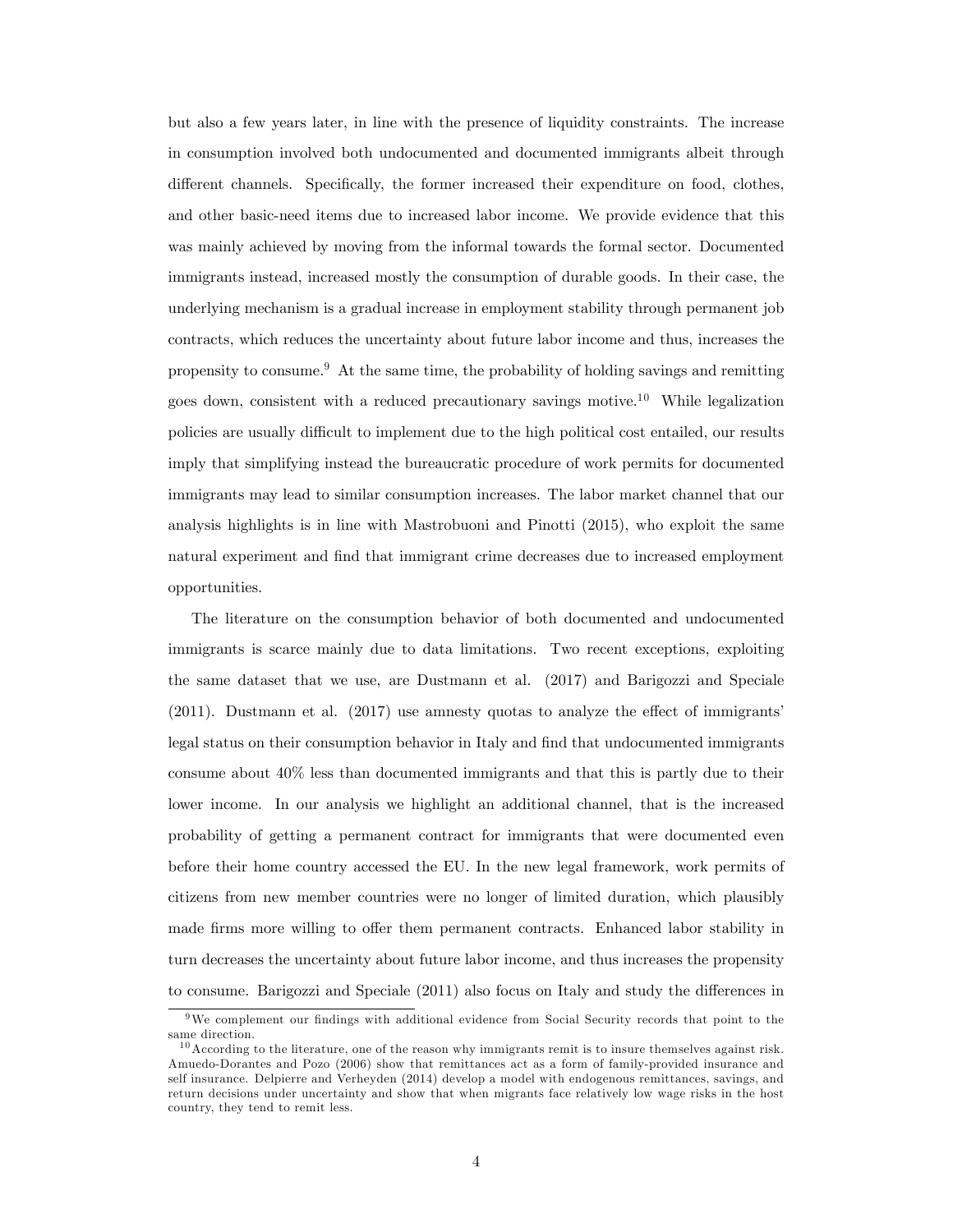but also a few years later, in line with the presence of liquidity constraints. The increase in consumption involved both undocumented and documented immigrants albeit through different channels. Specifically, the former increased their expenditure on food, clothes, and other basic-need items due to increased labor income. We provide evidence that this was mainly achieved by moving from the informal towards the formal sector. Documented immigrants instead, increased mostly the consumption of durable goods. In their case, the underlying mechanism is a gradual increase in employment stability through permanent job contracts, which reduces the uncertainty about future labor income and thus, increases the propensity to consume.[9] At the same time, the probability of holding savings and remitting goes down, consistent with a reduced precautionary savings motive.[10] While legalization policies are usually difficult to implement due to the high political cost entailed, our results imply that simplifying instead the bureaucratic procedure of work permits for documented immigrants may lead to similar consumption increases. The labor market channel that our analysis highlights is in line with Mastrobuoni and Pinotti (2015), who exploit the same natural experiment and find that immigrant crime decreases due to increased employment opportunities.

The literature on the consumption behavior of both documented and undocumented immigrants is scarce mainly due to data limitations. Two recent exceptions, exploiting the same dataset that we use, are Dustmann et al. (2017) and Barigozzi and Speciale (2011). Dustmann et al. (2017) use amnesty quotas to analyze the effect of immigrants' legal status on their consumption behavior in Italy and find that undocumented immigrants consume about 40% less than documented immigrants and that this is partly due to their lower income. In our analysis we highlight an additional channel, that is the increased probability of getting a permanent contract for immigrants that were documented even before their home country accessed the EU. In the new legal framework, work permits of citizens from new member countries were no longer of limited duration, which plausibly made firms more willing to offer them permanent contracts. Enhanced labor stability in turn decreases the uncertainty about future labor income, and thus increases the propensity to consume. Barigozzi and Speciale (2011) also focus on Italy and study the differences in

[9] We complement our findings with additional evidence from Social Security records that point to the same direction.

[10] According to the literature, one of the reason why immigrants remit is to insure themselves against risk. Amuedo-Dorantes and Pozo (2006) show that remittances act as a form of family-provided insurance and self insurance. Delpierre and Verheyden (2014) develop a model with endogenous remittances, savings, and return decisions under uncertainty and show that when migrants face relatively low wage risks in the host country, they tend to remit less.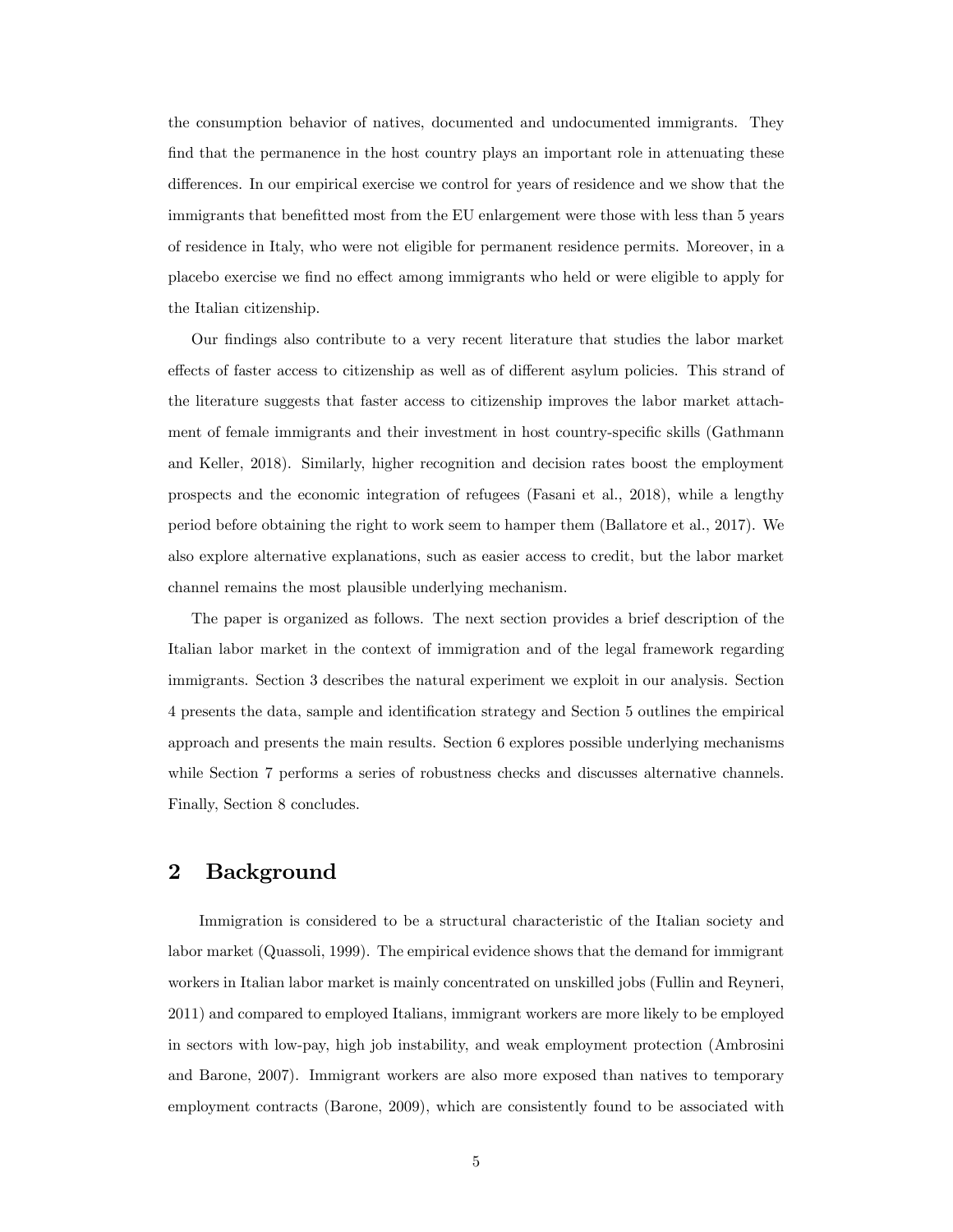the consumption behavior of natives, documented and undocumented immigrants. They find that the permanence in the host country plays an important role in attenuating these differences. In our empirical exercise we control for years of residence and we show that the immigrants that benefitted most from the EU enlargement were those with less than 5 years of residence in Italy, who were not eligible for permanent residence permits. Moreover, in a placebo exercise we find no effect among immigrants who held or were eligible to apply for the Italian citizenship.

Our findings also contribute to a very recent literature that studies the labor market effects of faster access to citizenship as well as of different asylum policies. This strand of the literature suggests that faster access to citizenship improves the labor market attachment of female immigrants and their investment in host country-specific skills (Gathmann and Keller, 2018). Similarly, higher recognition and decision rates boost the employment prospects and the economic integration of refugees (Fasani et al., 2018), while a lengthy period before obtaining the right to work seem to hamper them (Ballatore et al., 2017). We also explore alternative explanations, such as easier access to credit, but the labor market channel remains the most plausible underlying mechanism.

The paper is organized as follows. The next section provides a brief description of the Italian labor market in the context of immigration and of the legal framework regarding immigrants. Section 3 describes the natural experiment we exploit in our analysis. Section 4 presents the data, sample and identification strategy and Section 5 outlines the empirical approach and presents the main results. Section 6 explores possible underlying mechanisms while Section 7 performs a series of robustness checks and discusses alternative channels. Finally, Section 8 concludes.

## 2 Background

Immigration is considered to be a structural characteristic of the Italian society and labor market (Quassoli, 1999). The empirical evidence shows that the demand for immigrant workers in Italian labor market is mainly concentrated on unskilled jobs (Fullin and Reyneri, 2011) and compared to employed Italians, immigrant workers are more likely to be employed in sectors with low-pay, high job instability, and weak employment protection (Ambrosini and Barone, 2007). Immigrant workers are also more exposed than natives to temporary employment contracts (Barone, 2009), which are consistently found to be associated with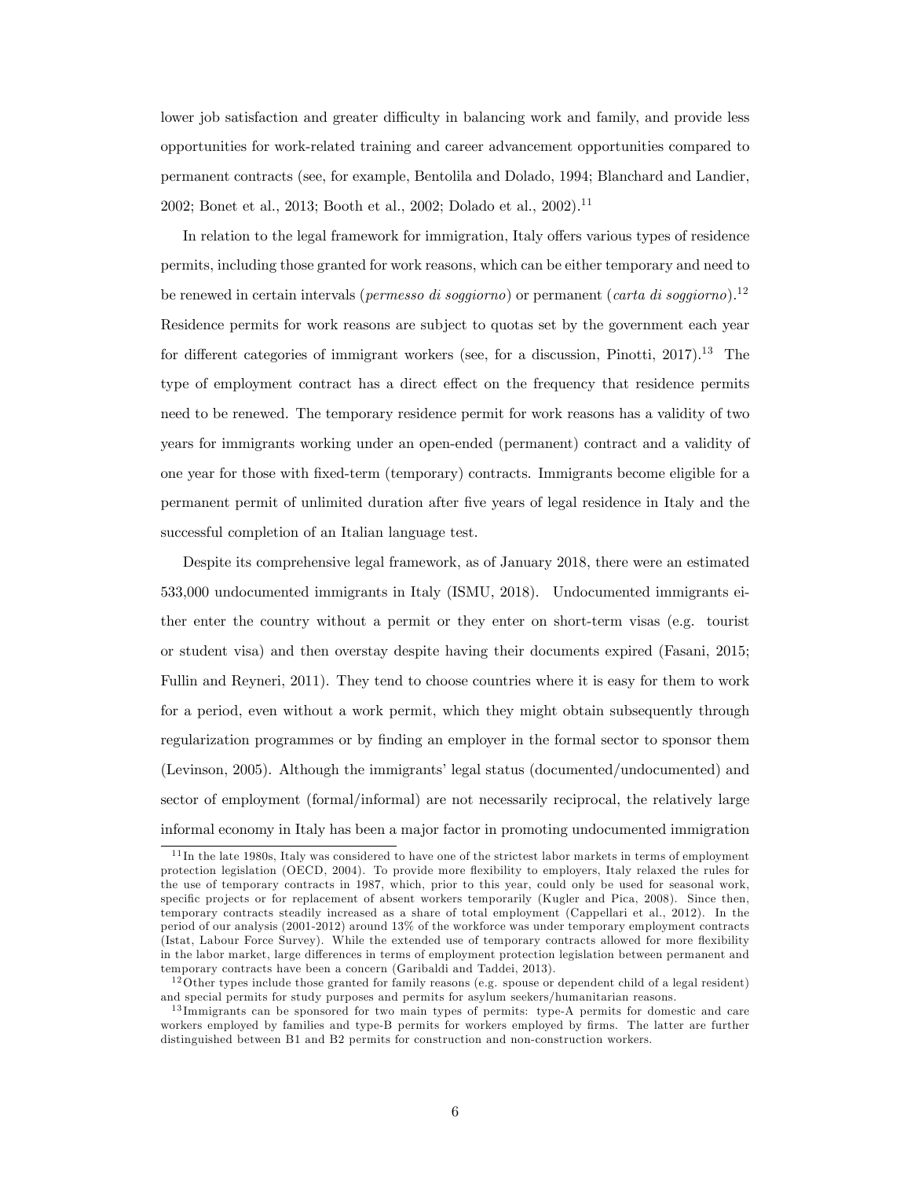lower job satisfaction and greater difficulty in balancing work and family, and provide less opportunities for work-related training and career advancement opportunities compared to permanent contracts (see, for example, Bentolila and Dolado, 1994; Blanchard and Landier, 2002; Bonet et al., 2013; Booth et al., 2002; Dolado et al., 2002).[11]

In relation to the legal framework for immigration, Italy offers various types of residence permits, including those granted for work reasons, which can be either temporary and need to be renewed in certain intervals (*permesso di soggiorno*) or permanent (*carta di soggiorno*).[12] Residence permits for work reasons are subject to quotas set by the government each year for different categories of immigrant workers (see, for a discussion, Pinotti, 2017).[13] The type of employment contract has a direct effect on the frequency that residence permits need to be renewed. The temporary residence permit for work reasons has a validity of two years for immigrants working under an open-ended (permanent) contract and a validity of one year for those with fixed-term (temporary) contracts. Immigrants become eligible for a permanent permit of unlimited duration after five years of legal residence in Italy and the successful completion of an Italian language test.

Despite its comprehensive legal framework, as of January 2018, there were an estimated 533,000 undocumented immigrants in Italy (ISMU, 2018). Undocumented immigrants either enter the country without a permit or they enter on short-term visas (e.g. tourist or student visa) and then overstay despite having their documents expired (Fasani, 2015; Fullin and Reyneri, 2011). They tend to choose countries where it is easy for them to work for a period, even without a work permit, which they might obtain subsequently through regularization programmes or by finding an employer in the formal sector to sponsor them (Levinson, 2005). Although the immigrants' legal status (documented/undocumented) and sector of employment (formal/informal) are not necessarily reciprocal, the relatively large informal economy in Italy has been a major factor in promoting undocumented immigration

[11] In the late 1980s, Italy was considered to have one of the strictest labor markets in terms of employment protection legislation (OECD, 2004). To provide more flexibility to employers, Italy relaxed the rules for the use of temporary contracts in 1987, which, prior to this year, could only be used for seasonal work, specific projects or for replacement of absent workers temporarily (Kugler and Pica, 2008). Since then, temporary contracts steadily increased as a share of total employment (Cappellari et al., 2012). In the period of our analysis (2001-2012) around 13% of the workforce was under temporary employment contracts (Istat, Labour Force Survey). While the extended use of temporary contracts allowed for more flexibility in the labor market, large differences in terms of employment protection legislation between permanent and temporary contracts have been a concern (Garibaldi and Taddei, 2013).

[12] Other types include those granted for family reasons (e.g. spouse or dependent child of a legal resident) and special permits for study purposes and permits for asylum seekers/humanitarian reasons.

[13] Immigrants can be sponsored for two main types of permits: type-A permits for domestic and care workers employed by families and type-B permits for workers employed by firms. The latter are further distinguished between B1 and B2 permits for construction and non-construction workers.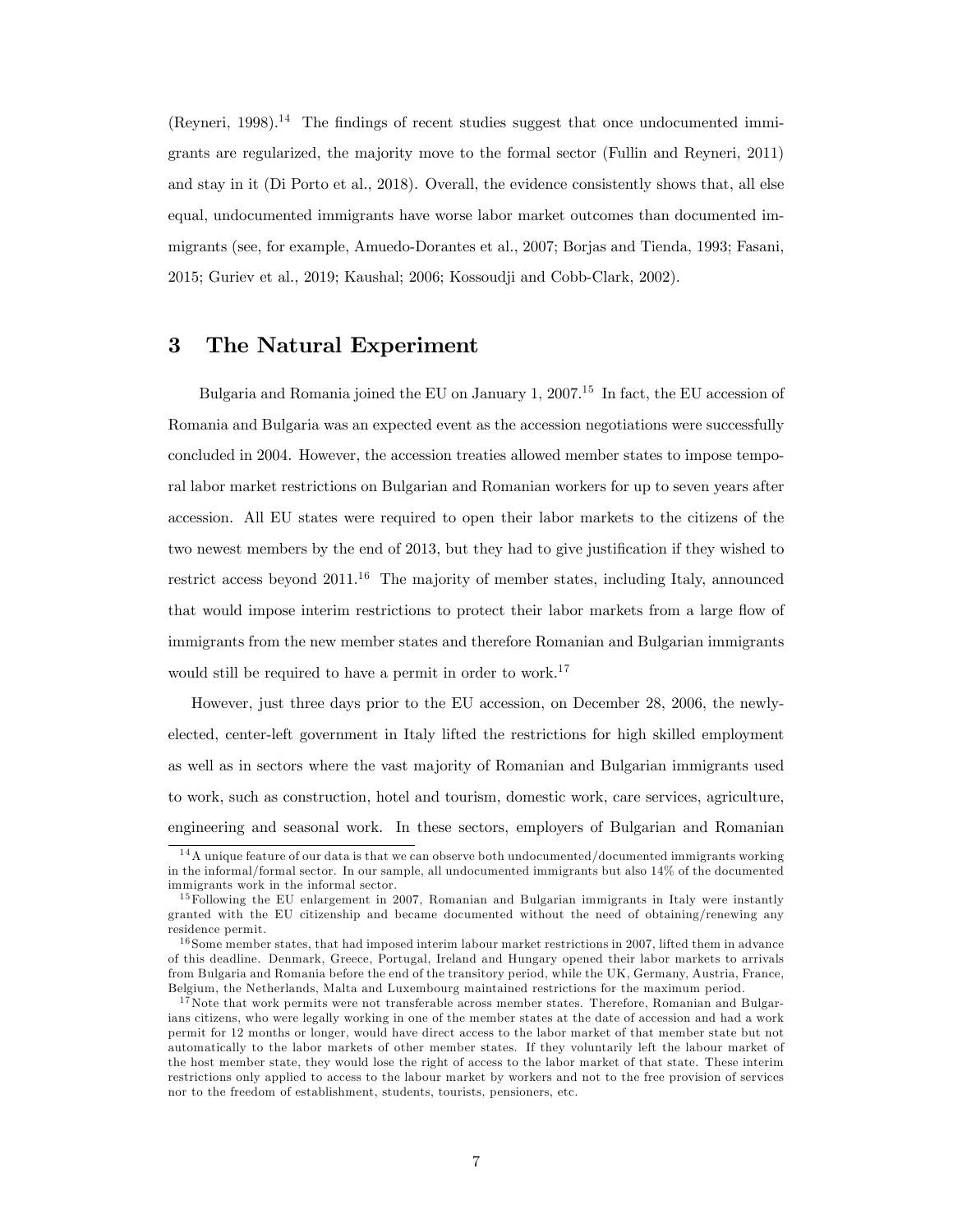(Reyneri, 1998).[14] The findings of recent studies suggest that once undocumented immigrants are regularized, the majority move to the formal sector (Fullin and Reyneri, 2011) and stay in it (Di Porto et al., 2018). Overall, the evidence consistently shows that, all else equal, undocumented immigrants have worse labor market outcomes than documented immigrants (see, for example, Amuedo-Dorantes et al., 2007; Borjas and Tienda, 1993; Fasani, 2015; Guriev et al., 2019; Kaushal; 2006; Kossoudji and Cobb-Clark, 2002).

# 3 The Natural Experiment

Bulgaria and Romania joined the EU on January 1, 2007.[15] In fact, the EU accession of Romania and Bulgaria was an expected event as the accession negotiations were successfully concluded in 2004. However, the accession treaties allowed member states to impose temporal labor market restrictions on Bulgarian and Romanian workers for up to seven years after accession. All EU states were required to open their labor markets to the citizens of the two newest members by the end of 2013, but they had to give justification if they wished to restrict access beyond 2011.[16] The majority of member states, including Italy, announced that would impose interim restrictions to protect their labor markets from a large flow of immigrants from the new member states and therefore Romanian and Bulgarian immigrants would still be required to have a permit in order to work.[17]

However, just three days prior to the EU accession, on December 28, 2006, the newly-elected, center-left government in Italy lifted the restrictions for high skilled employment as well as in sectors where the vast majority of Romanian and Bulgarian immigrants used to work, such as construction, hotel and tourism, domestic work, care services, agriculture, engineering and seasonal work. In these sectors, employers of Bulgarian and Romanian

[14] A unique feature of our data is that we can observe both undocumented/documented immigrants working in the informal/formal sector. In our sample, all undocumented immigrants but also 14% of the documented immigrants work in the informal sector.

[15] Following the EU enlargement in 2007, Romanian and Bulgarian immigrants in Italy were instantly granted with the EU citizenship and became documented without the need of obtaining/renewing any residence permit.

[16] Some member states, that had imposed interim labour market restrictions in 2007, lifted them in advance of this deadline. Denmark, Greece, Portugal, Ireland and Hungary opened their labor markets to arrivals from Bulgaria and Romania before the end of the transitory period, while the UK, Germany, Austria, France, Belgium, the Netherlands, Malta and Luxembourg maintained restrictions for the maximum period.

[17] Note that work permits were not transferable across member states. Therefore, Romanian and Bulgarians citizens, who were legally working in one of the member states at the date of accession and had a work permit for 12 months or longer, would have direct access to the labor market of that member state but not automatically to the labor markets of other member states. If they voluntarily left the labour market of the host member state, they would lose the right of access to the labor market of that state. These interim restrictions only applied to access to the labour market by workers and not to the free provision of services nor to the freedom of establishment, students, tourists, pensioners, etc.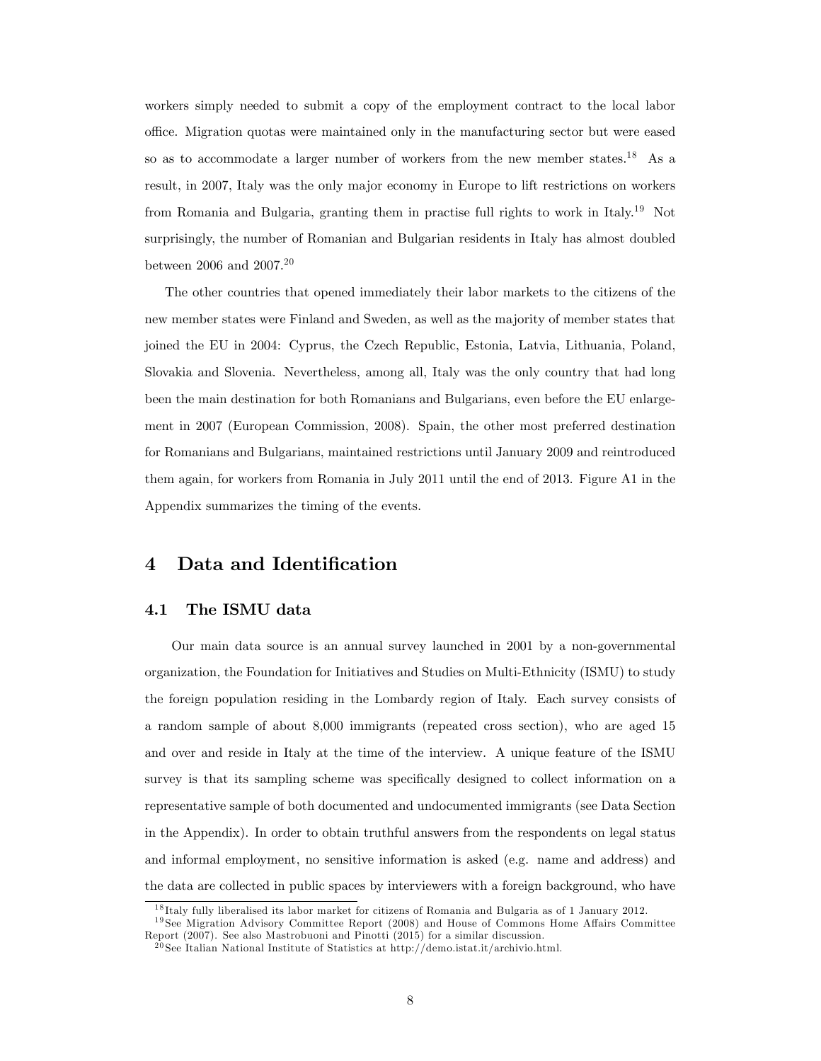workers simply needed to submit a copy of the employment contract to the local labor office. Migration quotas were maintained only in the manufacturing sector but were eased so as to accommodate a larger number of workers from the new member states.[18] As a result, in 2007, Italy was the only major economy in Europe to lift restrictions on workers from Romania and Bulgaria, granting them in practise full rights to work in Italy.[19] Not surprisingly, the number of Romanian and Bulgarian residents in Italy has almost doubled between 2006 and 2007.[20]

The other countries that opened immediately their labor markets to the citizens of the new member states were Finland and Sweden, as well as the majority of member states that joined the EU in 2004: Cyprus, the Czech Republic, Estonia, Latvia, Lithuania, Poland, Slovakia and Slovenia. Nevertheless, among all, Italy was the only country that had long been the main destination for both Romanians and Bulgarians, even before the EU enlargement in 2007 (European Commission, 2008). Spain, the other most preferred destination for Romanians and Bulgarians, maintained restrictions until January 2009 and reintroduced them again, for workers from Romania in July 2011 until the end of 2013. Figure A1 in the Appendix summarizes the timing of the events.

# 4 Data and Identification

## 4.1 The ISMU data

Our main data source is an annual survey launched in 2001 by a non-governmental organization, the Foundation for Initiatives and Studies on Multi-Ethnicity (ISMU) to study the foreign population residing in the Lombardy region of Italy. Each survey consists of a random sample of about 8,000 immigrants (repeated cross section), who are aged 15 and over and reside in Italy at the time of the interview. A unique feature of the ISMU survey is that its sampling scheme was specifically designed to collect information on a representative sample of both documented and undocumented immigrants (see Data Section in the Appendix). In order to obtain truthful answers from the respondents on legal status and informal employment, no sensitive information is asked (e.g. name and address) and the data are collected in public spaces by interviewers with a foreign background, who have

[18] Italy fully liberalised its labor market for citizens of Romania and Bulgaria as of 1 January 2012.

[19] See Migration Advisory Committee Report (2008) and House of Commons Home Affairs Committee Report (2007). See also Mastrobuoni and Pinotti (2015) for a similar discussion.

[20] See Italian National Institute of Statistics at http://demo.istat.it/archivio.html.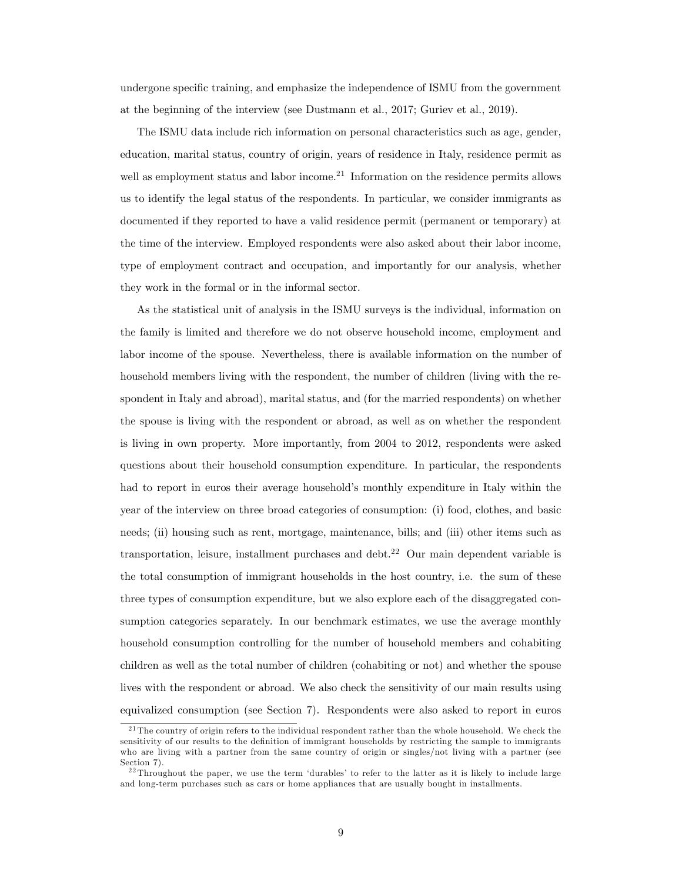undergone specific training, and emphasize the independence of ISMU from the government at the beginning of the interview (see Dustmann et al., 2017; Guriev et al., 2019).

The ISMU data include rich information on personal characteristics such as age, gender, education, marital status, country of origin, years of residence in Italy, residence permit as well as employment status and labor income.[21] Information on the residence permits allows us to identify the legal status of the respondents. In particular, we consider immigrants as documented if they reported to have a valid residence permit (permanent or temporary) at the time of the interview. Employed respondents were also asked about their labor income, type of employment contract and occupation, and importantly for our analysis, whether they work in the formal or in the informal sector.

As the statistical unit of analysis in the ISMU surveys is the individual, information on the family is limited and therefore we do not observe household income, employment and labor income of the spouse. Nevertheless, there is available information on the number of household members living with the respondent, the number of children (living with the respondent in Italy and abroad), marital status, and (for the married respondents) on whether the spouse is living with the respondent or abroad, as well as on whether the respondent is living in own property. More importantly, from 2004 to 2012, respondents were asked questions about their household consumption expenditure. In particular, the respondents had to report in euros their average household's monthly expenditure in Italy within the year of the interview on three broad categories of consumption: (i) food, clothes, and basic needs; (ii) housing such as rent, mortgage, maintenance, bills; and (iii) other items such as transportation, leisure, installment purchases and debt.[22] Our main dependent variable is the total consumption of immigrant households in the host country, i.e. the sum of these three types of consumption expenditure, but we also explore each of the disaggregated consumption categories separately. In our benchmark estimates, we use the average monthly household consumption controlling for the number of household members and cohabiting children as well as the total number of children (cohabiting or not) and whether the spouse lives with the respondent or abroad. We also check the sensitivity of our main results using equivalized consumption (see Section 7). Respondents were also asked to report in euros

[21] The country of origin refers to the individual respondent rather than the whole household. We check the sensitivity of our results to the definition of immigrant households by restricting the sample to immigrants who are living with a partner from the same country of origin or singles/not living with a partner (see Section 7).

[22] Throughout the paper, we use the term 'durables' to refer to the latter as it is likely to include large and long-term purchases such as cars or home appliances that are usually bought in installments.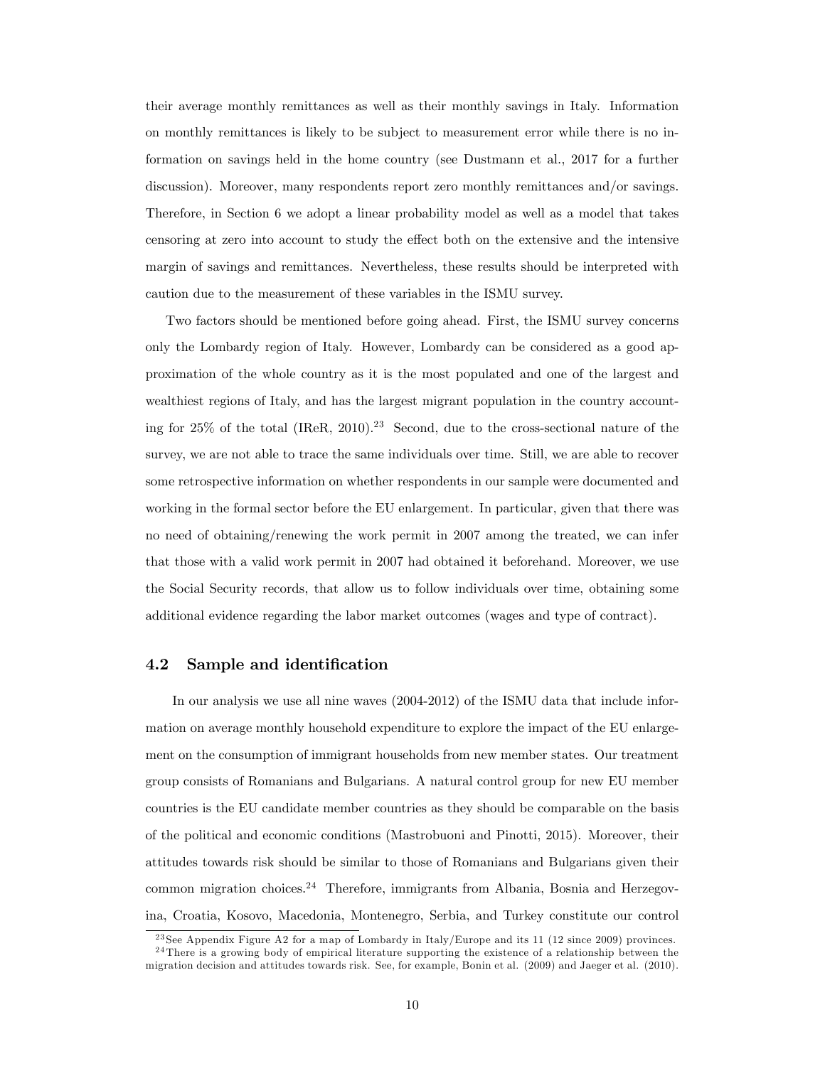their average monthly remittances as well as their monthly savings in Italy. Information on monthly remittances is likely to be subject to measurement error while there is no information on savings held in the home country (see Dustmann et al., 2017 for a further discussion). Moreover, many respondents report zero monthly remittances and/or savings. Therefore, in Section 6 we adopt a linear probability model as well as a model that takes censoring at zero into account to study the effect both on the extensive and the intensive margin of savings and remittances. Nevertheless, these results should be interpreted with caution due to the measurement of these variables in the ISMU survey.

Two factors should be mentioned before going ahead. First, the ISMU survey concerns only the Lombardy region of Italy. However, Lombardy can be considered as a good approximation of the whole country as it is the most populated and one of the largest and wealthiest regions of Italy, and has the largest migrant population in the country accounting for 25% of the total (IReR, 2010).[23] Second, due to the cross-sectional nature of the survey, we are not able to trace the same individuals over time. Still, we are able to recover some retrospective information on whether respondents in our sample were documented and working in the formal sector before the EU enlargement. In particular, given that there was no need of obtaining/renewing the work permit in 2007 among the treated, we can infer that those with a valid work permit in 2007 had obtained it beforehand. Moreover, we use the Social Security records, that allow us to follow individuals over time, obtaining some additional evidence regarding the labor market outcomes (wages and type of contract).

### 4.2 Sample and identification

In our analysis we use all nine waves (2004-2012) of the ISMU data that include information on average monthly household expenditure to explore the impact of the EU enlargement on the consumption of immigrant households from new member states. Our treatment group consists of Romanians and Bulgarians. A natural control group for new EU member countries is the EU candidate member countries as they should be comparable on the basis of the political and economic conditions (Mastrobuoni and Pinotti, 2015). Moreover, their attitudes towards risk should be similar to those of Romanians and Bulgarians given their common migration choices.[24] Therefore, immigrants from Albania, Bosnia and Herzegovina, Croatia, Kosovo, Macedonia, Montenegro, Serbia, and Turkey constitute our control

[23] See Appendix Figure A2 for a map of Lombardy in Italy/Europe and its 11 (12 since 2009) provinces.

[24] There is a growing body of empirical literature supporting the existence of a relationship between the migration decision and attitudes towards risk. See, for example, Bonin et al. (2009) and Jaeger et al. (2010).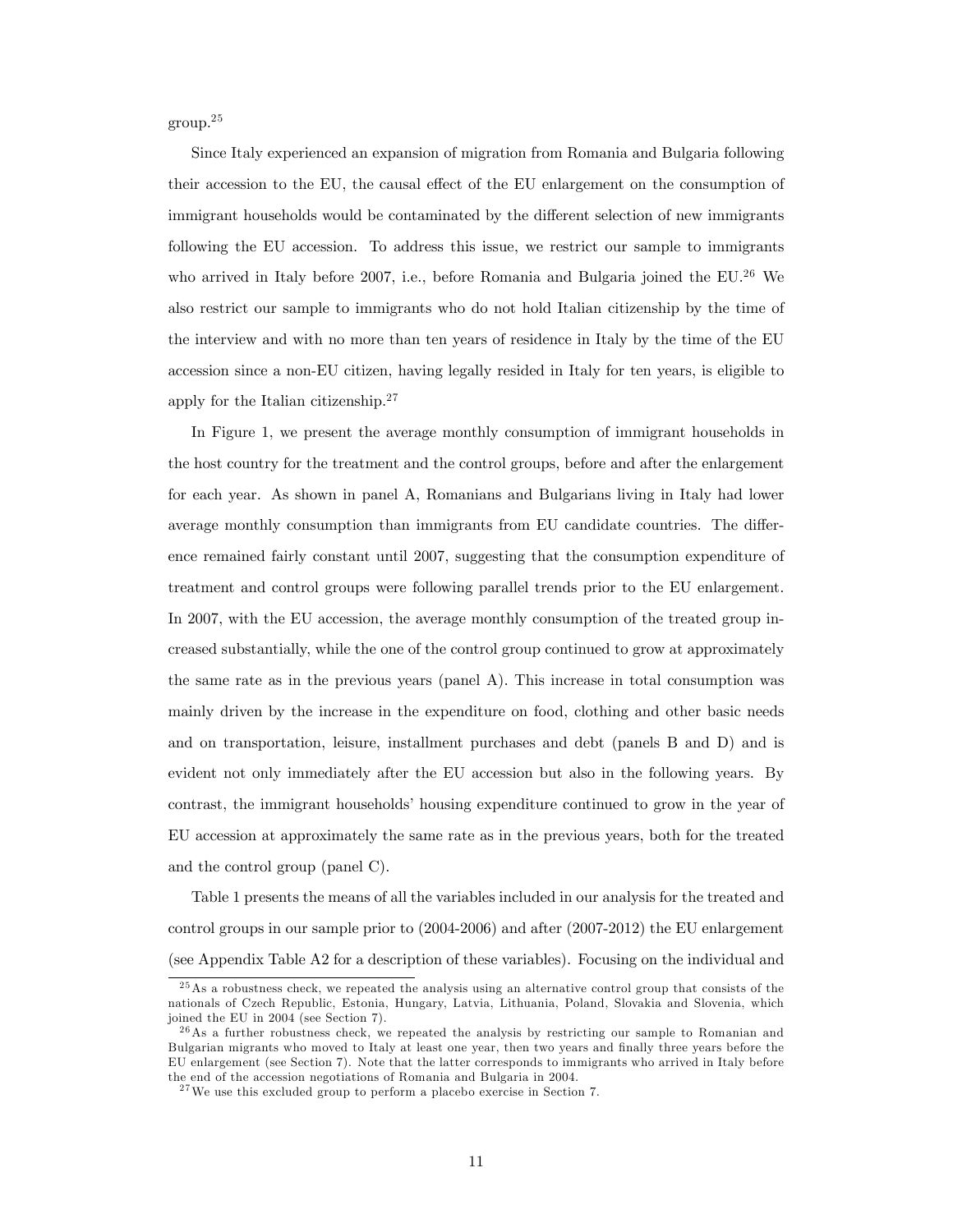group.[25]

Since Italy experienced an expansion of migration from Romania and Bulgaria following their accession to the EU, the causal effect of the EU enlargement on the consumption of immigrant households would be contaminated by the different selection of new immigrants following the EU accession. To address this issue, we restrict our sample to immigrants who arrived in Italy before 2007, i.e., before Romania and Bulgaria joined the EU.[26] We also restrict our sample to immigrants who do not hold Italian citizenship by the time of the interview and with no more than ten years of residence in Italy by the time of the EU accession since a non-EU citizen, having legally resided in Italy for ten years, is eligible to apply for the Italian citizenship.[27]

In Figure 1, we present the average monthly consumption of immigrant households in the host country for the treatment and the control groups, before and after the enlargement for each year. As shown in panel A, Romanians and Bulgarians living in Italy had lower average monthly consumption than immigrants from EU candidate countries. The difference remained fairly constant until 2007, suggesting that the consumption expenditure of treatment and control groups were following parallel trends prior to the EU enlargement. In 2007, with the EU accession, the average monthly consumption of the treated group increased substantially, while the one of the control group continued to grow at approximately the same rate as in the previous years (panel A). This increase in total consumption was mainly driven by the increase in the expenditure on food, clothing and other basic needs and on transportation, leisure, installment purchases and debt (panels B and D) and is evident not only immediately after the EU accession but also in the following years. By contrast, the immigrant households' housing expenditure continued to grow in the year of EU accession at approximately the same rate as in the previous years, both for the treated and the control group (panel C).

Table 1 presents the means of all the variables included in our analysis for the treated and control groups in our sample prior to (2004-2006) and after (2007-2012) the EU enlargement (see Appendix Table A2 for a description of these variables). Focusing on the individual and

[25] As a robustness check, we repeated the analysis using an alternative control group that consists of the nationals of Czech Republic, Estonia, Hungary, Latvia, Lithuania, Poland, Slovakia and Slovenia, which joined the EU in 2004 (see Section 7).

[26] As a further robustness check, we repeated the analysis by restricting our sample to Romanian and Bulgarian migrants who moved to Italy at least one year, then two years and finally three years before the EU enlargement (see Section 7). Note that the latter corresponds to immigrants who arrived in Italy before the end of the accession negotiations of Romania and Bulgaria in 2004.

[27] We use this excluded group to perform a placebo exercise in Section 7.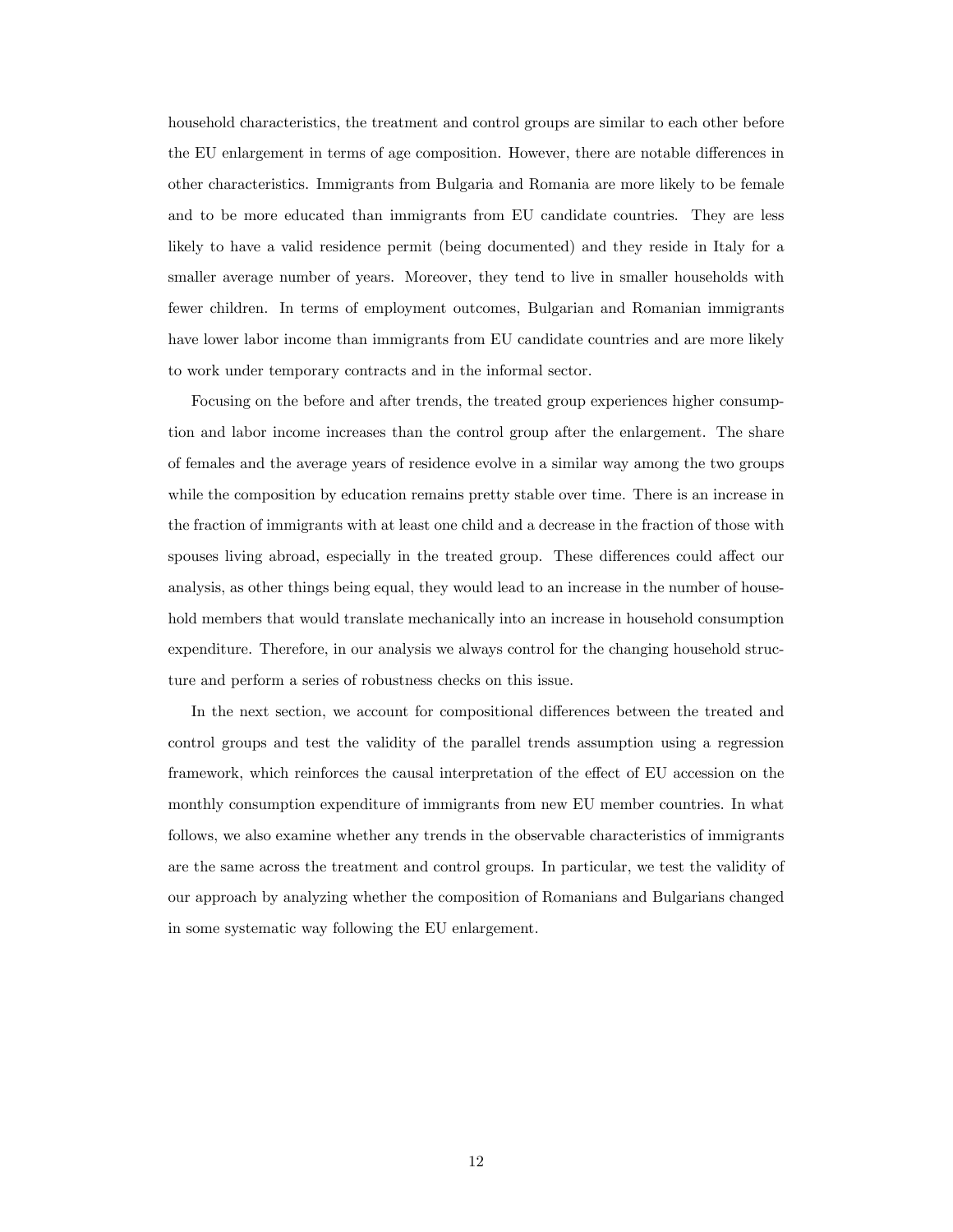household characteristics, the treatment and control groups are similar to each other before the EU enlargement in terms of age composition. However, there are notable differences in other characteristics. Immigrants from Bulgaria and Romania are more likely to be female and to be more educated than immigrants from EU candidate countries. They are less likely to have a valid residence permit (being documented) and they reside in Italy for a smaller average number of years. Moreover, they tend to live in smaller households with fewer children. In terms of employment outcomes, Bulgarian and Romanian immigrants have lower labor income than immigrants from EU candidate countries and are more likely to work under temporary contracts and in the informal sector.

Focusing on the before and after trends, the treated group experiences higher consumption and labor income increases than the control group after the enlargement. The share of females and the average years of residence evolve in a similar way among the two groups while the composition by education remains pretty stable over time. There is an increase in the fraction of immigrants with at least one child and a decrease in the fraction of those with spouses living abroad, especially in the treated group. These differences could affect our analysis, as other things being equal, they would lead to an increase in the number of household members that would translate mechanically into an increase in household consumption expenditure. Therefore, in our analysis we always control for the changing household structure and perform a series of robustness checks on this issue.

In the next section, we account for compositional differences between the treated and control groups and test the validity of the parallel trends assumption using a regression framework, which reinforces the causal interpretation of the effect of EU accession on the monthly consumption expenditure of immigrants from new EU member countries. In what follows, we also examine whether any trends in the observable characteristics of immigrants are the same across the treatment and control groups. In particular, we test the validity of our approach by analyzing whether the composition of Romanians and Bulgarians changed in some systematic way following the EU enlargement.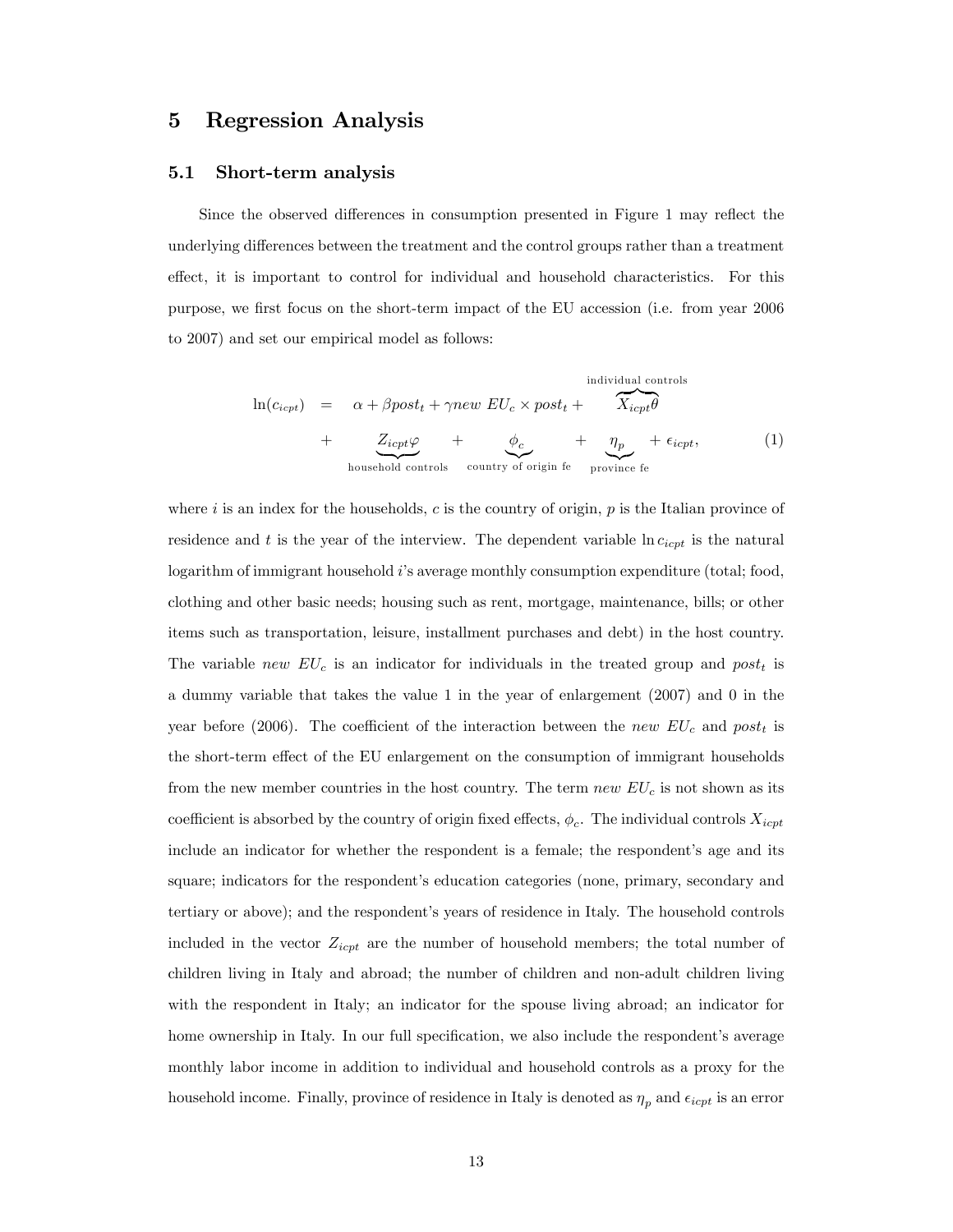# 5 Regression Analysis

## 5.1 Short-term analysis

Since the observed differences in consumption presented in Figure 1 may reflect the underlying differences between the treatment and the control groups rather than a treatment effect, it is important to control for individual and household characteristics. For this purpose, we first focus on the short-term impact of the EU accession (i.e. from year 2006 to 2007) and set our empirical model as follows:

$$
\begin{aligned}
\ln(c_{icpt}) \quad = \quad & \alpha + \beta post_t + \gamma new\ EU_c \times post_t + \overbrace{X_{icpt}\theta}^{\text{individual controls}} \\
+ \quad & \underbrace{Z_{icpt}\varphi}_{\text{household controls}} \quad + \quad \underbrace{\phi_c}_{\text{country of origin fe}} \quad + \quad \underbrace{\eta_p}_{\text{province fe}} + \epsilon_{icpt},
\end{aligned} \tag{1}
$$

where $i$ is an index for the households, $c$ is the country of origin, $p$ is the Italian province of residence and $t$ is the year of the interview. The dependent variable $\ln c_{icpt}$ is the natural logarithm of immigrant household $i$'s average monthly consumption expenditure (total; food, clothing and other basic needs; housing such as rent, mortgage, maintenance, bills; or other items such as transportation, leisure, installment purchases and debt) in the host country. The variable $new\ EU_c$ is an indicator for individuals in the treated group and $post_t$ is a dummy variable that takes the value 1 in the year of enlargement (2007) and 0 in the year before (2006). The coefficient of the interaction between the $new\ EU_c$ and $post_t$ is the short-term effect of the EU enlargement on the consumption of immigrant households from the new member countries in the host country. The term $new\ EU_c$ is not shown as its coefficient is absorbed by the country of origin fixed effects, $\phi_c$. The individual controls $X_{icpt}$ include an indicator for whether the respondent is a female; the respondent's age and its square; indicators for the respondent's education categories (none, primary, secondary and tertiary or above); and the respondent's years of residence in Italy. The household controls included in the vector $Z_{icpt}$ are the number of household members; the total number of children living in Italy and abroad; the number of children and non-adult children living with the respondent in Italy; an indicator for the spouse living abroad; an indicator for home ownership in Italy. In our full specification, we also include the respondent's average monthly labor income in addition to individual and household controls as a proxy for the household income. Finally, province of residence in Italy is denoted as $\eta_p$ and $\epsilon_{icpt}$ is an error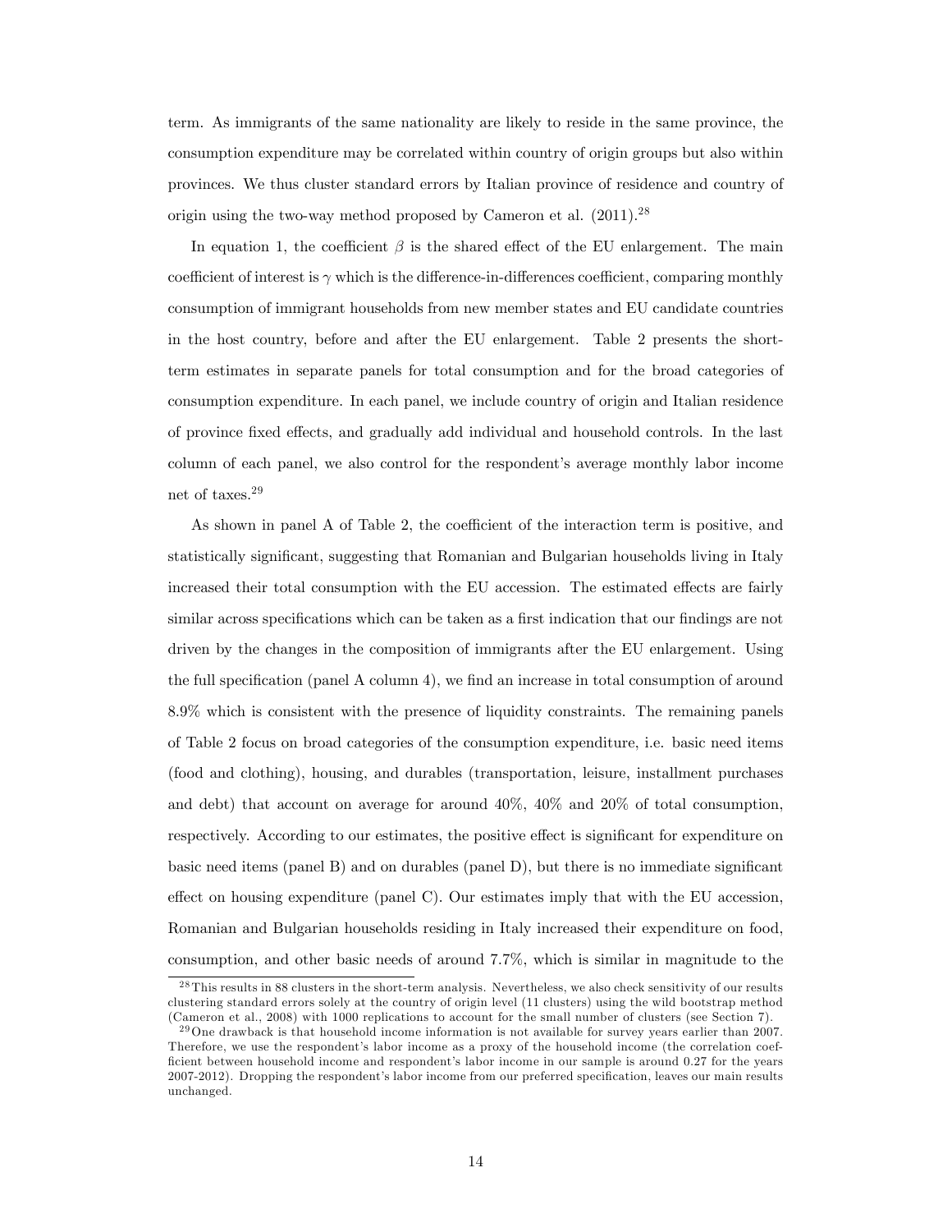term. As immigrants of the same nationality are likely to reside in the same province, the consumption expenditure may be correlated within country of origin groups but also within provinces. We thus cluster standard errors by Italian province of residence and country of origin using the two-way method proposed by Cameron et al. (2011).[28]

In equation 1, the coefficient $\beta$ is the shared effect of the EU enlargement. The main coefficient of interest is $\gamma$ which is the difference-in-differences coefficient, comparing monthly consumption of immigrant households from new member states and EU candidate countries in the host country, before and after the EU enlargement. Table 2 presents the short-term estimates in separate panels for total consumption and for the broad categories of consumption expenditure. In each panel, we include country of origin and Italian residence of province fixed effects, and gradually add individual and household controls. In the last column of each panel, we also control for the respondent's average monthly labor income net of taxes.[29]

As shown in panel A of Table 2, the coefficient of the interaction term is positive, and statistically significant, suggesting that Romanian and Bulgarian households living in Italy increased their total consumption with the EU accession. The estimated effects are fairly similar across specifications which can be taken as a first indication that our findings are not driven by the changes in the composition of immigrants after the EU enlargement. Using the full specification (panel A column 4), we find an increase in total consumption of around 8.9% which is consistent with the presence of liquidity constraints. The remaining panels of Table 2 focus on broad categories of the consumption expenditure, i.e. basic need items (food and clothing), housing, and durables (transportation, leisure, installment purchases and debt) that account on average for around 40%, 40% and 20% of total consumption, respectively. According to our estimates, the positive effect is significant for expenditure on basic need items (panel B) and on durables (panel D), but there is no immediate significant effect on housing expenditure (panel C). Our estimates imply that with the EU accession, Romanian and Bulgarian households residing in Italy increased their expenditure on food, consumption, and other basic needs of around 7.7%, which is similar in magnitude to the

[28] This results in 88 clusters in the short-term analysis. Nevertheless, we also check sensitivity of our results clustering standard errors solely at the country of origin level (11 clusters) using the wild bootstrap method (Cameron et al., 2008) with 1000 replications to account for the small number of clusters (see Section 7).

[29] One drawback is that household income information is not available for survey years earlier than 2007. Therefore, we use the respondent's labor income as a proxy of the household income (the correlation coefficient between household income and respondent's labor income in our sample is around 0.27 for the years 2007-2012). Dropping the respondent's labor income from our preferred specification, leaves our main results unchanged.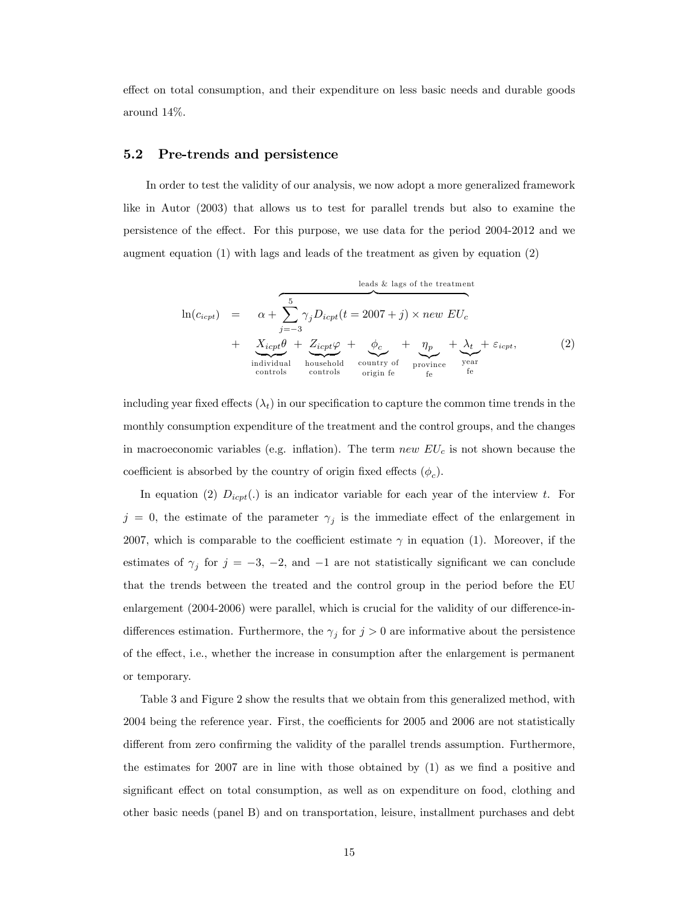effect on total consumption, and their expenditure on less basic needs and durable goods around 14%.

### 5.2 Pre-trends and persistence

In order to test the validity of our analysis, we now adopt a more generalized framework like in Autor (2003) that allows us to test for parallel trends but also to examine the persistence of the effect. For this purpose, we use data for the period 2004-2012 and we augment equation (1) with lags and leads of the treatment as given by equation (2)

$$
\begin{aligned}
\ln(c_{icpt}) \quad = \quad & \alpha + \overbrace{\sum_{j=-3}^{5} \gamma_j D_{icpt}(t = 2007 + j) \times new\ EU_c}^{\text{leads \& lags of the treatment}} \\
+ \quad & \underbrace{X_{icpt}\theta}_{\substack{\text{individual} \\ \text{controls}}} + \underbrace{Z_{icpt}\varphi}_{\substack{\text{household} \\ \text{controls}}} + \underbrace{\phi_c}_{\substack{\text{country of} \\ \text{origin fe}}} + \underbrace{\eta_p}_{\substack{\text{province} \\ \text{fe}}} + \underbrace{\lambda_t}_{\substack{\text{year} \\ \text{fe}}} + \varepsilon_{icpt},
\end{aligned} \tag{2}
$$

including year fixed effects ($\lambda_t$) in our specification to capture the common time trends in the monthly consumption expenditure of the treatment and the control groups, and the changes in macroeconomic variables (e.g. inflation). The term *new $EU_c$* is not shown because the coefficient is absorbed by the country of origin fixed effects ($\phi_c$).

In equation (2) $D_{icpt}(.)$ is an indicator variable for each year of the interview $t$. For $j = 0$, the estimate of the parameter $\gamma_j$ is the immediate effect of the enlargement in 2007, which is comparable to the coefficient estimate $\gamma$ in equation (1). Moreover, if the estimates of $\gamma_j$ for $j = -3$, $-2$, and $-1$ are not statistically significant we can conclude that the trends between the treated and the control group in the period before the EU enlargement (2004-2006) were parallel, which is crucial for the validity of our difference-in-differences estimation. Furthermore, the $\gamma_j$ for $j > 0$ are informative about the persistence of the effect, i.e., whether the increase in consumption after the enlargement is permanent or temporary.

Table 3 and Figure 2 show the results that we obtain from this generalized method, with 2004 being the reference year. First, the coefficients for 2005 and 2006 are not statistically different from zero confirming the validity of the parallel trends assumption. Furthermore, the estimates for 2007 are in line with those obtained by (1) as we find a positive and significant effect on total consumption, as well as on expenditure on food, clothing and other basic needs (panel B) and on transportation, leisure, installment purchases and debt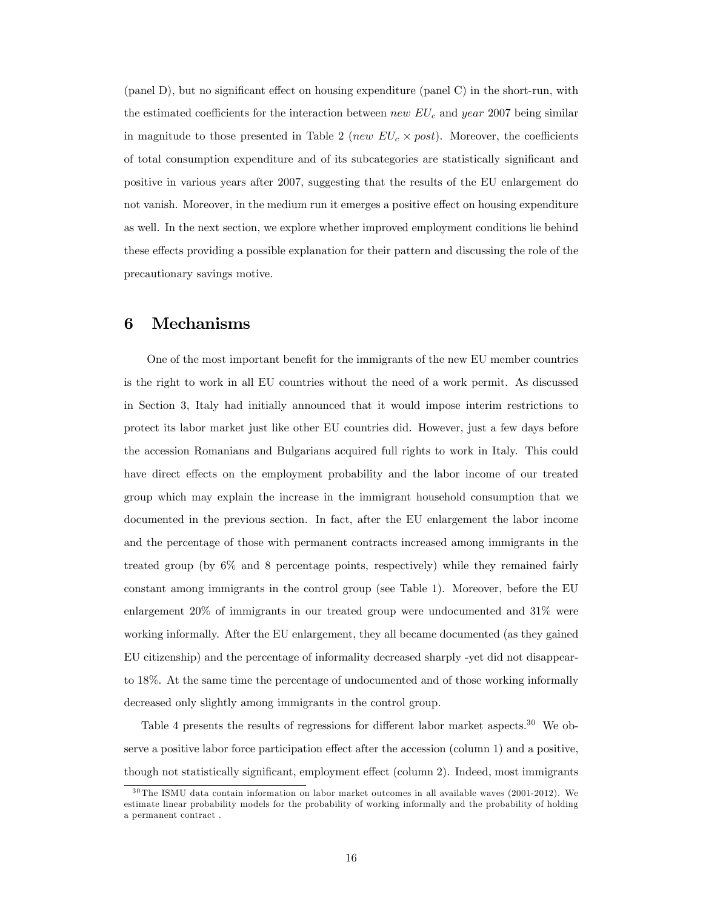(panel D), but no significant effect on housing expenditure (panel C) in the short-run, with the estimated coefficients for the interaction between *new* $EU_c$ and *year* 2007 being similar in magnitude to those presented in Table 2 (*new* $EU_c \times post$). Moreover, the coefficients of total consumption expenditure and of its subcategories are statistically significant and positive in various years after 2007, suggesting that the results of the EU enlargement do not vanish. Moreover, in the medium run it emerges a positive effect on housing expenditure as well. In the next section, we explore whether improved employment conditions lie behind these effects providing a possible explanation for their pattern and discussing the role of the precautionary savings motive.

## 6 Mechanisms

One of the most important benefit for the immigrants of the new EU member countries is the right to work in all EU countries without the need of a work permit. As discussed in Section 3, Italy had initially announced that it would impose interim restrictions to protect its labor market just like other EU countries did. However, just a few days before the accession Romanians and Bulgarians acquired full rights to work in Italy. This could have direct effects on the employment probability and the labor income of our treated group which may explain the increase in the immigrant household consumption that we documented in the previous section. In fact, after the EU enlargement the labor income and the percentage of those with permanent contracts increased among immigrants in the treated group (by 6% and 8 percentage points, respectively) while they remained fairly constant among immigrants in the control group (see Table 1). Moreover, before the EU enlargement 20% of immigrants in our treated group were undocumented and 31% were working informally. After the EU enlargement, they all became documented (as they gained EU citizenship) and the percentage of informality decreased sharply -yet did not disappear- to 18%. At the same time the percentage of undocumented and of those working informally decreased only slightly among immigrants in the control group.

Table 4 presents the results of regressions for different labor market aspects.[30] We observe a positive labor force participation effect after the accession (column 1) and a positive, though not statistically significant, employment effect (column 2). Indeed, most immigrants

[30] The ISMU data contain information on labor market outcomes in all available waves (2001-2012). We estimate linear probability models for the probability of working informally and the probability of holding a permanent contract .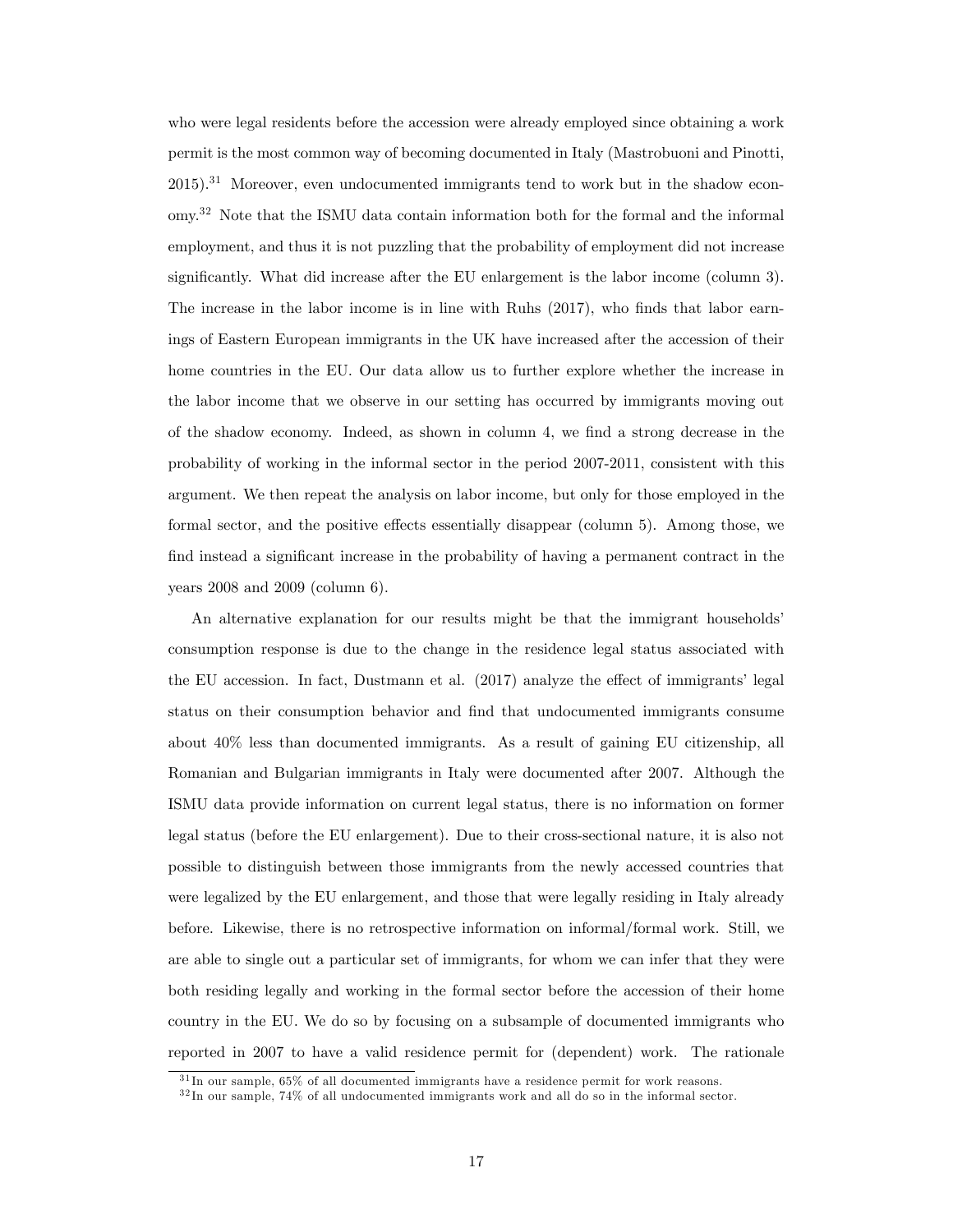who were legal residents before the accession were already employed since obtaining a work permit is the most common way of becoming documented in Italy (Mastrobuoni and Pinotti, 2015).[31] Moreover, even undocumented immigrants tend to work but in the shadow economy.[32] Note that the ISMU data contain information both for the formal and the informal employment, and thus it is not puzzling that the probability of employment did not increase significantly. What did increase after the EU enlargement is the labor income (column 3). The increase in the labor income is in line with Ruhs (2017), who finds that labor earnings of Eastern European immigrants in the UK have increased after the accession of their home countries in the EU. Our data allow us to further explore whether the increase in the labor income that we observe in our setting has occurred by immigrants moving out of the shadow economy. Indeed, as shown in column 4, we find a strong decrease in the probability of working in the informal sector in the period 2007-2011, consistent with this argument. We then repeat the analysis on labor income, but only for those employed in the formal sector, and the positive effects essentially disappear (column 5). Among those, we find instead a significant increase in the probability of having a permanent contract in the years 2008 and 2009 (column 6).

An alternative explanation for our results might be that the immigrant households' consumption response is due to the change in the residence legal status associated with the EU accession. In fact, Dustmann et al. (2017) analyze the effect of immigrants' legal status on their consumption behavior and find that undocumented immigrants consume about 40% less than documented immigrants. As a result of gaining EU citizenship, all Romanian and Bulgarian immigrants in Italy were documented after 2007. Although the ISMU data provide information on current legal status, there is no information on former legal status (before the EU enlargement). Due to their cross-sectional nature, it is also not possible to distinguish between those immigrants from the newly accessed countries that were legalized by the EU enlargement, and those that were legally residing in Italy already before. Likewise, there is no retrospective information on informal/formal work. Still, we are able to single out a particular set of immigrants, for whom we can infer that they were both residing legally and working in the formal sector before the accession of their home country in the EU. We do so by focusing on a subsample of documented immigrants who reported in 2007 to have a valid residence permit for (dependent) work. The rationale

[31] In our sample, 65% of all documented immigrants have a residence permit for work reasons.

[32] In our sample, 74% of all undocumented immigrants work and all do so in the informal sector.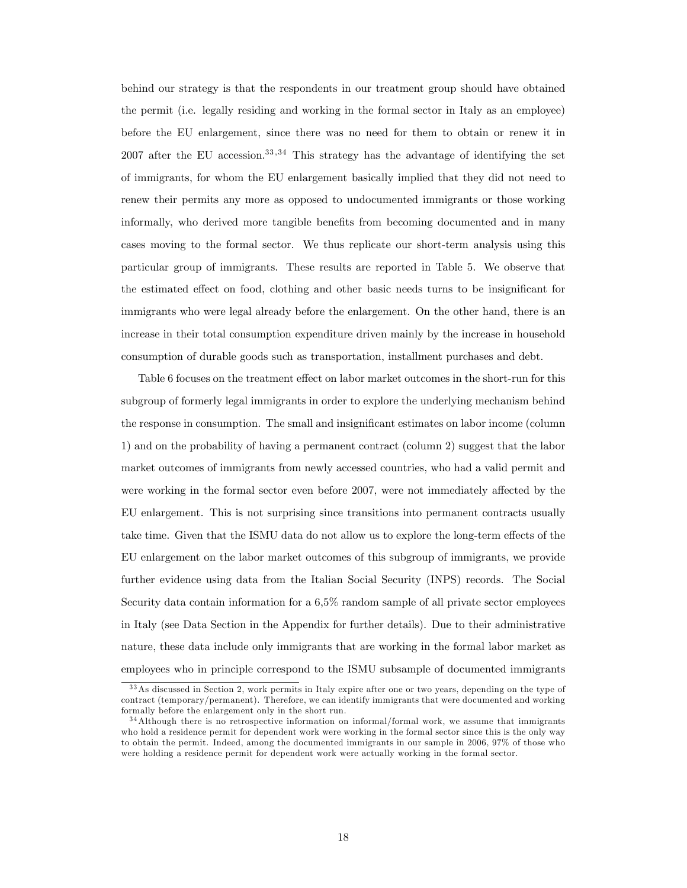behind our strategy is that the respondents in our treatment group should have obtained the permit (i.e. legally residing and working in the formal sector in Italy as an employee) before the EU enlargement, since there was no need for them to obtain or renew it in 2007 after the EU accession.[33,34] This strategy has the advantage of identifying the set of immigrants, for whom the EU enlargement basically implied that they did not need to renew their permits any more as opposed to undocumented immigrants or those working informally, who derived more tangible benefits from becoming documented and in many cases moving to the formal sector. We thus replicate our short-term analysis using this particular group of immigrants. These results are reported in Table 5. We observe that the estimated effect on food, clothing and other basic needs turns to be insignificant for immigrants who were legal already before the enlargement. On the other hand, there is an increase in their total consumption expenditure driven mainly by the increase in household consumption of durable goods such as transportation, installment purchases and debt.

Table 6 focuses on the treatment effect on labor market outcomes in the short-run for this subgroup of formerly legal immigrants in order to explore the underlying mechanism behind the response in consumption. The small and insignificant estimates on labor income (column 1) and on the probability of having a permanent contract (column 2) suggest that the labor market outcomes of immigrants from newly accessed countries, who had a valid permit and were working in the formal sector even before 2007, were not immediately affected by the EU enlargement. This is not surprising since transitions into permanent contracts usually take time. Given that the ISMU data do not allow us to explore the long-term effects of the EU enlargement on the labor market outcomes of this subgroup of immigrants, we provide further evidence using data from the Italian Social Security (INPS) records. The Social Security data contain information for a 6,5% random sample of all private sector employees in Italy (see Data Section in the Appendix for further details). Due to their administrative nature, these data include only immigrants that are working in the formal labor market as employees who in principle correspond to the ISMU subsample of documented immigrants

[33] As discussed in Section 2, work permits in Italy expire after one or two years, depending on the type of contract (temporary/permanent). Therefore, we can identify immigrants that were documented and working formally before the enlargement only in the short run.

[34] Although there is no retrospective information on informal/formal work, we assume that immigrants who hold a residence permit for dependent work were working in the formal sector since this is the only way to obtain the permit. Indeed, among the documented immigrants in our sample in 2006, 97% of those who were holding a residence permit for dependent work were actually working in the formal sector.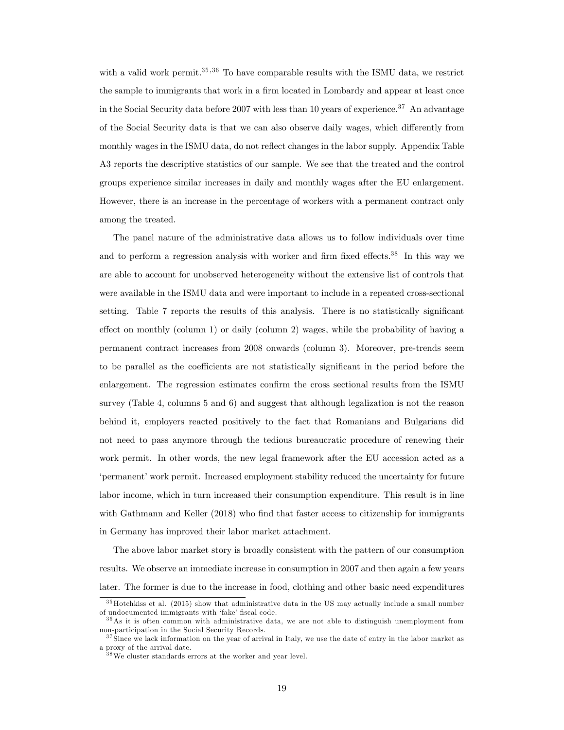with a valid work permit.[35,36] To have comparable results with the ISMU data, we restrict the sample to immigrants that work in a firm located in Lombardy and appear at least once in the Social Security data before 2007 with less than 10 years of experience.[37] An advantage of the Social Security data is that we can also observe daily wages, which differently from monthly wages in the ISMU data, do not reflect changes in the labor supply. Appendix Table A3 reports the descriptive statistics of our sample. We see that the treated and the control groups experience similar increases in daily and monthly wages after the EU enlargement. However, there is an increase in the percentage of workers with a permanent contract only among the treated.

The panel nature of the administrative data allows us to follow individuals over time and to perform a regression analysis with worker and firm fixed effects.[38] In this way we are able to account for unobserved heterogeneity without the extensive list of controls that were available in the ISMU data and were important to include in a repeated cross-sectional setting. Table 7 reports the results of this analysis. There is no statistically significant effect on monthly (column 1) or daily (column 2) wages, while the probability of having a permanent contract increases from 2008 onwards (column 3). Moreover, pre-trends seem to be parallel as the coefficients are not statistically significant in the period before the enlargement. The regression estimates confirm the cross sectional results from the ISMU survey (Table 4, columns 5 and 6) and suggest that although legalization is not the reason behind it, employers reacted positively to the fact that Romanians and Bulgarians did not need to pass anymore through the tedious bureaucratic procedure of renewing their work permit. In other words, the new legal framework after the EU accession acted as a 'permanent' work permit. Increased employment stability reduced the uncertainty for future labor income, which in turn increased their consumption expenditure. This result is in line with Gathmann and Keller (2018) who find that faster access to citizenship for immigrants in Germany has improved their labor market attachment.

The above labor market story is broadly consistent with the pattern of our consumption results. We observe an immediate increase in consumption in 2007 and then again a few years later. The former is due to the increase in food, clothing and other basic need expenditures

[35] Hotchkiss et al. (2015) show that administrative data in the US may actually include a small number of undocumented immigrants with 'fake' fiscal code.

[36] As it is often common with administrative data, we are not able to distinguish unemployment from non-participation in the Social Security Records.

[37] Since we lack information on the year of arrival in Italy, we use the date of entry in the labor market as a proxy of the arrival date.

[38] We cluster standards errors at the worker and year level.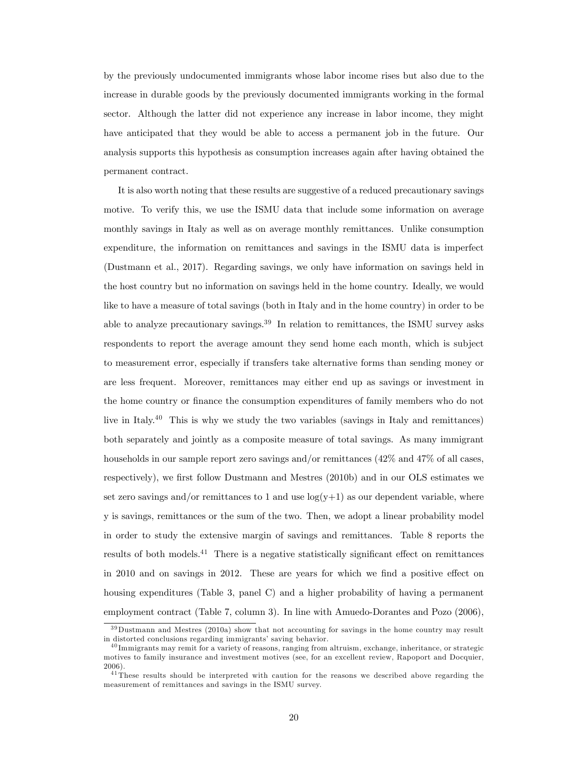by the previously undocumented immigrants whose labor income rises but also due to the increase in durable goods by the previously documented immigrants working in the formal sector. Although the latter did not experience any increase in labor income, they might have anticipated that they would be able to access a permanent job in the future. Our analysis supports this hypothesis as consumption increases again after having obtained the permanent contract.

It is also worth noting that these results are suggestive of a reduced precautionary savings motive. To verify this, we use the ISMU data that include some information on average monthly savings in Italy as well as on average monthly remittances. Unlike consumption expenditure, the information on remittances and savings in the ISMU data is imperfect (Dustmann et al., 2017). Regarding savings, we only have information on savings held in the host country but no information on savings held in the home country. Ideally, we would like to have a measure of total savings (both in Italy and in the home country) in order to be able to analyze precautionary savings.[39] In relation to remittances, the ISMU survey asks respondents to report the average amount they send home each month, which is subject to measurement error, especially if transfers take alternative forms than sending money or are less frequent. Moreover, remittances may either end up as savings or investment in the home country or finance the consumption expenditures of family members who do not live in Italy.[40] This is why we study the two variables (savings in Italy and remittances) both separately and jointly as a composite measure of total savings. As many immigrant households in our sample report zero savings and/or remittances (42% and 47% of all cases, respectively), we first follow Dustmann and Mestres (2010b) and in our OLS estimates we set zero savings and/or remittances to 1 and use $\log(y+1)$ as our dependent variable, where y is savings, remittances or the sum of the two. Then, we adopt a linear probability model in order to study the extensive margin of savings and remittances. Table 8 reports the results of both models.[41] There is a negative statistically significant effect on remittances in 2010 and on savings in 2012. These are years for which we find a positive effect on housing expenditures (Table 3, panel C) and a higher probability of having a permanent employment contract (Table 7, column 3). In line with Amuedo-Dorantes and Pozo (2006),

[39] Dustmann and Mestres (2010a) show that not accounting for savings in the home country may result in distorted conclusions regarding immigrants' saving behavior.

[40] Immigrants may remit for a variety of reasons, ranging from altruism, exchange, inheritance, or strategic motives to family insurance and investment motives (see, for an excellent review, Rapoport and Docquier, 2006).

[41] These results should be interpreted with caution for the reasons we described above regarding the measurement of remittances and savings in the ISMU survey.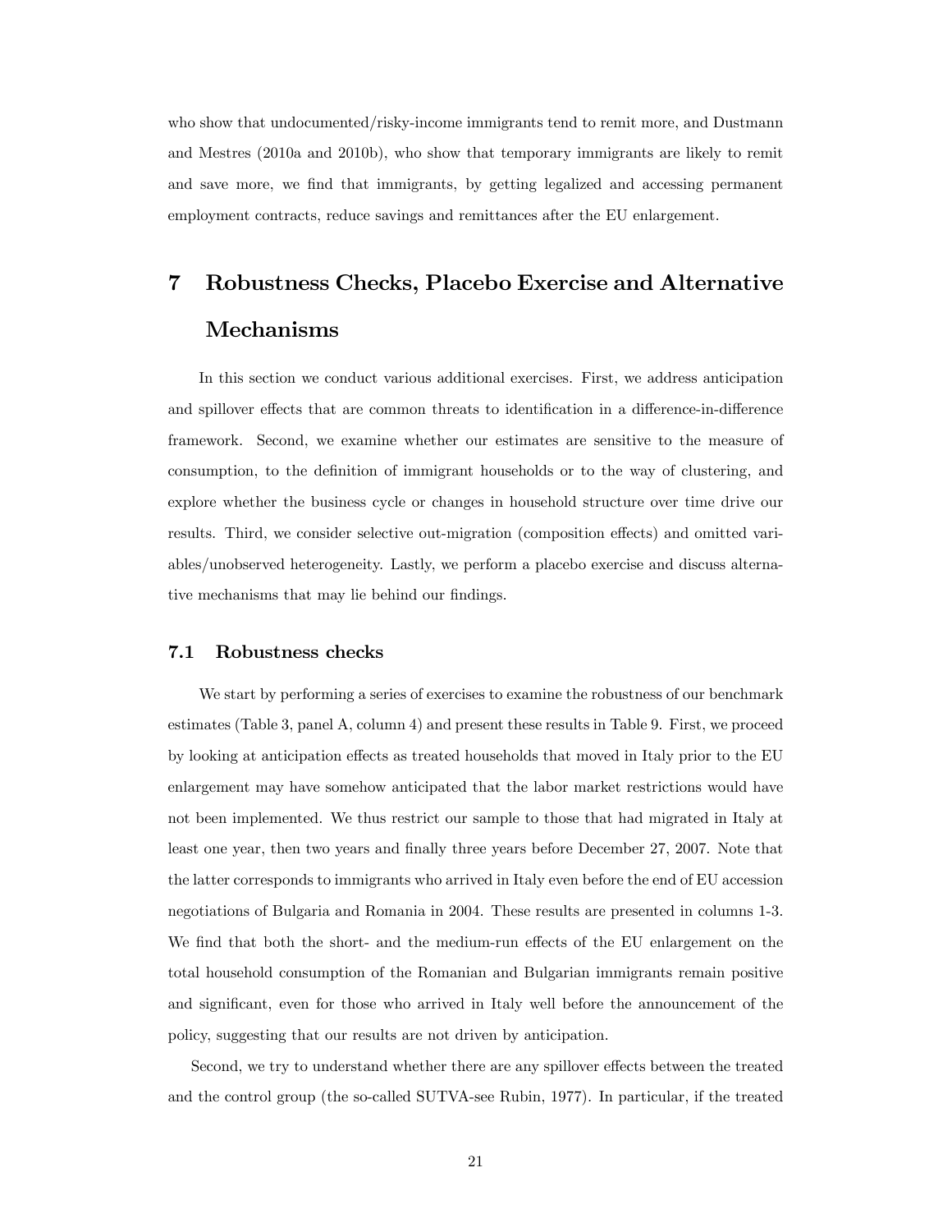who show that undocumented/risky-income immigrants tend to remit more, and Dustmann and Mestres (2010a and 2010b), who show that temporary immigrants are likely to remit and save more, we find that immigrants, by getting legalized and accessing permanent employment contracts, reduce savings and remittances after the EU enlargement.

# 7 Robustness Checks, Placebo Exercise and Alternative Mechanisms

In this section we conduct various additional exercises. First, we address anticipation and spillover effects that are common threats to identification in a difference-in-difference framework. Second, we examine whether our estimates are sensitive to the measure of consumption, to the definition of immigrant households or to the way of clustering, and explore whether the business cycle or changes in household structure over time drive our results. Third, we consider selective out-migration (composition effects) and omitted variables/unobserved heterogeneity. Lastly, we perform a placebo exercise and discuss alternative mechanisms that may lie behind our findings.

## 7.1 Robustness checks

We start by performing a series of exercises to examine the robustness of our benchmark estimates (Table 3, panel A, column 4) and present these results in Table 9. First, we proceed by looking at anticipation effects as treated households that moved in Italy prior to the EU enlargement may have somehow anticipated that the labor market restrictions would have not been implemented. We thus restrict our sample to those that had migrated in Italy at least one year, then two years and finally three years before December 27, 2007. Note that the latter corresponds to immigrants who arrived in Italy even before the end of EU accession negotiations of Bulgaria and Romania in 2004. These results are presented in columns 1-3. We find that both the short- and the medium-run effects of the EU enlargement on the total household consumption of the Romanian and Bulgarian immigrants remain positive and significant, even for those who arrived in Italy well before the announcement of the policy, suggesting that our results are not driven by anticipation.

Second, we try to understand whether there are any spillover effects between the treated and the control group (the so-called SUTVA-see Rubin, 1977). In particular, if the treated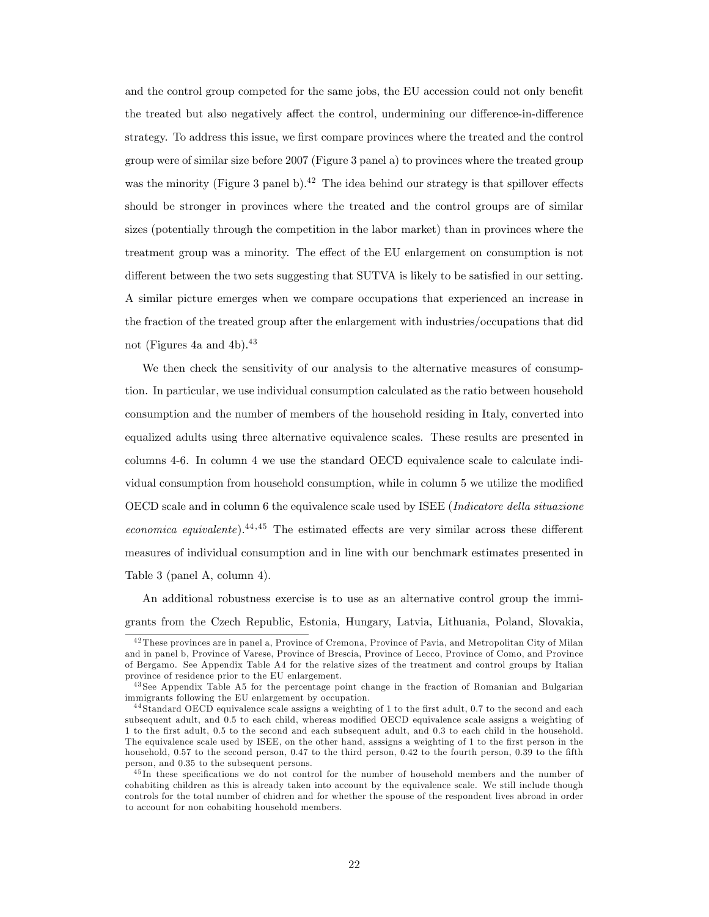and the control group competed for the same jobs, the EU accession could not only benefit the treated but also negatively affect the control, undermining our difference-in-difference strategy. To address this issue, we first compare provinces where the treated and the control group were of similar size before 2007 (Figure 3 panel a) to provinces where the treated group was the minority (Figure 3 panel b).[42] The idea behind our strategy is that spillover effects should be stronger in provinces where the treated and the control groups are of similar sizes (potentially through the competition in the labor market) than in provinces where the treatment group was a minority. The effect of the EU enlargement on consumption is not different between the two sets suggesting that SUTVA is likely to be satisfied in our setting. A similar picture emerges when we compare occupations that experienced an increase in the fraction of the treated group after the enlargement with industries/occupations that did not (Figures 4a and 4b).[43]

We then check the sensitivity of our analysis to the alternative measures of consumption. In particular, we use individual consumption calculated as the ratio between household consumption and the number of members of the household residing in Italy, converted into equalized adults using three alternative equivalence scales. These results are presented in columns 4-6. In column 4 we use the standard OECD equivalence scale to calculate individual consumption from household consumption, while in column 5 we utilize the modified OECD scale and in column 6 the equivalence scale used by ISEE (*Indicatore della situazione economica equivalente*).[44,45] The estimated effects are very similar across these different measures of individual consumption and in line with our benchmark estimates presented in Table 3 (panel A, column 4).

An additional robustness exercise is to use as an alternative control group the immigrants from the Czech Republic, Estonia, Hungary, Latvia, Lithuania, Poland, Slovakia,

---

[42] These provinces are in panel a, Province of Cremona, Province of Pavia, and Metropolitan City of Milan and in panel b, Province of Varese, Province of Brescia, Province of Lecco, Province of Como, and Province of Bergamo. See Appendix Table A4 for the relative sizes of the treatment and control groups by Italian province of residence prior to the EU enlargement.

[43] See Appendix Table A5 for the percentage point change in the fraction of Romanian and Bulgarian immigrants following the EU enlargement by occupation.

[44] Standard OECD equivalence scale assigns a weighting of 1 to the first adult, 0.7 to the second and each subsequent adult, and 0.5 to each child, whereas modified OECD equivalence scale assigns a weighting of 1 to the first adult, 0.5 to the second and each subsequent adult, and 0.3 to each child in the household. The equivalence scale used by ISEE, on the other hand, asssigns a weighting of 1 to the first person in the household, 0.57 to the second person, 0.47 to the third person, 0.42 to the fourth person, 0.39 to the fifth person, and 0.35 to the subsequent persons.

[45] In these specifications we do not control for the number of household members and the number of cohabiting children as this is already taken into account by the equivalence scale. We still include though controls for the total number of chidren and for whether the spouse of the respondent lives abroad in order to account for non cohabiting household members.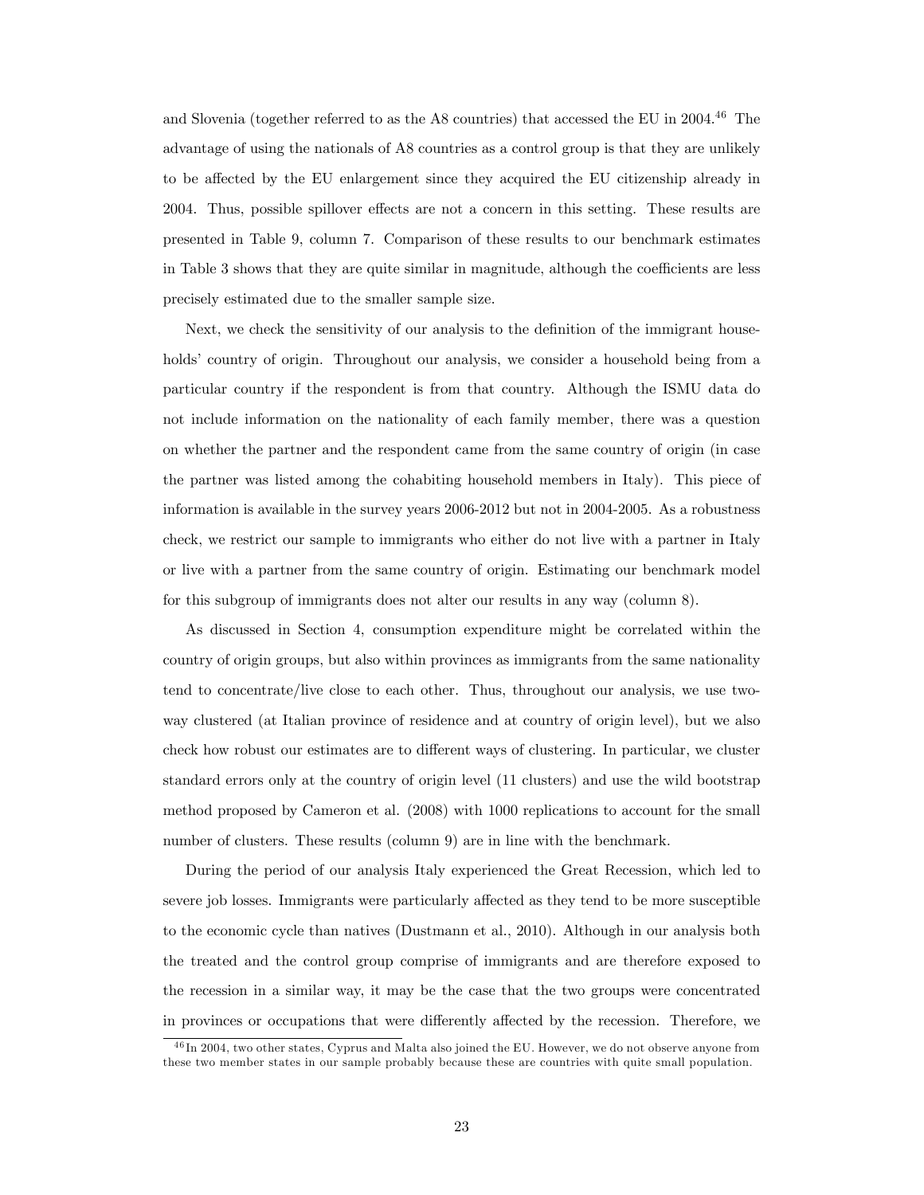and Slovenia (together referred to as the A8 countries) that accessed the EU in 2004.[46] The advantage of using the nationals of A8 countries as a control group is that they are unlikely to be affected by the EU enlargement since they acquired the EU citizenship already in 2004. Thus, possible spillover effects are not a concern in this setting. These results are presented in Table 9, column 7. Comparison of these results to our benchmark estimates in Table 3 shows that they are quite similar in magnitude, although the coefficients are less precisely estimated due to the smaller sample size.

Next, we check the sensitivity of our analysis to the definition of the immigrant households' country of origin. Throughout our analysis, we consider a household being from a particular country if the respondent is from that country. Although the ISMU data do not include information on the nationality of each family member, there was a question on whether the partner and the respondent came from the same country of origin (in case the partner was listed among the cohabiting household members in Italy). This piece of information is available in the survey years 2006-2012 but not in 2004-2005. As a robustness check, we restrict our sample to immigrants who either do not live with a partner in Italy or live with a partner from the same country of origin. Estimating our benchmark model for this subgroup of immigrants does not alter our results in any way (column 8).

As discussed in Section 4, consumption expenditure might be correlated within the country of origin groups, but also within provinces as immigrants from the same nationality tend to concentrate/live close to each other. Thus, throughout our analysis, we use two-way clustered (at Italian province of residence and at country of origin level), but we also check how robust our estimates are to different ways of clustering. In particular, we cluster standard errors only at the country of origin level (11 clusters) and use the wild bootstrap method proposed by Cameron et al. (2008) with 1000 replications to account for the small number of clusters. These results (column 9) are in line with the benchmark.

During the period of our analysis Italy experienced the Great Recession, which led to severe job losses. Immigrants were particularly affected as they tend to be more susceptible to the economic cycle than natives (Dustmann et al., 2010). Although in our analysis both the treated and the control group comprise of immigrants and are therefore exposed to the recession in a similar way, it may be the case that the two groups were concentrated in provinces or occupations that were differently affected by the recession. Therefore, we

[46] In 2004, two other states, Cyprus and Malta also joined the EU. However, we do not observe anyone from these two member states in our sample probably because these are countries with quite small population.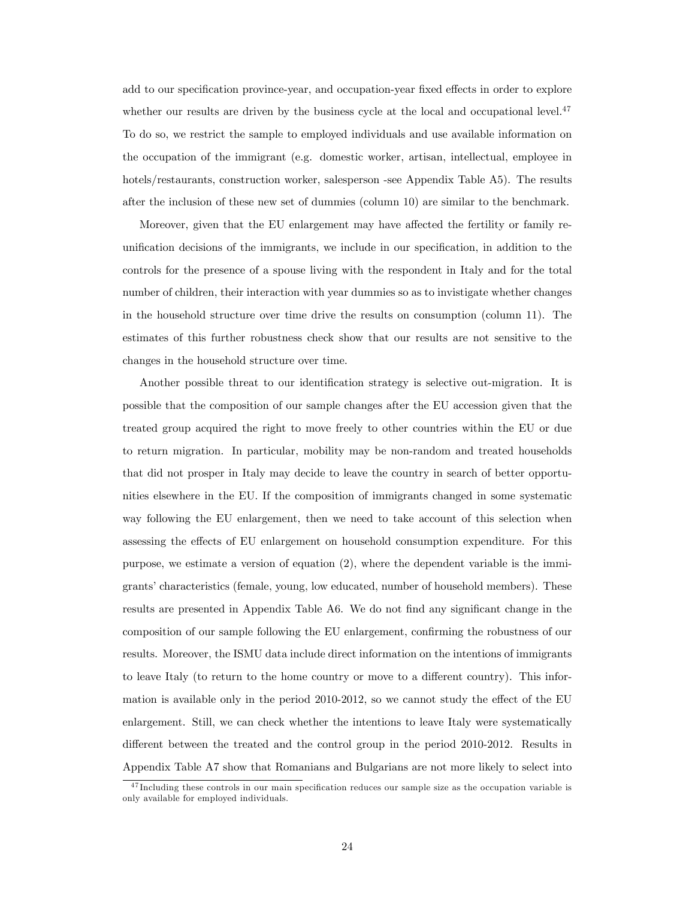add to our specification province-year, and occupation-year fixed effects in order to explore whether our results are driven by the business cycle at the local and occupational level.[47] To do so, we restrict the sample to employed individuals and use available information on the occupation of the immigrant (e.g. domestic worker, artisan, intellectual, employee in hotels/restaurants, construction worker, salesperson -see Appendix Table A5). The results after the inclusion of these new set of dummies (column 10) are similar to the benchmark.

Moreover, given that the EU enlargement may have affected the fertility or family reunification decisions of the immigrants, we include in our specification, in addition to the controls for the presence of a spouse living with the respondent in Italy and for the total number of children, their interaction with year dummies so as to invistigate whether changes in the household structure over time drive the results on consumption (column 11). The estimates of this further robustness check show that our results are not sensitive to the changes in the household structure over time.

Another possible threat to our identification strategy is selective out-migration. It is possible that the composition of our sample changes after the EU accession given that the treated group acquired the right to move freely to other countries within the EU or due to return migration. In particular, mobility may be non-random and treated households that did not prosper in Italy may decide to leave the country in search of better opportunities elsewhere in the EU. If the composition of immigrants changed in some systematic way following the EU enlargement, then we need to take account of this selection when assessing the effects of EU enlargement on household consumption expenditure. For this purpose, we estimate a version of equation (2), where the dependent variable is the immigrants' characteristics (female, young, low educated, number of household members). These results are presented in Appendix Table A6. We do not find any significant change in the composition of our sample following the EU enlargement, confirming the robustness of our results. Moreover, the ISMU data include direct information on the intentions of immigrants to leave Italy (to return to the home country or move to a different country). This information is available only in the period 2010-2012, so we cannot study the effect of the EU enlargement. Still, we can check whether the intentions to leave Italy were systematically different between the treated and the control group in the period 2010-2012. Results in Appendix Table A7 show that Romanians and Bulgarians are not more likely to select into

[47] Including these controls in our main specification reduces our sample size as the occupation variable is only available for employed individuals.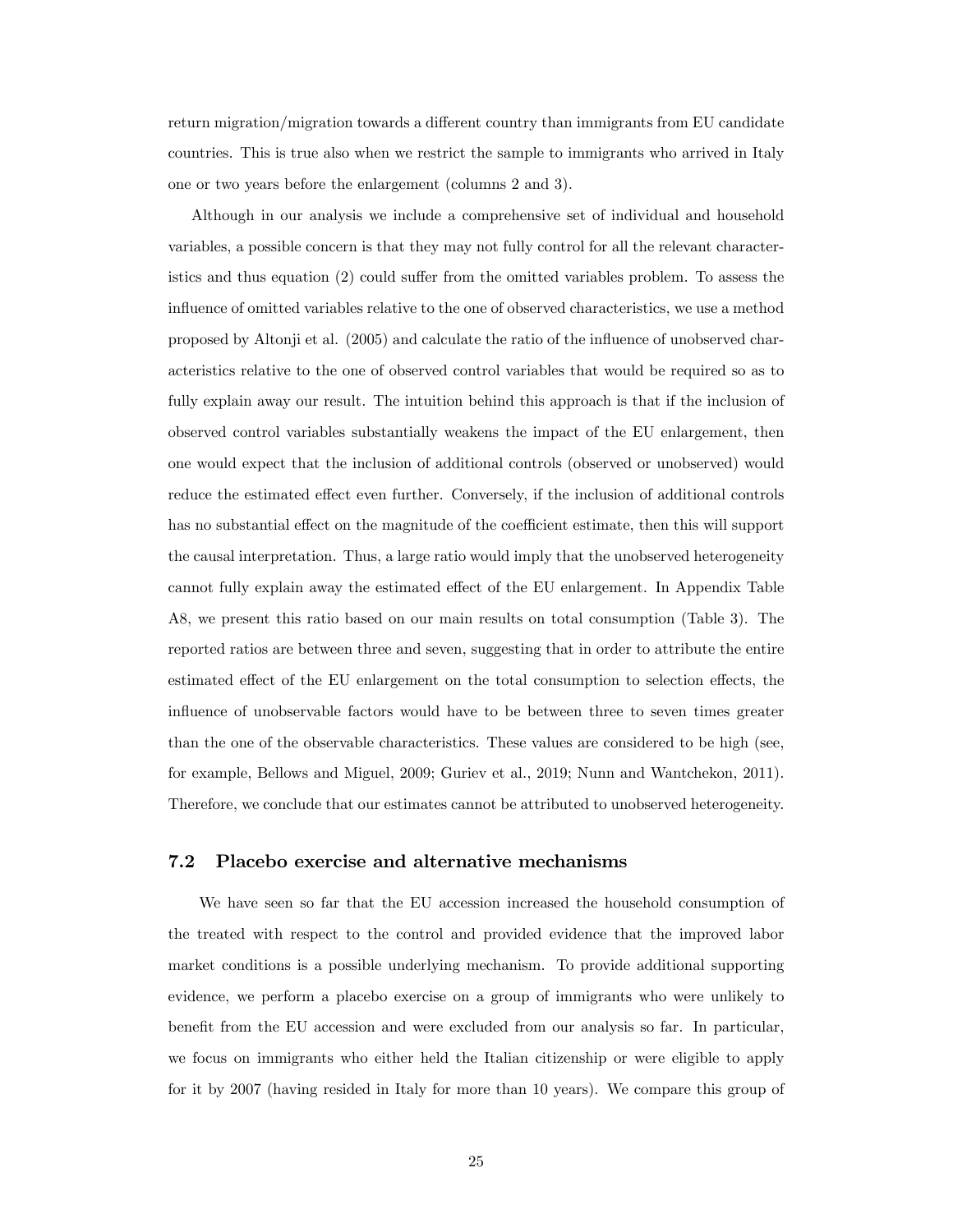return migration/migration towards a different country than immigrants from EU candidate countries. This is true also when we restrict the sample to immigrants who arrived in Italy one or two years before the enlargement (columns 2 and 3).

Although in our analysis we include a comprehensive set of individual and household variables, a possible concern is that they may not fully control for all the relevant characteristics and thus equation (2) could suffer from the omitted variables problem. To assess the influence of omitted variables relative to the one of observed characteristics, we use a method proposed by Altonji et al. (2005) and calculate the ratio of the influence of unobserved characteristics relative to the one of observed control variables that would be required so as to fully explain away our result. The intuition behind this approach is that if the inclusion of observed control variables substantially weakens the impact of the EU enlargement, then one would expect that the inclusion of additional controls (observed or unobserved) would reduce the estimated effect even further. Conversely, if the inclusion of additional controls has no substantial effect on the magnitude of the coefficient estimate, then this will support the causal interpretation. Thus, a large ratio would imply that the unobserved heterogeneity cannot fully explain away the estimated effect of the EU enlargement. In Appendix Table A8, we present this ratio based on our main results on total consumption (Table 3). The reported ratios are between three and seven, suggesting that in order to attribute the entire estimated effect of the EU enlargement on the total consumption to selection effects, the influence of unobservable factors would have to be between three to seven times greater than the one of the observable characteristics. These values are considered to be high (see, for example, Bellows and Miguel, 2009; Guriev et al., 2019; Nunn and Wantchekon, 2011). Therefore, we conclude that our estimates cannot be attributed to unobserved heterogeneity.

### 7.2 Placebo exercise and alternative mechanisms

We have seen so far that the EU accession increased the household consumption of the treated with respect to the control and provided evidence that the improved labor market conditions is a possible underlying mechanism. To provide additional supporting evidence, we perform a placebo exercise on a group of immigrants who were unlikely to benefit from the EU accession and were excluded from our analysis so far. In particular, we focus on immigrants who either held the Italian citizenship or were eligible to apply for it by 2007 (having resided in Italy for more than 10 years). We compare this group of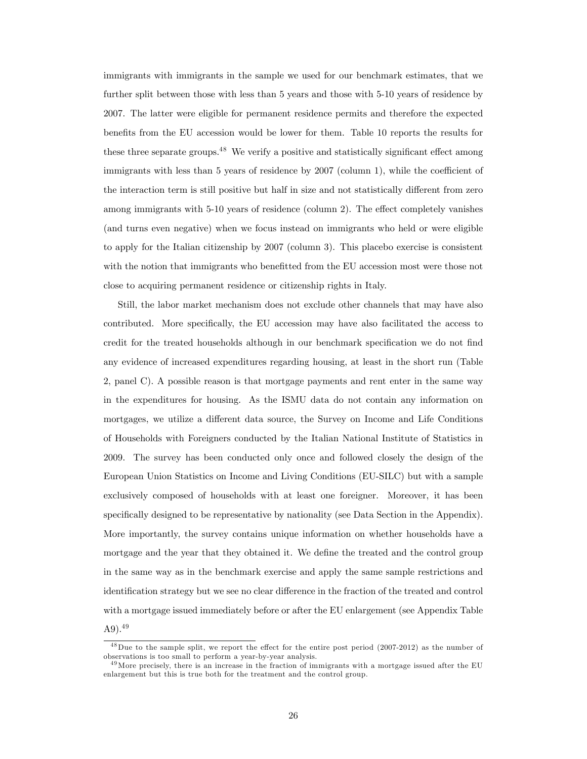immigrants with immigrants in the sample we used for our benchmark estimates, that we further split between those with less than 5 years and those with 5-10 years of residence by 2007. The latter were eligible for permanent residence permits and therefore the expected benefits from the EU accession would be lower for them. Table 10 reports the results for these three separate groups.[48] We verify a positive and statistically significant effect among immigrants with less than 5 years of residence by 2007 (column 1), while the coefficient of the interaction term is still positive but half in size and not statistically different from zero among immigrants with 5-10 years of residence (column 2). The effect completely vanishes (and turns even negative) when we focus instead on immigrants who held or were eligible to apply for the Italian citizenship by 2007 (column 3). This placebo exercise is consistent with the notion that immigrants who benefitted from the EU accession most were those not close to acquiring permanent residence or citizenship rights in Italy.

Still, the labor market mechanism does not exclude other channels that may have also contributed. More specifically, the EU accession may have also facilitated the access to credit for the treated households although in our benchmark specification we do not find any evidence of increased expenditures regarding housing, at least in the short run (Table 2, panel C). A possible reason is that mortgage payments and rent enter in the same way in the expenditures for housing. As the ISMU data do not contain any information on mortgages, we utilize a different data source, the Survey on Income and Life Conditions of Households with Foreigners conducted by the Italian National Institute of Statistics in 2009. The survey has been conducted only once and followed closely the design of the European Union Statistics on Income and Living Conditions (EU-SILC) but with a sample exclusively composed of households with at least one foreigner. Moreover, it has been specifically designed to be representative by nationality (see Data Section in the Appendix). More importantly, the survey contains unique information on whether households have a mortgage and the year that they obtained it. We define the treated and the control group in the same way as in the benchmark exercise and apply the same sample restrictions and identification strategy but we see no clear difference in the fraction of the treated and control with a mortgage issued immediately before or after the EU enlargement (see Appendix Table A9).[49]

[48] Due to the sample split, we report the effect for the entire post period (2007-2012) as the number of observations is too small to perform a year-by-year analysis.

[49] More precisely, there is an increase in the fraction of immigrants with a mortgage issued after the EU enlargement but this is true both for the treatment and the control group.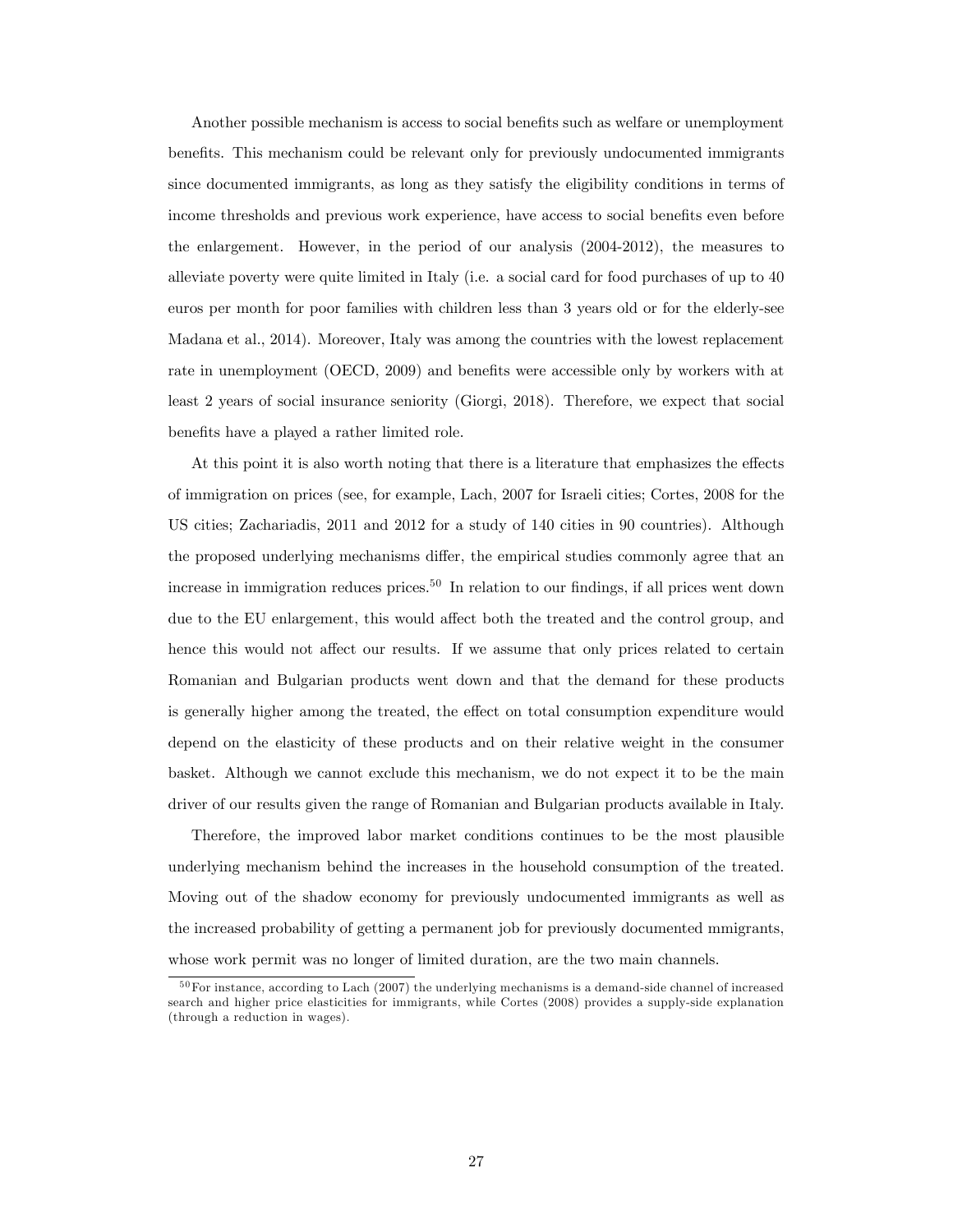Another possible mechanism is access to social benefits such as welfare or unemployment benefits. This mechanism could be relevant only for previously undocumented immigrants since documented immigrants, as long as they satisfy the eligibility conditions in terms of income thresholds and previous work experience, have access to social benefits even before the enlargement. However, in the period of our analysis (2004-2012), the measures to alleviate poverty were quite limited in Italy (i.e. a social card for food purchases of up to 40 euros per month for poor families with children less than 3 years old or for the elderly-see Madana et al., 2014). Moreover, Italy was among the countries with the lowest replacement rate in unemployment (OECD, 2009) and benefits were accessible only by workers with at least 2 years of social insurance seniority (Giorgi, 2018). Therefore, we expect that social benefits have a played a rather limited role.

At this point it is also worth noting that there is a literature that emphasizes the effects of immigration on prices (see, for example, Lach, 2007 for Israeli cities; Cortes, 2008 for the US cities; Zachariadis, 2011 and 2012 for a study of 140 cities in 90 countries). Although the proposed underlying mechanisms differ, the empirical studies commonly agree that an increase in immigration reduces prices.[50] In relation to our findings, if all prices went down due to the EU enlargement, this would affect both the treated and the control group, and hence this would not affect our results. If we assume that only prices related to certain Romanian and Bulgarian products went down and that the demand for these products is generally higher among the treated, the effect on total consumption expenditure would depend on the elasticity of these products and on their relative weight in the consumer basket. Although we cannot exclude this mechanism, we do not expect it to be the main driver of our results given the range of Romanian and Bulgarian products available in Italy.

Therefore, the improved labor market conditions continues to be the most plausible underlying mechanism behind the increases in the household consumption of the treated. Moving out of the shadow economy for previously undocumented immigrants as well as the increased probability of getting a permanent job for previously documented mmigrants, whose work permit was no longer of limited duration, are the two main channels.

[50] For instance, according to Lach (2007) the underlying mechanisms is a demand-side channel of increased search and higher price elasticities for immigrants, while Cortes (2008) provides a supply-side explanation (through a reduction in wages).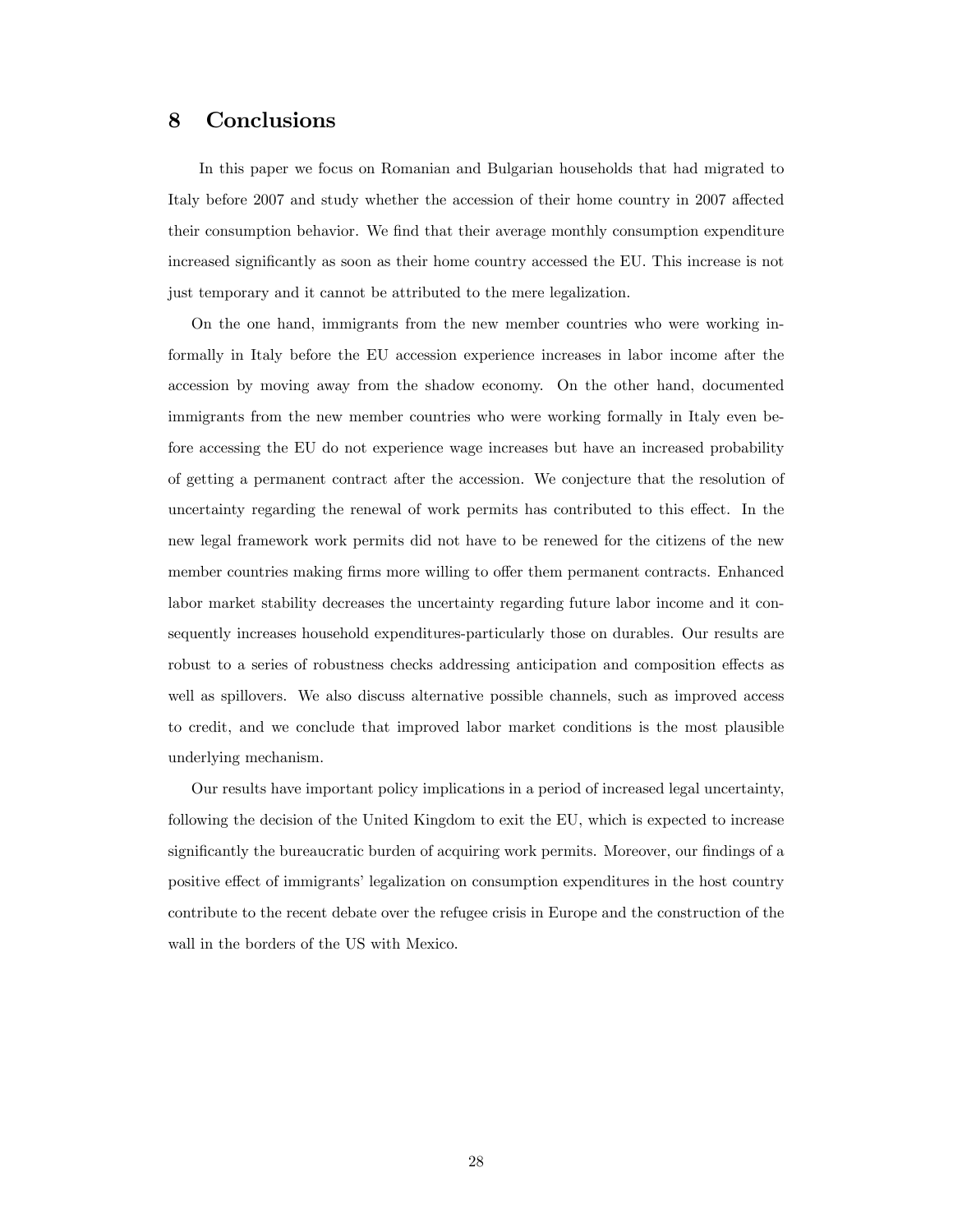## 8 Conclusions

In this paper we focus on Romanian and Bulgarian households that had migrated to Italy before 2007 and study whether the accession of their home country in 2007 affected their consumption behavior. We find that their average monthly consumption expenditure increased significantly as soon as their home country accessed the EU. This increase is not just temporary and it cannot be attributed to the mere legalization.

On the one hand, immigrants from the new member countries who were working informally in Italy before the EU accession experience increases in labor income after the accession by moving away from the shadow economy. On the other hand, documented immigrants from the new member countries who were working formally in Italy even before accessing the EU do not experience wage increases but have an increased probability of getting a permanent contract after the accession. We conjecture that the resolution of uncertainty regarding the renewal of work permits has contributed to this effect. In the new legal framework work permits did not have to be renewed for the citizens of the new member countries making firms more willing to offer them permanent contracts. Enhanced labor market stability decreases the uncertainty regarding future labor income and it consequently increases household expenditures-particularly those on durables. Our results are robust to a series of robustness checks addressing anticipation and composition effects as well as spillovers. We also discuss alternative possible channels, such as improved access to credit, and we conclude that improved labor market conditions is the most plausible underlying mechanism.

Our results have important policy implications in a period of increased legal uncertainty, following the decision of the United Kingdom to exit the EU, which is expected to increase significantly the bureaucratic burden of acquiring work permits. Moreover, our findings of a positive effect of immigrants' legalization on consumption expenditures in the host country contribute to the recent debate over the refugee crisis in Europe and the construction of the wall in the borders of the US with Mexico.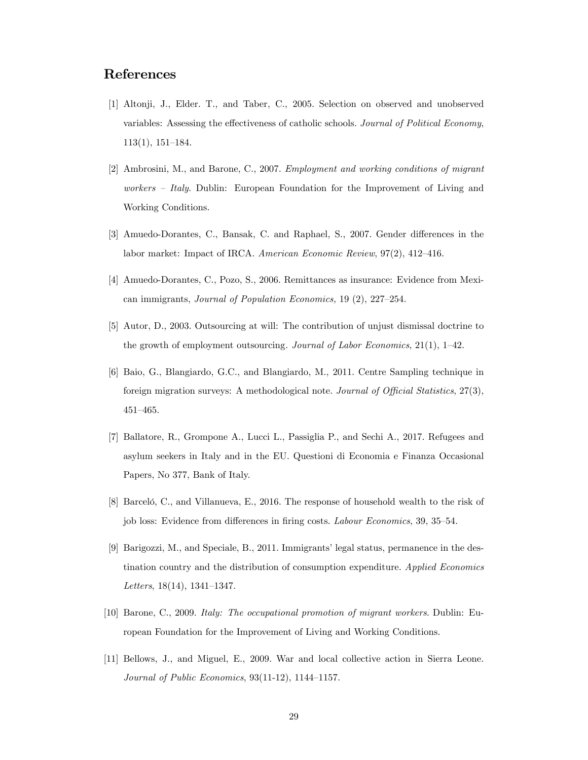## References

[1] Altonji, J., Elder. T., and Taber, C., 2005. Selection on observed and unobserved variables: Assessing the effectiveness of catholic schools. *Journal of Political Economy*, 113(1), 151–184.

[2] Ambrosini, M., and Barone, C., 2007. *Employment and working conditions of migrant workers – Italy*. Dublin: European Foundation for the Improvement of Living and Working Conditions.

[3] Amuedo-Dorantes, C., Bansak, C. and Raphael, S., 2007. Gender differences in the labor market: Impact of IRCA. *American Economic Review*, 97(2), 412–416.

[4] Amuedo-Dorantes, C., Pozo, S., 2006. Remittances as insurance: Evidence from Mexican immigrants, *Journal of Population Economics,* 19 (2), 227–254.

[5] Autor, D., 2003. Outsourcing at will: The contribution of unjust dismissal doctrine to the growth of employment outsourcing. *Journal of Labor Economics*, 21(1), 1–42.

[6] Baio, G., Blangiardo, G.C., and Blangiardo, M., 2011. Centre Sampling technique in foreign migration surveys: A methodological note. *Journal of Official Statistics*, 27(3), 451–465.

[7] Ballatore, R., Grompone A., Lucci L., Passiglia P., and Sechi A., 2017. Refugees and asylum seekers in Italy and in the EU. Questioni di Economia e Finanza Occasional Papers, No 377, Bank of Italy.

[8] Barceló, C., and Villanueva, E., 2016. The response of household wealth to the risk of job loss: Evidence from differences in firing costs. *Labour Economics*, 39, 35–54.

[9] Barigozzi, M., and Speciale, B., 2011. Immigrants' legal status, permanence in the destination country and the distribution of consumption expenditure. *Applied Economics Letters*, 18(14), 1341–1347.

[10] Barone, C., 2009. *Italy: The occupational promotion of migrant workers*. Dublin: European Foundation for the Improvement of Living and Working Conditions.

[11] Bellows, J., and Miguel, E., 2009. War and local collective action in Sierra Leone. *Journal of Public Economics*, 93(11-12), 1144–1157.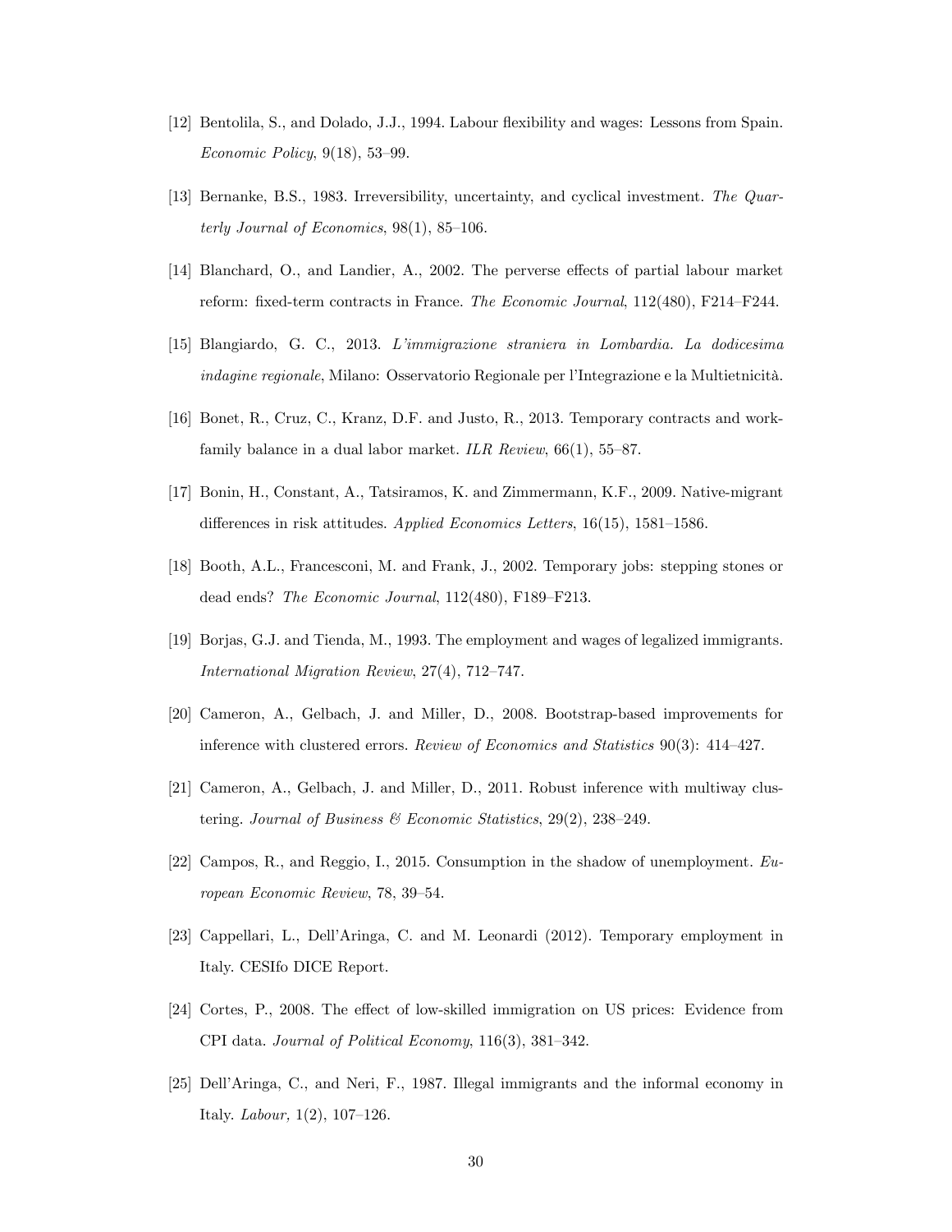[12] Bentolila, S., and Dolado, J.J., 1994. Labour flexibility and wages: Lessons from Spain. *Economic Policy*, 9(18), 53–99.

[13] Bernanke, B.S., 1983. Irreversibility, uncertainty, and cyclical investment. *The Quarterly Journal of Economics*, 98(1), 85–106.

[14] Blanchard, O., and Landier, A., 2002. The perverse effects of partial labour market reform: fixed-term contracts in France. *The Economic Journal*, 112(480), F214–F244.

[15] Blangiardo, G. C., 2013. *L'immigrazione straniera in Lombardia. La dodicesima indagine regionale*, Milano: Osservatorio Regionale per l'Integrazione e la Multietnicità.

[16] Bonet, R., Cruz, C., Kranz, D.F. and Justo, R., 2013. Temporary contracts and work-family balance in a dual labor market. *ILR Review*, 66(1), 55–87.

[17] Bonin, H., Constant, A., Tatsiramos, K. and Zimmermann, K.F., 2009. Native-migrant differences in risk attitudes. *Applied Economics Letters*, 16(15), 1581–1586.

[18] Booth, A.L., Francesconi, M. and Frank, J., 2002. Temporary jobs: stepping stones or dead ends? *The Economic Journal*, 112(480), F189–F213.

[19] Borjas, G.J. and Tienda, M., 1993. The employment and wages of legalized immigrants. *International Migration Review*, 27(4), 712–747.

[20] Cameron, A., Gelbach, J. and Miller, D., 2008. Bootstrap-based improvements for inference with clustered errors. *Review of Economics and Statistics* 90(3): 414–427.

[21] Cameron, A., Gelbach, J. and Miller, D., 2011. Robust inference with multiway clustering. *Journal of Business & Economic Statistics*, 29(2), 238–249.

[22] Campos, R., and Reggio, I., 2015. Consumption in the shadow of unemployment. *European Economic Review*, 78, 39–54.

[23] Cappellari, L., Dell'Aringa, C. and M. Leonardi (2012). Temporary employment in Italy. CESIfo DICE Report.

[24] Cortes, P., 2008. The effect of low-skilled immigration on US prices: Evidence from CPI data. *Journal of Political Economy*, 116(3), 381–342.

[25] Dell'Aringa, C., and Neri, F., 1987. Illegal immigrants and the informal economy in Italy. *Labour,* 1(2), 107–126.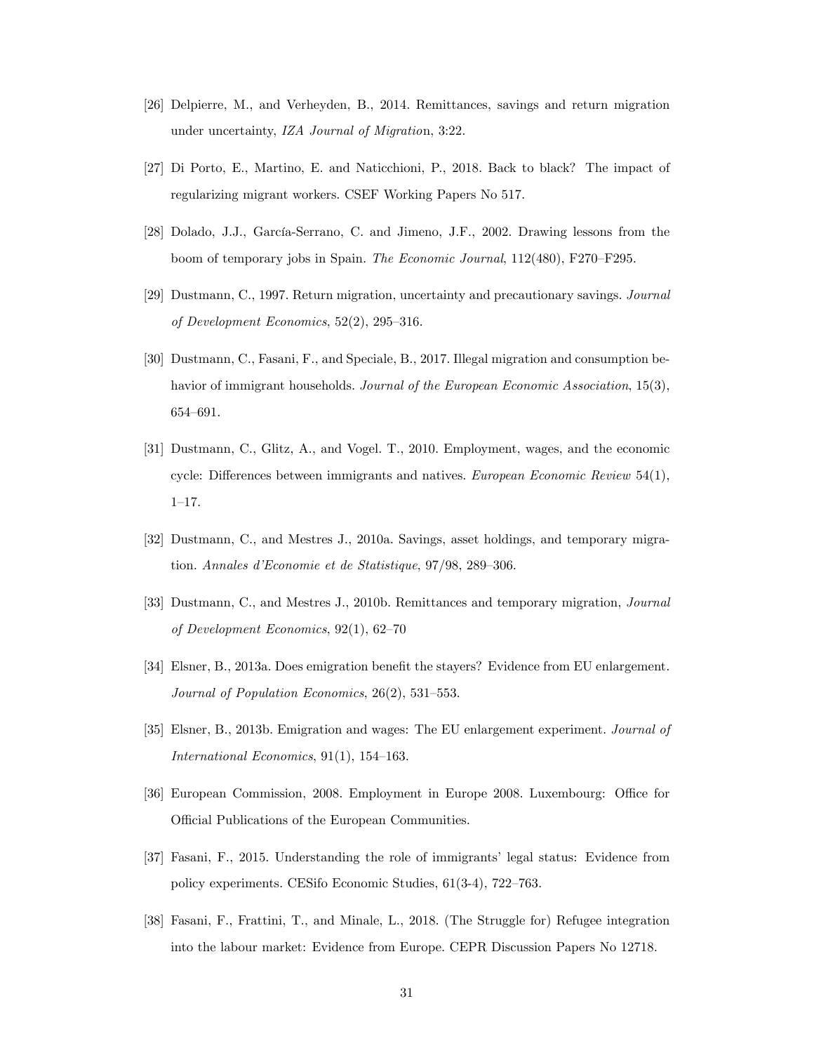[26] Delpierre, M., and Verheyden, B., 2014. Remittances, savings and return migration under uncertainty, *IZA Journal of Migration*, 3:22.

[27] Di Porto, E., Martino, E. and Naticchioni, P., 2018. Back to black? The impact of regularizing migrant workers. CSEF Working Papers No 517.

[28] Dolado, J.J., García-Serrano, C. and Jimeno, J.F., 2002. Drawing lessons from the boom of temporary jobs in Spain. *The Economic Journal*, 112(480), F270–F295.

[29] Dustmann, C., 1997. Return migration, uncertainty and precautionary savings. *Journal of Development Economics*, 52(2), 295–316.

[30] Dustmann, C., Fasani, F., and Speciale, B., 2017. Illegal migration and consumption behavior of immigrant households. *Journal of the European Economic Association*, 15(3), 654–691.

[31] Dustmann, C., Glitz, A., and Vogel. T., 2010. Employment, wages, and the economic cycle: Differences between immigrants and natives. *European Economic Review* 54(1), 1–17.

[32] Dustmann, C., and Mestres J., 2010a. Savings, asset holdings, and temporary migration. *Annales d'Economie et de Statistique*, 97/98, 289–306.

[33] Dustmann, C., and Mestres J., 2010b. Remittances and temporary migration, *Journal of Development Economics*, 92(1), 62–70

[34] Elsner, B., 2013a. Does emigration benefit the stayers? Evidence from EU enlargement. *Journal of Population Economics*, 26(2), 531–553.

[35] Elsner, B., 2013b. Emigration and wages: The EU enlargement experiment. *Journal of International Economics*, 91(1), 154–163.

[36] European Commission, 2008. Employment in Europe 2008. Luxembourg: Office for Official Publications of the European Communities.

[37] Fasani, F., 2015. Understanding the role of immigrants' legal status: Evidence from policy experiments. CESifo Economic Studies, 61(3-4), 722–763.

[38] Fasani, F., Frattini, T., and Minale, L., 2018. (The Struggle for) Refugee integration into the labour market: Evidence from Europe. CEPR Discussion Papers No 12718.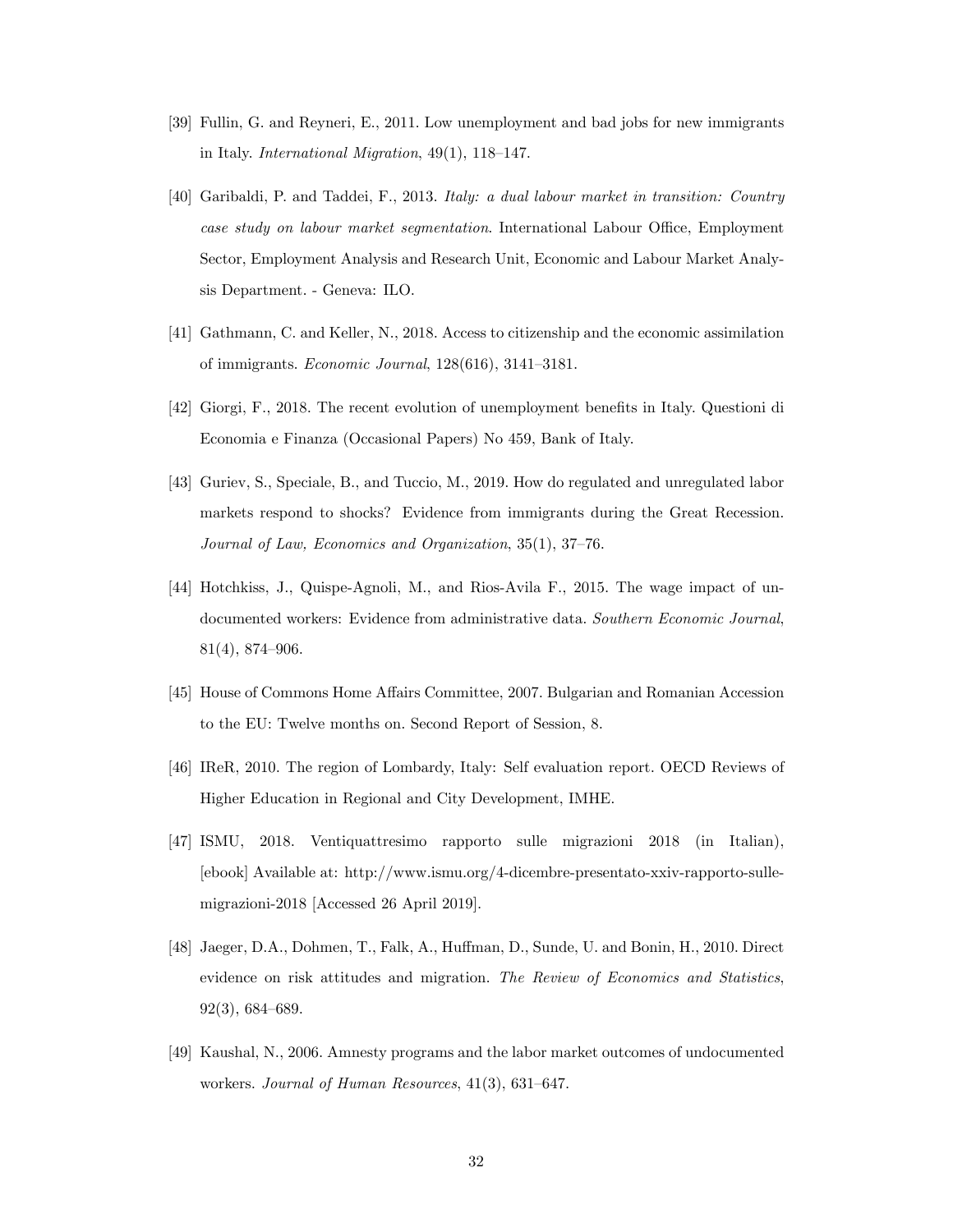[39] Fullin, G. and Reyneri, E., 2011. Low unemployment and bad jobs for new immigrants in Italy. *International Migration*, 49(1), 118–147.

[40] Garibaldi, P. and Taddei, F., 2013. *Italy: a dual labour market in transition: Country case study on labour market segmentation*. International Labour Office, Employment Sector, Employment Analysis and Research Unit, Economic and Labour Market Analysis Department. - Geneva: ILO.

[41] Gathmann, C. and Keller, N., 2018. Access to citizenship and the economic assimilation of immigrants. *Economic Journal*, 128(616), 3141–3181.

[42] Giorgi, F., 2018. The recent evolution of unemployment benefits in Italy. Questioni di Economia e Finanza (Occasional Papers) No 459, Bank of Italy.

[43] Guriev, S., Speciale, B., and Tuccio, M., 2019. How do regulated and unregulated labor markets respond to shocks? Evidence from immigrants during the Great Recession. *Journal of Law, Economics and Organization*, 35(1), 37–76.

[44] Hotchkiss, J., Quispe-Agnoli, M., and Rios-Avila F., 2015. The wage impact of undocumented workers: Evidence from administrative data. *Southern Economic Journal*, 81(4), 874–906.

[45] House of Commons Home Affairs Committee, 2007. Bulgarian and Romanian Accession to the EU: Twelve months on. Second Report of Session, 8.

[46] IReR, 2010. The region of Lombardy, Italy: Self evaluation report. OECD Reviews of Higher Education in Regional and City Development, IMHE.

[47] ISMU, 2018. Ventiquattresimo rapporto sulle migrazioni 2018 (in Italian), [ebook] Available at: http://www.ismu.org/4-dicembre-presentato-xxiv-rapporto-sulle-migrazioni-2018 [Accessed 26 April 2019].

[48] Jaeger, D.A., Dohmen, T., Falk, A., Huffman, D., Sunde, U. and Bonin, H., 2010. Direct evidence on risk attitudes and migration. *The Review of Economics and Statistics*, 92(3), 684–689.

[49] Kaushal, N., 2006. Amnesty programs and the labor market outcomes of undocumented workers. *Journal of Human Resources*, 41(3), 631–647.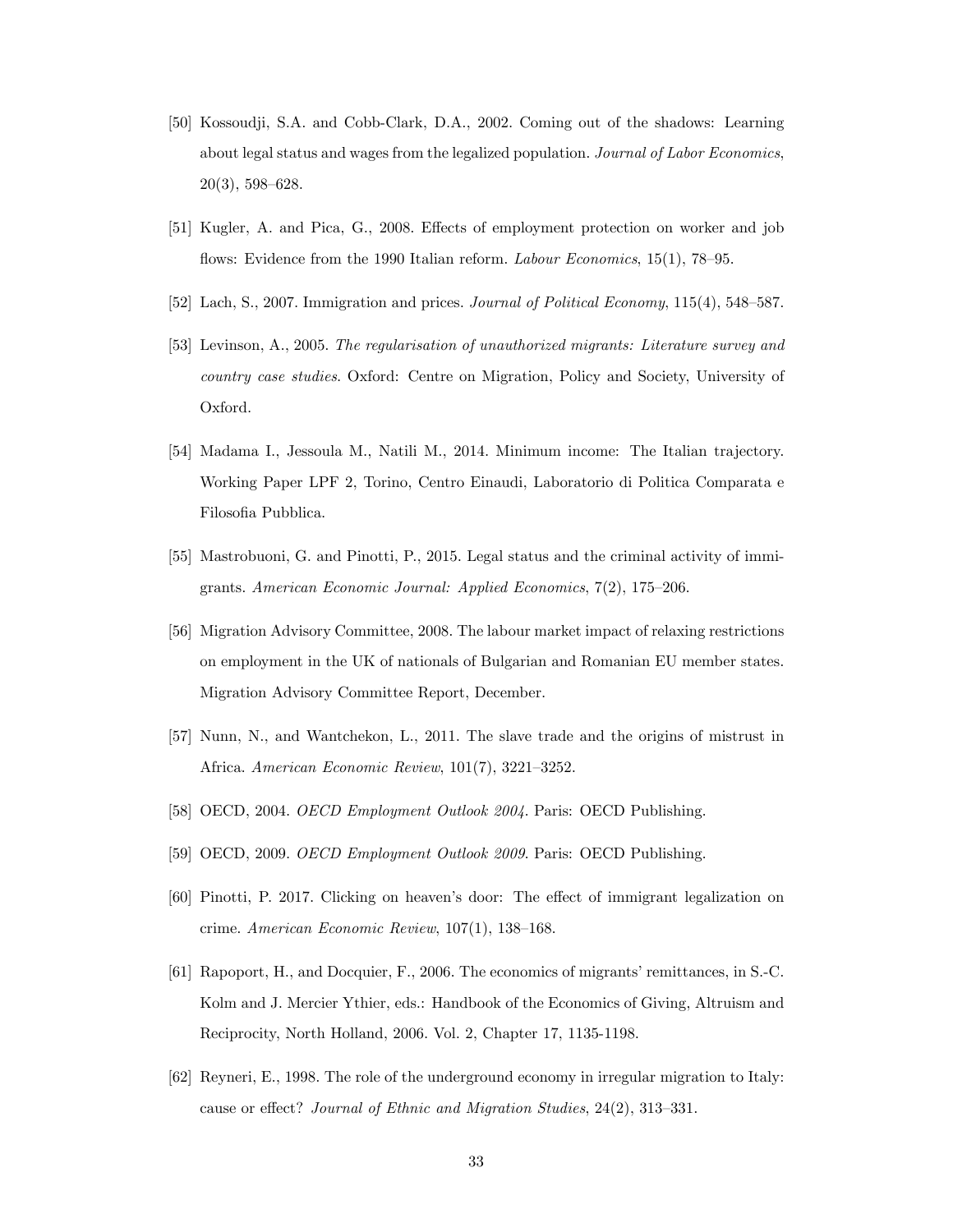[50] Kossoudji, S.A. and Cobb-Clark, D.A., 2002. Coming out of the shadows: Learning about legal status and wages from the legalized population. *Journal of Labor Economics*, 20(3), 598–628.

[51] Kugler, A. and Pica, G., 2008. Effects of employment protection on worker and job flows: Evidence from the 1990 Italian reform. *Labour Economics*, 15(1), 78–95.

[52] Lach, S., 2007. Immigration and prices. *Journal of Political Economy*, 115(4), 548–587.

[53] Levinson, A., 2005. *The regularisation of unauthorized migrants: Literature survey and country case studies*. Oxford: Centre on Migration, Policy and Society, University of Oxford.

[54] Madama I., Jessoula M., Natili M., 2014. Minimum income: The Italian trajectory. Working Paper LPF 2, Torino, Centro Einaudi, Laboratorio di Politica Comparata e Filosofia Pubblica.

[55] Mastrobuoni, G. and Pinotti, P., 2015. Legal status and the criminal activity of immigrants. *American Economic Journal: Applied Economics*, 7(2), 175–206.

[56] Migration Advisory Committee, 2008. The labour market impact of relaxing restrictions on employment in the UK of nationals of Bulgarian and Romanian EU member states. Migration Advisory Committee Report, December.

[57] Nunn, N., and Wantchekon, L., 2011. The slave trade and the origins of mistrust in Africa. *American Economic Review*, 101(7), 3221–3252.

[58] OECD, 2004. *OECD Employment Outlook 2004*. Paris: OECD Publishing.

[59] OECD, 2009. *OECD Employment Outlook 2009*. Paris: OECD Publishing.

[60] Pinotti, P. 2017. Clicking on heaven's door: The effect of immigrant legalization on crime. *American Economic Review*, 107(1), 138–168.

[61] Rapoport, H., and Docquier, F., 2006. The economics of migrants' remittances, in S.-C. Kolm and J. Mercier Ythier, eds.: Handbook of the Economics of Giving, Altruism and Reciprocity, North Holland, 2006. Vol. 2, Chapter 17, 1135-1198.

[62] Reyneri, E., 1998. The role of the underground economy in irregular migration to Italy: cause or effect? *Journal of Ethnic and Migration Studies*, 24(2), 313–331.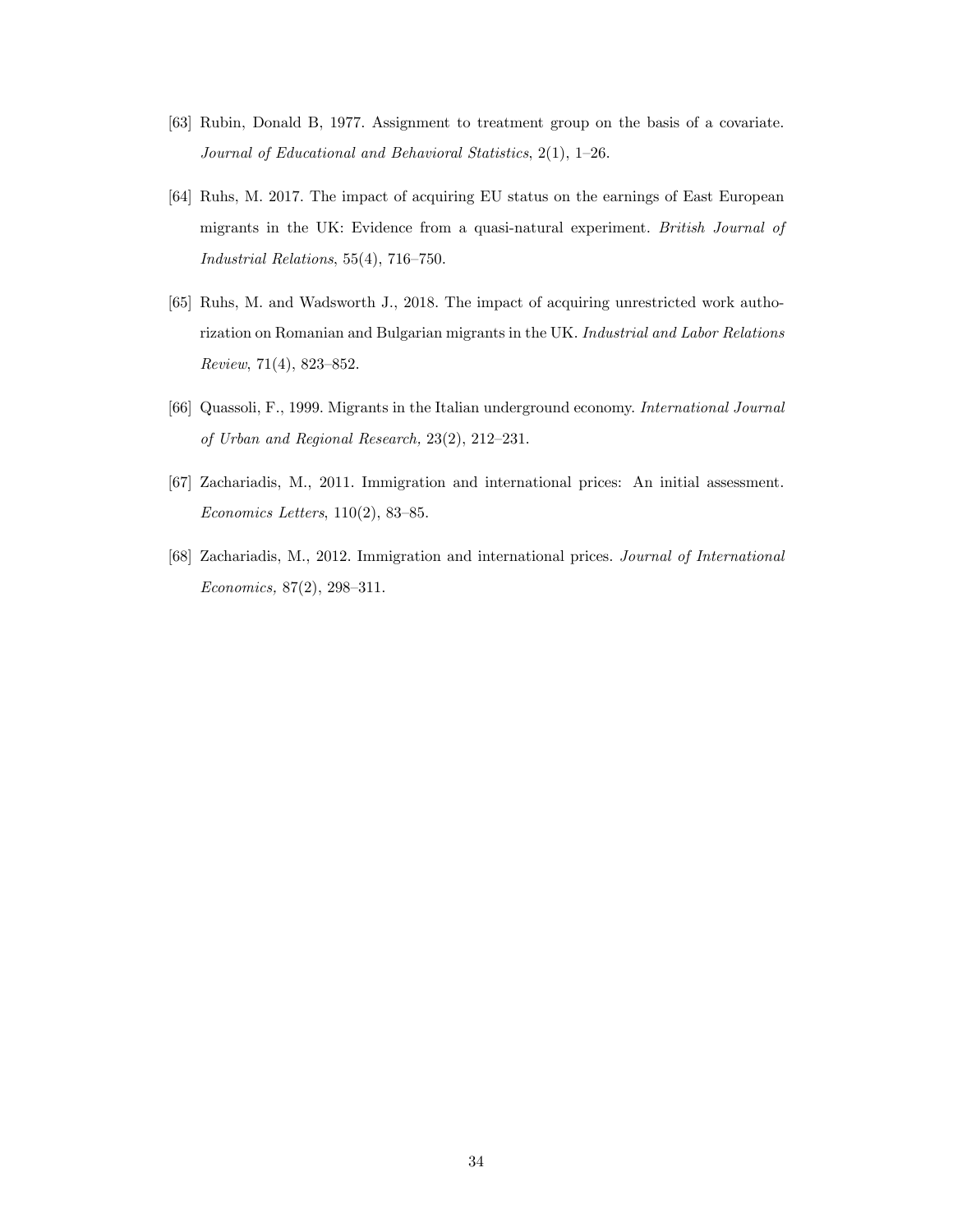[63] Rubin, Donald B, 1977. Assignment to treatment group on the basis of a covariate. *Journal of Educational and Behavioral Statistics*, 2(1), 1–26.

[64] Ruhs, M. 2017. The impact of acquiring EU status on the earnings of East European migrants in the UK: Evidence from a quasi-natural experiment. *British Journal of Industrial Relations*, 55(4), 716–750.

[65] Ruhs, M. and Wadsworth J., 2018. The impact of acquiring unrestricted work authorization on Romanian and Bulgarian migrants in the UK. *Industrial and Labor Relations Review*, 71(4), 823–852.

[66] Quassoli, F., 1999. Migrants in the Italian underground economy. *International Journal of Urban and Regional Research,* 23(2), 212–231.

[67] Zachariadis, M., 2011. Immigration and international prices: An initial assessment. *Economics Letters*, 110(2), 83–85.

[68] Zachariadis, M., 2012. Immigration and international prices. *Journal of International Economics,* 87(2), 298–311.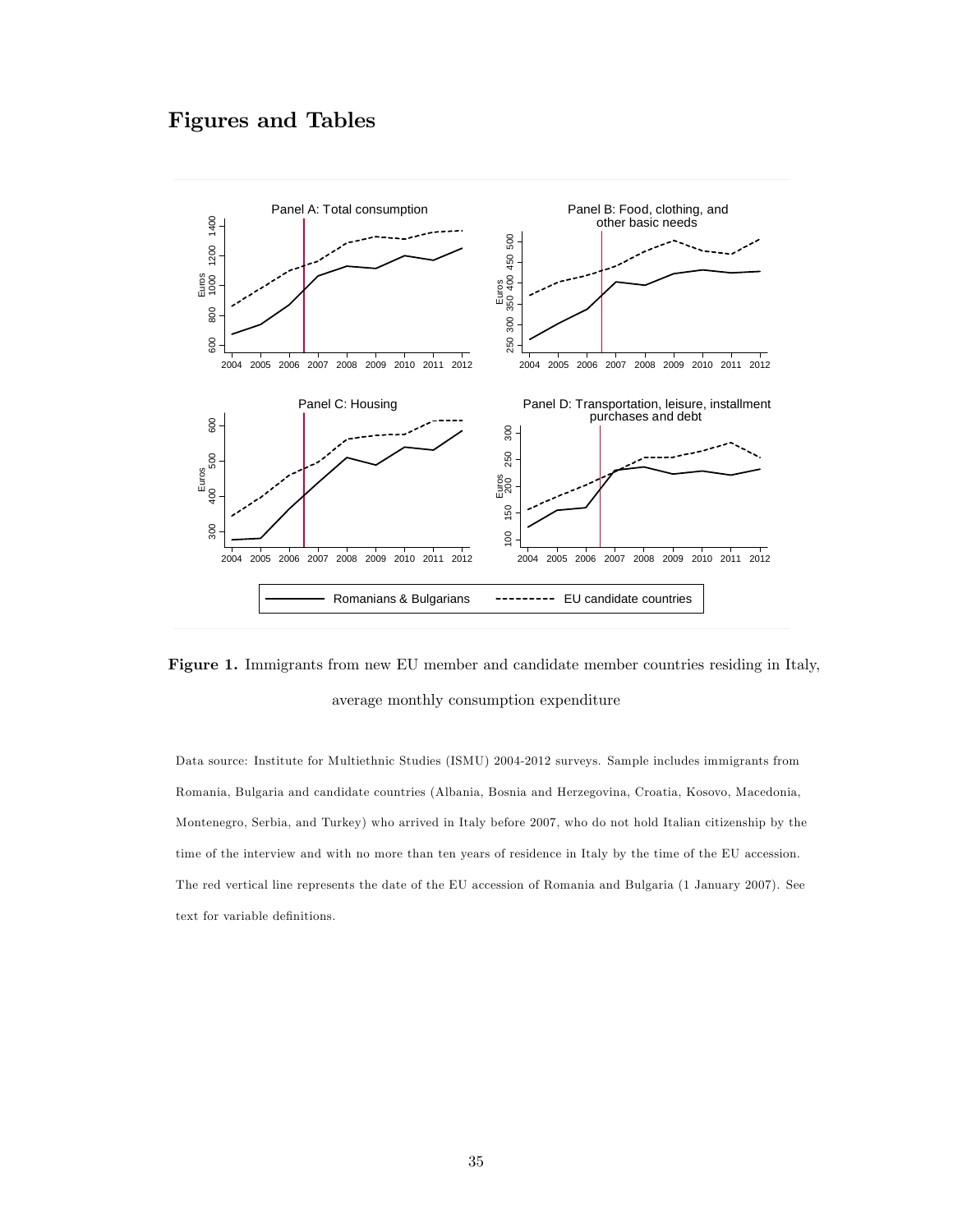# Figures and Tables

**Figure 1.** Immigrants from new EU member and candidate member countries residing in Italy, average monthly consumption expenditure

Data source: Institute for Multiethnic Studies (ISMU) 2004-2012 surveys. Sample includes immigrants from Romania, Bulgaria and candidate countries (Albania, Bosnia and Herzegovina, Croatia, Kosovo, Macedonia, Montenegro, Serbia, and Turkey) who arrived in Italy before 2007, who do not hold Italian citizenship by the time of the interview and with no more than ten years of residence in Italy by the time of the EU accession. The red vertical line represents the date of the EU accession of Romania and Bulgaria (1 January 2007). See text for variable definitions.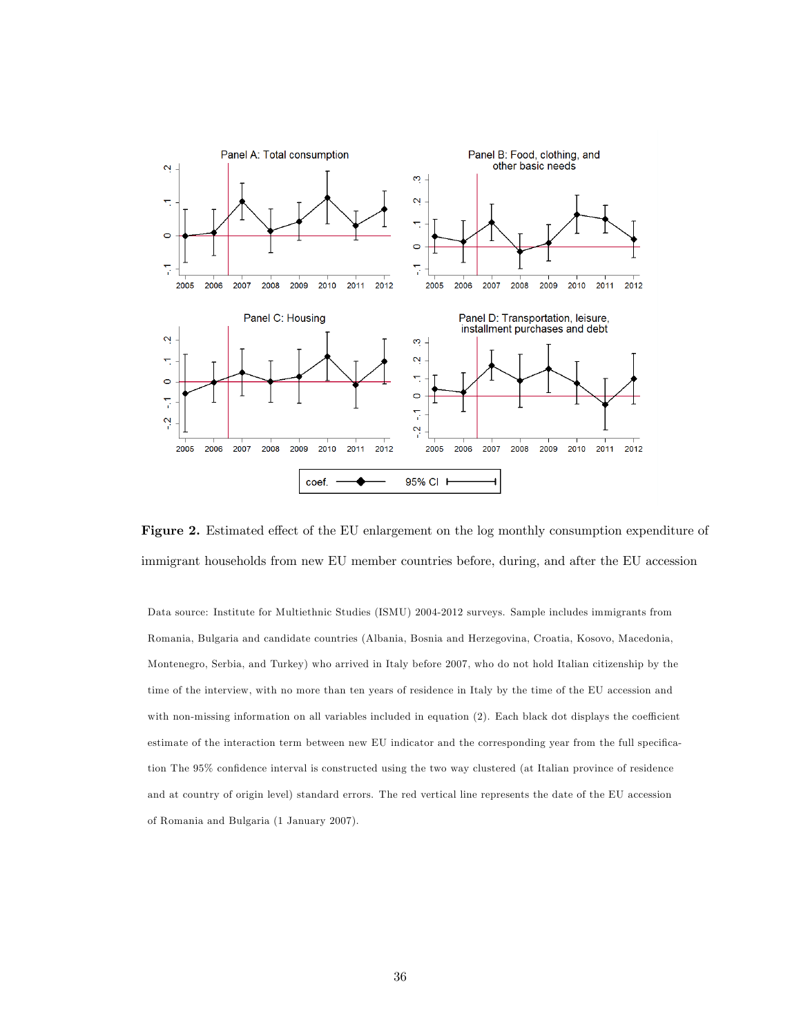**Figure 2.** Estimated effect of the EU enlargement on the log monthly consumption expenditure of immigrant households from new EU member countries before, during, and after the EU accession

Data source: Institute for Multiethnic Studies (ISMU) 2004-2012 surveys. Sample includes immigrants from Romania, Bulgaria and candidate countries (Albania, Bosnia and Herzegovina, Croatia, Kosovo, Macedonia, Montenegro, Serbia, and Turkey) who arrived in Italy before 2007, who do not hold Italian citizenship by the time of the interview, with no more than ten years of residence in Italy by the time of the EU accession and with non-missing information on all variables included in equation (2). Each black dot displays the coefficient estimate of the interaction term between new EU indicator and the corresponding year from the full specification The 95% confidence interval is constructed using the two way clustered (at Italian province of residence and at country of origin level) standard errors. The red vertical line represents the date of the EU accession of Romania and Bulgaria (1 January 2007).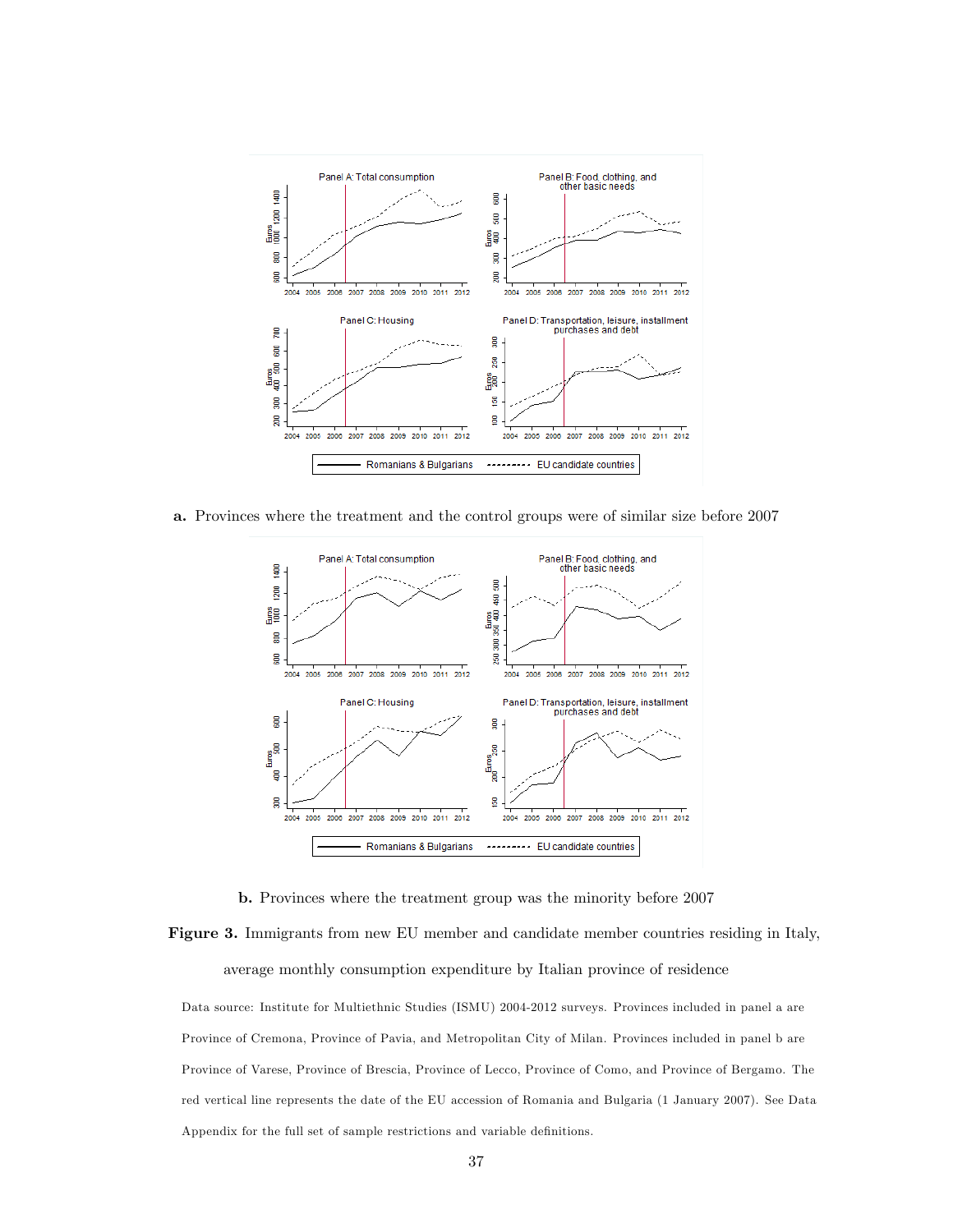**a.** Provinces where the treatment and the control groups were of similar size before 2007

**b.** Provinces where the treatment group was the minority before 2007

**Figure 3.** Immigrants from new EU member and candidate member countries residing in Italy, average monthly consumption expenditure by Italian province of residence

Data source: Institute for Multiethnic Studies (ISMU) 2004-2012 surveys. Provinces included in panel a are Province of Cremona, Province of Pavia, and Metropolitan City of Milan. Provinces included in panel b are Province of Varese, Province of Brescia, Province of Lecco, Province of Como, and Province of Bergamo. The red vertical line represents the date of the EU accession of Romania and Bulgaria (1 January 2007). See Data Appendix for the full set of sample restrictions and variable definitions.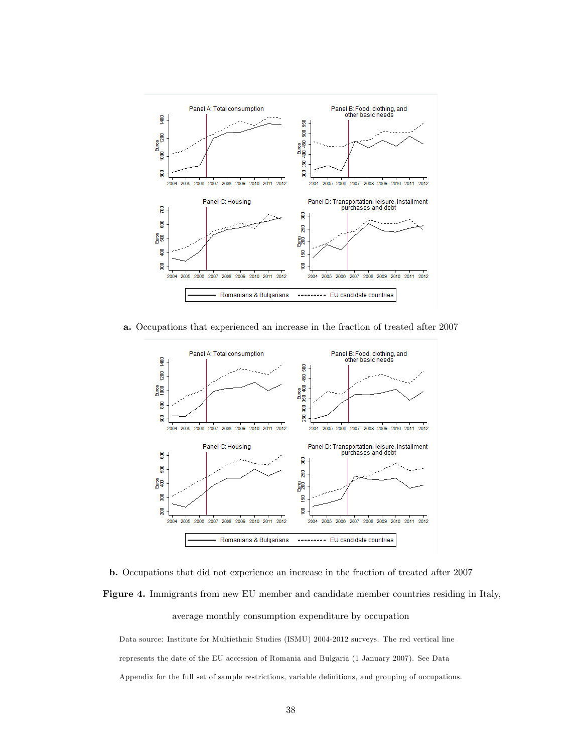**a.** Occupations that experienced an increase in the fraction of treated after 2007

**b.** Occupations that did not experience an increase in the fraction of treated after 2007

**Figure 4.** Immigrants from new EU member and candidate member countries residing in Italy, average monthly consumption expenditure by occupation

Data source: Institute for Multiethnic Studies (ISMU) 2004-2012 surveys. The red vertical line represents the date of the EU accession of Romania and Bulgaria (1 January 2007). See Data Appendix for the full set of sample restrictions, variable definitions, and grouping of occupations.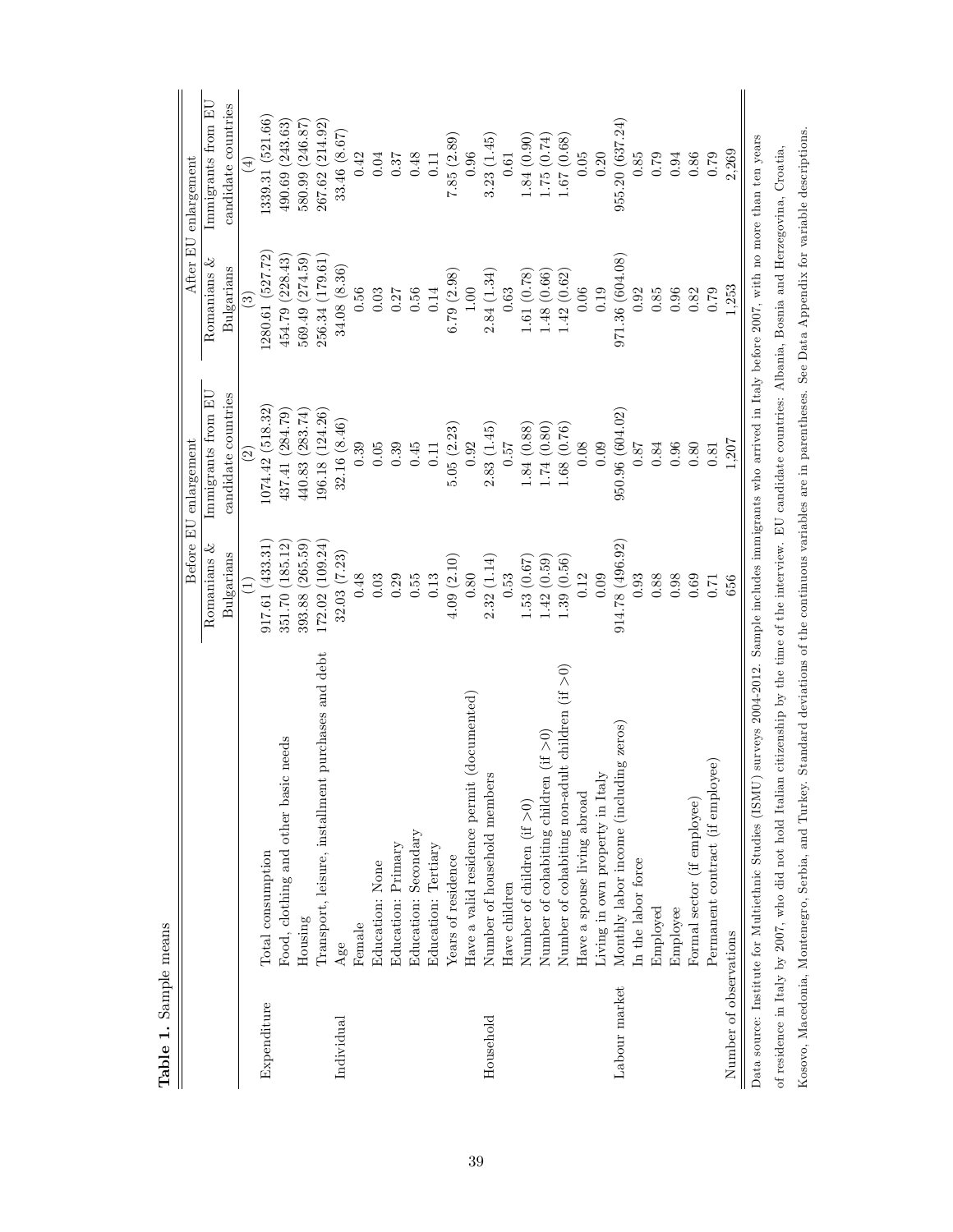**Table 1.** Sample means

| | | Before EU enlargement | | After EU enlargement | |
|---|---|---|---|---|---|
| | | Romanians & Bulgarians | Immigrants from EU candidate countries | Romanians & Bulgarians | Immigrants from EU candidate countries |
| | | (1) | (2) | (3) | (4) |
| Expenditure | Total consumption | 917.61 (433.31) | 1074.42 (518.32) | 1280.61 (527.72) | 1339.31 (521.66) |
| | Food, clothing and other basic needs | 351.70 (185.12) | 437.41 (284.79) | 454.79 (228.43) | 490.69 (243.63) |
| | Housing | 393.88 (265.59) | 440.83 (283.74) | 569.49 (274.59) | 580.99 (246.87) |
| | Transport, leisure, installment purchases and debt | 172.02 (109.24) | 196.18 (124.26) | 256.34 (179.61) | 267.62 (214.92) |
| Individual | Age | 32.03 (7.23) | 32.16 (8.46) | 34.08 (8.36) | 33.46 (8.67) |
| | Female | 0.48 | 0.39 | 0.56 | 0.42 |
| | Education: None | 0.03 | 0.05 | 0.03 | 0.04 |
| | Education: Primary | 0.29 | 0.39 | 0.27 | 0.37 |
| | Education: Secondary | 0.55 | 0.45 | 0.56 | 0.48 |
| | Education: Tertiary | 0.13 | 0.11 | 0.14 | 0.11 |
| | Years of residence | 4.09 (2.10) | 5.05 (2.23) | 6.79 (2.98) | 7.85 (2.89) |
| | Have a valid residence permit (documented) | 0.80 | 0.92 | 1.00 | 0.96 |
| Household | Number of household members | 2.32 (1.14) | 2.83 (1.45) | 2.84 (1.34) | 3.23 (1.45) |
| | Have children | 0.53 | 0.57 | 0.63 | 0.61 |
| | Number of children (if >0) | 1.53 (0.67) | 1.84 (0.88) | 1.61 (0.78) | 1.84 (0.90) |
| | Number of cohabiting children (if >0) | 1.42 (0.59) | 1.74 (0.80) | 1.48 (0.66) | 1.75 (0.74) |
| | Number of cohabiting non-adult children (if >0) | 1.39 (0.56) | 1.68 (0.76) | 1.42 (0.62) | 1.67 (0.68) |
| | Have a spouse living abroad | 0.12 | 0.08 | 0.06 | 0.05 |
| | Living in own property in Italy | 0.09 | 0.09 | 0.19 | 0.20 |
| Labour market | Monthly labor income (including zeros) | 914.78 (496.92) | 950.96 (604.02) | 971.36 (604.08) | 955.20 (637.24) |
| | In the labor force | 0.93 | 0.87 | 0.92 | 0.85 |
| | Employed | 0.88 | 0.84 | 0.85 | 0.79 |
| | Employee | 0.98 | 0.96 | 0.96 | 0.94 |
| | Formal sector (if employee) | 0.69 | 0.80 | 0.82 | 0.86 |
| | Permanent contract (if employee) | 0.71 | 0.81 | 0.79 | 0.79 |
| Number of observations | | 656 | 1,207 | 1,253 | 2,269 |

Data source: Institute for Multiethnic Studies (ISMU) surveys 2004-2012. Sample includes immigrants who arrived in Italy before 2007, with no more than ten years of residence in Italy by 2007, who did not hold Italian citizenship by the time of the interview. EU candidate countries: Albania, Bosnia and Herzegovina, Croatia, Kosovo, Macedonia, Montenegro, Serbia, and Turkey. Standard deviations of the continuous variables are in parentheses. See Data Appendix for variable descriptions.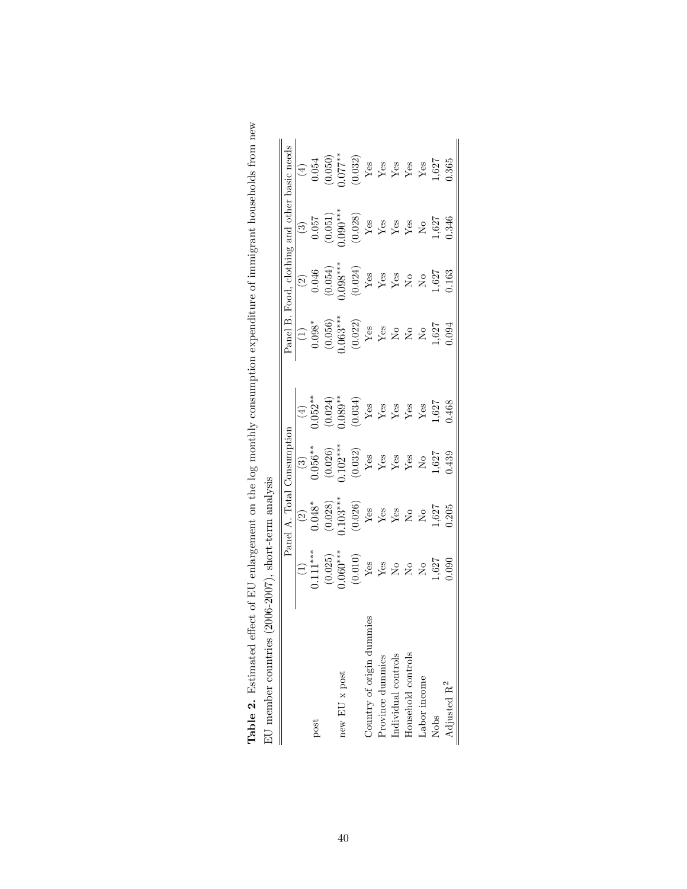**Table 2.** Estimated effect of EU enlargement on the log monthly consumption expenditure of immigrant households from new EU member countries (2006-2007), short-term analysis

| | Panel A. Total Consumption | | | | Panel B. Food, clothing and other basic needs | | | |
|---|---|---|---|---|---|---|---|---|
| | (1) | (2) | (3) | (4) | (1) | (2) | (3) | (4) |
| post | 0.111*** | 0.048* | 0.056** | 0.052** | 0.098* | 0.046 | 0.057 | 0.054 |
| | (0.025) | (0.028) | (0.026) | (0.024) | (0.056) | (0.054) | (0.051) | (0.050) |
| new EU x post | 0.060*** | 0.103*** | 0.102*** | 0.089** | 0.063*** | 0.098*** | 0.090*** | 0.077** |
| | (0.010) | (0.026) | (0.032) | (0.034) | (0.022) | (0.024) | (0.028) | (0.032) |
| Country of origin dummies | Yes | Yes | Yes | Yes | Yes | Yes | Yes | Yes |
| Province dummies | Yes | Yes | Yes | Yes | Yes | Yes | Yes | Yes |
| Individual controls | No | Yes | Yes | Yes | No | Yes | Yes | Yes |
| Household controls | No | No | Yes | Yes | No | No | Yes | Yes |
| Labor income | No | No | No | Yes | No | No | No | Yes |
| Nobs | 1,627 | 1,627 | 1,627 | 1,627 | 1,627 | 1,627 | 1,627 | 1,627 |
| Adjusted $R^2$ | 0.090 | 0.205 | 0.439 | 0.468 | 0.094 | 0.163 | 0.346 | 0.365 |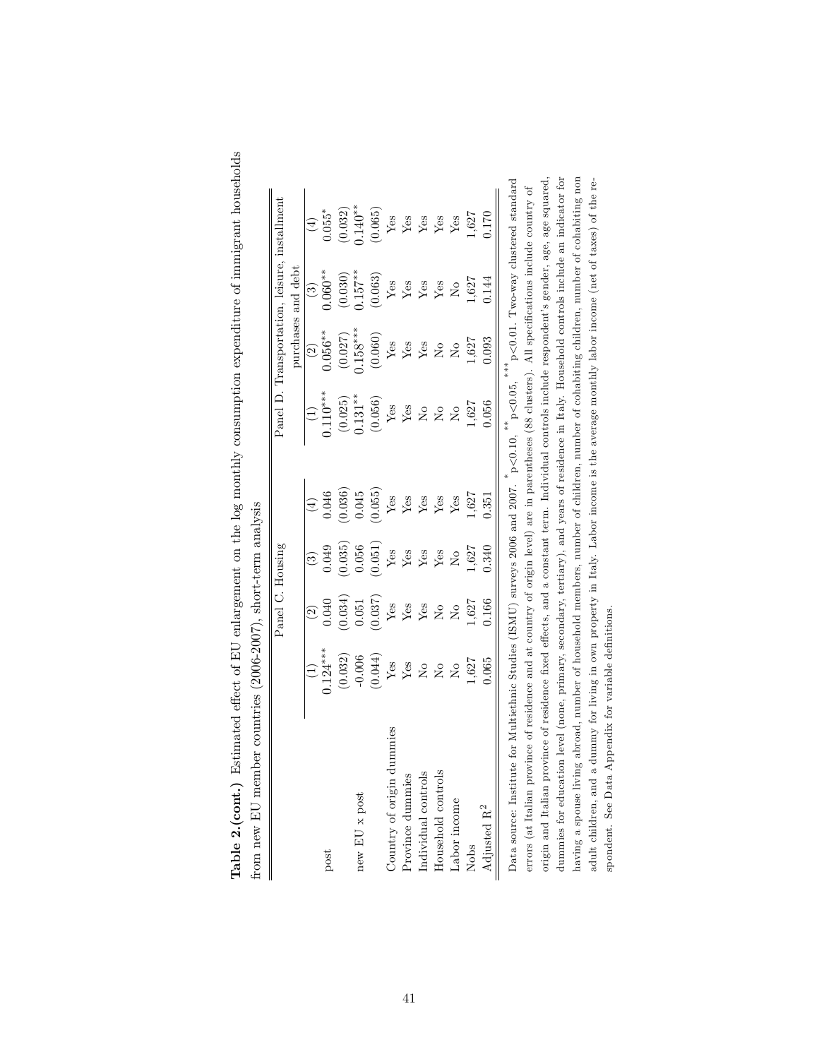**Table 2.(cont.)** Estimated effect of EU enlargement on the log monthly consumption expenditure of immigrant households from new EU member countries (2006-2007), short-term analysis

| | Panel C. Housing | | | | Panel D. Transportation, leisure, installment purchases and debt | | | |
|---|---|---|---|---|---|---|---|---|
| | (1) | (2) | (3) | (4) | (1) | (2) | (3) | (4) |
| post | 0.124*** | 0.040 | 0.049 | 0.046 | 0.110*** | 0.056** | 0.060** | 0.055* |
| | (0.032) | (0.034) | (0.035) | (0.036) | (0.025) | (0.027) | (0.030) | (0.032) |
| new EU x post | -0.006 | 0.051 | 0.056 | 0.045 | 0.131** | 0.158*** | 0.157** | 0.140** |
| | (0.044) | (0.037) | (0.051) | (0.055) | (0.056) | (0.060) | (0.063) | (0.065) |
| Country of origin dummies | Yes | Yes | Yes | Yes | Yes | Yes | Yes | Yes |
| Province dummies | Yes | Yes | Yes | Yes | Yes | Yes | Yes | Yes |
| Individual controls | No | Yes | Yes | Yes | No | Yes | Yes | Yes |
| Household controls | No | No | Yes | Yes | No | No | Yes | Yes |
| Labor income | No | No | No | Yes | No | No | No | Yes |
| Nobs | 1,627 | 1,627 | 1,627 | 1,627 | 1,627 | 1,627 | 1,627 | 1,627 |
| Adjusted $R^2$ | 0.065 | 0.166 | 0.340 | 0.351 | 0.056 | 0.093 | 0.144 | 0.170 |

Data source: Institute for Multiethnic Studies (ISMU) surveys 2006 and 2007. * p<0.10, ** p<0.05, *** p<0.01. Two-way clustered standard errors (at Italian province of residence and at country of origin level) are in parentheses (88 clusters). All specifications include country of origin and Italian province of residence fixed effects, and a constant term. Individual controls include respondent's gender, age, age squared, dummies for education level (none, primary, secondary, tertiary), and years of residence in Italy. Household controls include an indicator for having a spouse living abroad, number of household members, number of children, number of cohabiting children, number of cohabiting non adult children, and a dummy for living in own property in Italy. Labor income is the average monthly labor income (net of taxes) of the respondent. See Data Appendix for variable definitions.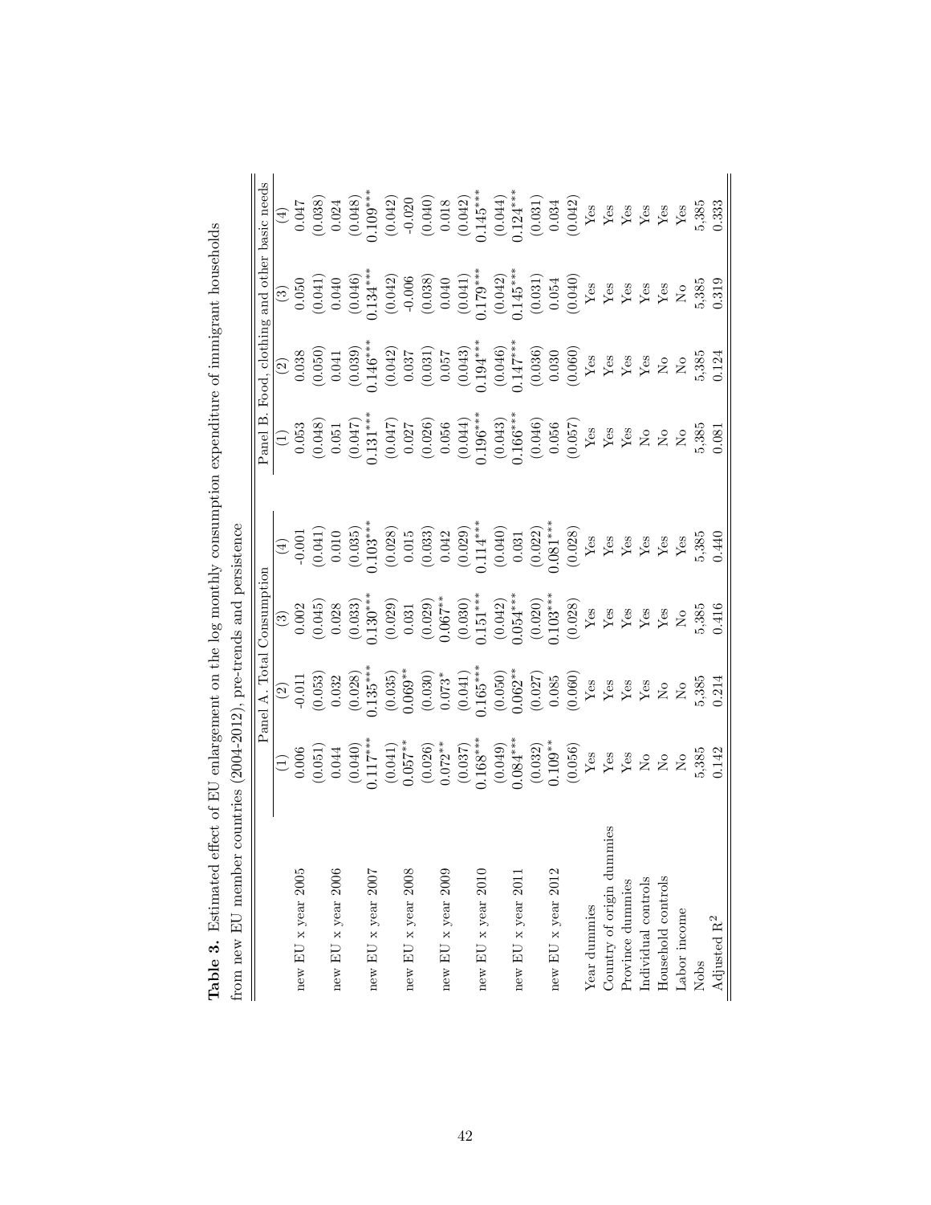**Table 3.** Estimated effect of EU enlargement on the log monthly consumption expenditure of immigrant households from new EU member countries (2004-2012), pre-trends and persistence

| | Panel A. Total Consumption | | | | Panel B. Food, clothing and other basic needs | | | |
|---|---|---|---|---|---|---|---|---|
| | (1) | (2) | (3) | (4) | (1) | (2) | (3) | (4) |
| new EU x year 2005 | 0.006 | -0.011 | 0.002 | -0.001 | 0.053 | 0.038 | 0.050 | 0.047 |
| | (0.051) | (0.053) | (0.045) | (0.041) | (0.048) | (0.050) | (0.041) | (0.038) |
| new EU x year 2006 | 0.044 | 0.032 | 0.028 | 0.010 | 0.051 | 0.041 | 0.040 | 0.024 |
| | (0.040) | (0.028) | (0.033) | (0.035) | (0.047) | (0.039) | (0.046) | (0.048) |
| new EU x year 2007 | 0.117*** | 0.135*** | 0.130*** | 0.103*** | 0.131*** | 0.146*** | 0.134*** | 0.109*** |
| | (0.041) | (0.035) | (0.029) | (0.028) | (0.047) | (0.042) | (0.042) | (0.042) |
| new EU x year 2008 | 0.057** | 0.069** | 0.031 | 0.015 | 0.027 | 0.037 | -0.006 | -0.020 |
| | (0.026) | (0.030) | (0.029) | (0.033) | (0.026) | (0.031) | (0.038) | (0.040) |
| new EU x year 2009 | 0.072** | 0.073* | 0.067** | 0.042 | 0.056 | 0.057 | 0.040 | 0.018 |
| | (0.037) | (0.041) | (0.030) | (0.029) | (0.044) | (0.043) | (0.041) | (0.042) |
| new EU x year 2010 | 0.168*** | 0.165*** | 0.151*** | 0.114*** | 0.196*** | 0.194*** | 0.179*** | 0.145*** |
| | (0.049) | (0.050) | (0.042) | (0.040) | (0.043) | (0.046) | (0.042) | (0.044) |
| new EU x year 2011 | 0.084*** | 0.062** | 0.054*** | 0.031 | 0.166*** | 0.147*** | 0.145*** | 0.124*** |
| | (0.032) | (0.027) | (0.020) | (0.022) | (0.046) | (0.036) | (0.031) | (0.031) |
| new EU x year 2012 | 0.109** | 0.085 | 0.103*** | 0.081*** | 0.056 | 0.030 | 0.054 | 0.034 |
| | (0.056) | (0.060) | (0.028) | (0.028) | (0.057) | (0.060) | (0.040) | (0.042) |
| Year dummies | Yes | Yes | Yes | Yes | Yes | Yes | Yes | Yes |
| Country of origin dummies | Yes | Yes | Yes | Yes | Yes | Yes | Yes | Yes |
| Province dummies | Yes | Yes | Yes | Yes | Yes | Yes | Yes | Yes |
| Individual controls | No | Yes | Yes | Yes | No | Yes | Yes | Yes |
| Household controls | No | No | Yes | Yes | No | No | Yes | Yes |
| Labor income | No | No | No | Yes | No | No | No | Yes |
| Nobs | 5,385 | 5,385 | 5,385 | 5,385 | 5,385 | 5,385 | 5,385 | 5,385 |
| Adjusted $R^2$ | 0.142 | 0.214 | 0.416 | 0.440 | 0.081 | 0.124 | 0.319 | 0.333 |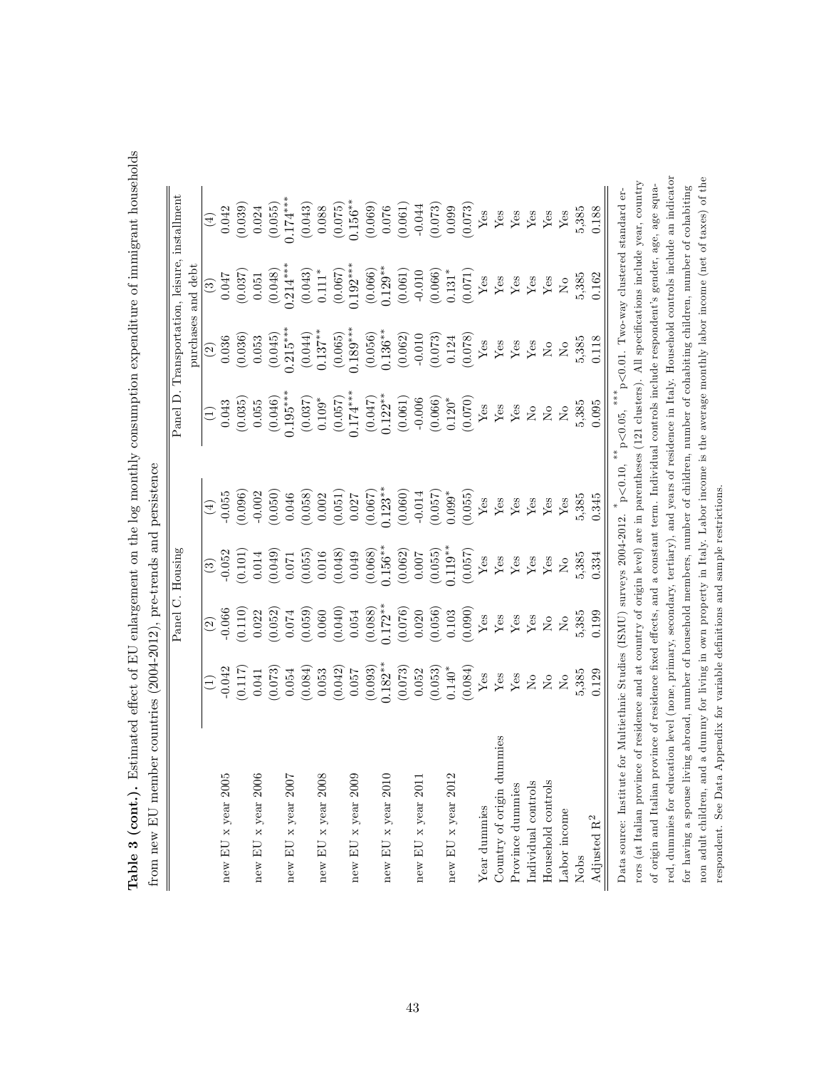**Table 3 (cont.).** Estimated effect of EU enlargement on the log monthly consumption expenditure of immigrant households from new EU member countries (2004-2012), pre-trends and persistence

| | Panel C. Housing | | | | Panel D. Transportation, leisure, installment purchases and debt | | | |
|---|---|---|---|---|---|---|---|---|
| | (1) | (2) | (3) | (4) | (1) | (2) | (3) | (4) |
| new EU x year 2005 | -0.042 | -0.066 | -0.052 | -0.055 | 0.043 | 0.036 | 0.047 | 0.042 |
| | (0.117) | (0.110) | (0.101) | (0.096) | (0.035) | (0.036) | (0.037) | (0.039) |
| new EU x year 2006 | 0.041 | 0.022 | 0.014 | -0.002 | 0.055 | 0.053 | 0.051 | 0.024 |
| | (0.073) | (0.052) | (0.049) | (0.050) | (0.046) | (0.045) | (0.048) | (0.055) |
| new EU x year 2007 | 0.054 | 0.074 | 0.071 | 0.046 | 0.195*** | 0.215*** | 0.214*** | 0.174*** |
| | (0.084) | (0.059) | (0.055) | (0.058) | (0.037) | (0.044) | (0.043) | (0.043) |
| new EU x year 2008 | 0.053 | 0.060 | 0.016 | 0.002 | 0.109* | 0.137** | 0.111* | 0.088 |
| | (0.042) | (0.040) | (0.048) | (0.051) | (0.057) | (0.065) | (0.067) | (0.075) |
| new EU x year 2009 | 0.057 | 0.054 | 0.049 | 0.027 | 0.174*** | 0.189*** | 0.192*** | 0.156** |
| | (0.093) | (0.088) | (0.068) | (0.067) | (0.047) | (0.056) | (0.066) | (0.069) |
| new EU x year 2010 | 0.182** | 0.172** | 0.156** | 0.123** | 0.122** | 0.136** | 0.129** | 0.076 |
| | (0.073) | (0.076) | (0.062) | (0.060) | (0.061) | (0.062) | (0.061) | (0.061) |
| new EU x year 2011 | 0.052 | 0.020 | 0.007 | -0.014 | -0.006 | -0.010 | -0.010 | -0.044 |
| | (0.053) | (0.056) | (0.055) | (0.057) | (0.066) | (0.073) | (0.066) | (0.073) |
| new EU x year 2012 | 0.140* | 0.103 | 0.119** | 0.099* | 0.120* | 0.124 | 0.131* | 0.099 |
| | (0.084) | (0.090) | (0.057) | (0.055) | (0.070) | (0.078) | (0.071) | (0.073) |
| Year dummies | Yes | Yes | Yes | Yes | Yes | Yes | Yes | Yes |
| Country of origin dummies | Yes | Yes | Yes | Yes | Yes | Yes | Yes | Yes |
| Province dummies | Yes | Yes | Yes | Yes | Yes | Yes | Yes | Yes |
| Individual controls | No | Yes | Yes | Yes | No | Yes | Yes | Yes |
| Household controls | No | No | Yes | Yes | No | No | Yes | Yes |
| Labor income | No | No | No | Yes | No | No | No | Yes |
| Nobs | 5,385 | 5,385 | 5,385 | 5,385 | 5,385 | 5,385 | 5,385 | 5,385 |
| Adjusted R$^2$ | 0.129 | 0.199 | 0.334 | 0.345 | 0.095 | 0.118 | 0.162 | 0.188 |

Data source: Institute for Multiethnic Studies (ISMU) surveys 2004-2012. * $p<0.10$, ** $p<0.05$, *** $p<0.01$. Two-way clustered standard errors (at Italian province of residence and at country of origin level) are in parentheses (121 clusters). All specifications include year, country of origin and Italian province of residence fixed effects, and a constant term. Individual controls include respondent's gender, age, age squared, dummies for education level (none, primary, secondary, tertiary), and years of residence in Italy. Household controls include an indicator for having a spouse living abroad, number of household members, number of children, number of cohabiting children, number of cohabiting non adult children, and a dummy for living in own property in Italy. Labor income is the average monthly labor income (net of taxes) of the respondent. See Data Appendix for variable definitions and sample restrictions.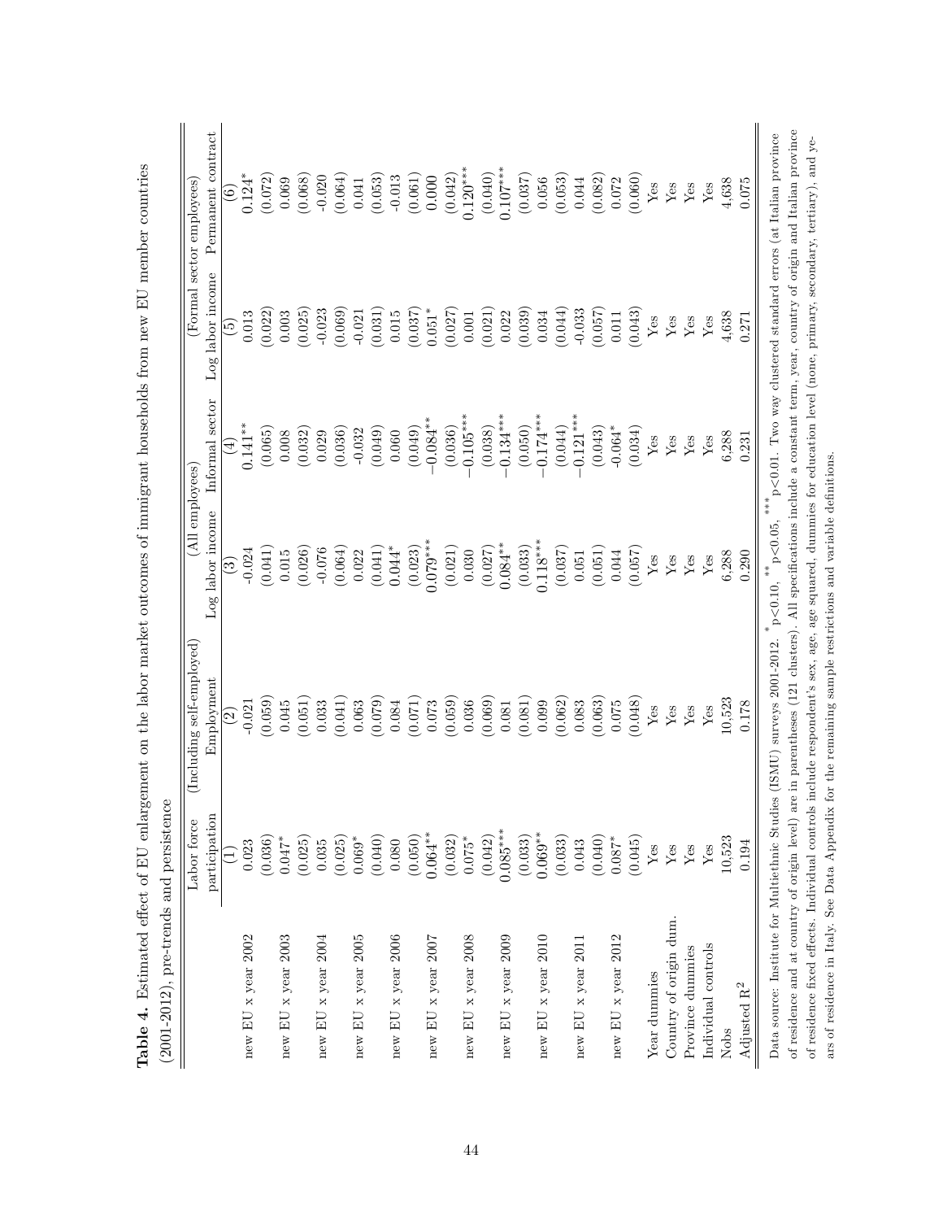**Table 4.** Estimated effect of EU enlargement on the labor market outcomes of immigrant households from new EU member countries (2001-2012), pre-trends and persistence

| | Labor force participation | (Including self-employed) Employment | (All employees) Log labor income | (All employees) Informal sector | (Formal sector employees) Log labor income | (Formal sector employees) Permanent contract |
|---|---|---|---|---|---|---|
| | (1) | (2) | (3) | (4) | (5) | (6) |
| new EU x year 2002 | 0.023 | -0.021 | -0.024 | 0.141** | 0.013 | 0.124* |
| | (0.036) | (0.059) | (0.041) | (0.065) | (0.022) | (0.072) |
| new EU x year 2003 | 0.047* | 0.045 | 0.015 | 0.008 | 0.003 | 0.069 |
| | (0.025) | (0.051) | (0.026) | (0.032) | (0.025) | (0.068) |
| new EU x year 2004 | 0.035 | 0.033 | -0.076 | 0.029 | -0.023 | -0.020 |
| | (0.025) | (0.041) | (0.064) | (0.036) | (0.069) | (0.064) |
| new EU x year 2005 | 0.069* | 0.063 | 0.022 | -0.032 | -0.021 | 0.041 |
| | (0.040) | (0.079) | (0.041) | (0.049) | (0.031) | (0.053) |
| new EU x year 2006 | 0.080 | 0.084 | 0.044* | 0.060 | 0.015 | -0.013 |
| | (0.050) | (0.071) | (0.023) | (0.049) | (0.037) | (0.061) |
| new EU x year 2007 | 0.064** | 0.073 | 0.079*** | −0.084** | 0.051* | 0.000 |
| | (0.032) | (0.059) | (0.021) | (0.036) | (0.027) | (0.042) |
| new EU x year 2008 | 0.075* | 0.036 | 0.030 | −0.105*** | 0.001 | 0.120*** |
| | (0.042) | (0.069) | (0.027) | (0.038) | (0.021) | (0.040) |
| new EU x year 2009 | 0.085*** | 0.081 | 0.084** | −0.134*** | 0.022 | 0.107*** |
| | (0.033) | (0.081) | (0.033) | (0.050) | (0.039) | (0.037) |
| new EU x year 2010 | 0.069** | 0.099 | 0.118*** | −0.174*** | 0.034 | 0.056 |
| | (0.033) | (0.062) | (0.037) | (0.044) | (0.044) | (0.053) |
| new EU x year 2011 | 0.043 | 0.083 | 0.051 | −0.121*** | -0.033 | 0.044 |
| | (0.040) | (0.063) | (0.051) | (0.043) | (0.057) | (0.082) |
| new EU x year 2012 | 0.087* | 0.075 | 0.044 | -0.064* | 0.011 | 0.072 |
| | (0.045) | (0.048) | (0.057) | (0.034) | (0.043) | (0.060) |
| Year dummies | Yes | Yes | Yes | Yes | Yes | Yes |
| Country of origin dum. | Yes | Yes | Yes | Yes | Yes | Yes |
| Province dummies | Yes | Yes | Yes | Yes | Yes | Yes |
| Individual controls | Yes | Yes | Yes | Yes | Yes | Yes |
| Nobs | 10,523 | 10,523 | 6,288 | 6,288 | 4,638 | 4,638 |
| Adjusted $R^2$ | 0.194 | 0.178 | 0.290 | 0.231 | 0.271 | 0.075 |

Data source: Institute for Multiethnic Studies (ISMU) surveys 2001-2012. * p<0.10, ** p<0.05, *** p<0.01. Two way clustered standard errors (at Italian province of residence and at country of origin level) are in parentheses (121 clusters). All specifications include a constant term, year, country of origin and Italian province of residence fixed effects. Individual controls include respondent's sex, age, age squared, dummies for education level (none, primary, secondary, tertiary), and years of residence in Italy. See Data Appendix for the remaining sample restrictions and variable definitions.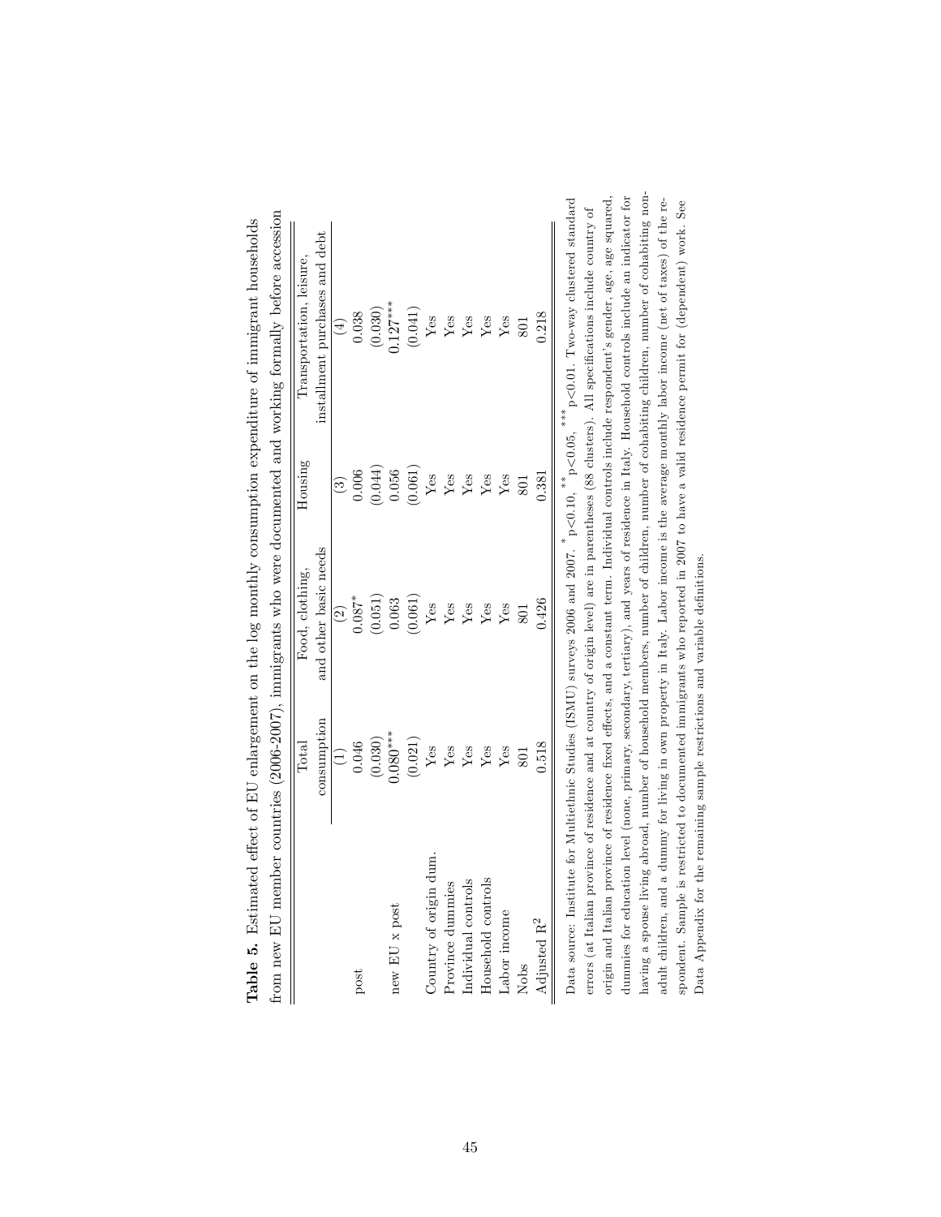**Table 5.** Estimated effect of EU enlargement on the log monthly consumption expenditure of immigrant households from new EU member countries (2006-2007), immigrants who were documented and working formally before accession

| | Total consumption | Food, clothing, and other basic needs | Housing | Transportation, leisure, installment purchases and debt |
|---|---|---|---|---|
| | (1) | (2) | (3) | (4) |
| post | 0.046 | 0.087* | 0.006 | 0.038 |
| | (0.030) | (0.051) | (0.044) | (0.030) |
| new EU x post | 0.080*** | 0.063 | 0.056 | 0.127*** |
| | (0.021) | (0.061) | (0.061) | (0.041) |
| Country of origin dum. | Yes | Yes | Yes | Yes |
| Province dummies | Yes | Yes | Yes | Yes |
| Individual controls | Yes | Yes | Yes | Yes |
| Household controls | Yes | Yes | Yes | Yes |
| Labor income | Yes | Yes | Yes | Yes |
| Nobs | 801 | 801 | 801 | 801 |
| Adjusted $R^2$ | 0.518 | 0.426 | 0.381 | 0.218 |

Data source: Institute for Multiethnic Studies (ISMU) surveys 2006 and 2007. * p<0.10, ** p<0.05, *** p<0.01. Two-way clustered standard errors (at Italian province of residence and at country of origin level) are in parentheses (88 clusters). All specifications include country of origin and Italian province of residence fixed effects, and a constant term. Individual controls include respondent's gender, age, age squared, dummies for education level (none, primary, secondary, tertiary), and years of residence in Italy. Household controls include an indicator for having a spouse living abroad, number of household members, number of children, number of cohabiting children, number of cohabiting non-adult children, and a dummy for living in own property in Italy. Labor income is the average monthly labor income (net of taxes) of the respondent. Sample is restricted to documented immigrants who reported in 2007 to have a valid residence permit for (dependent) work. See Data Appendix for the remaining sample restrictions and variable definitions.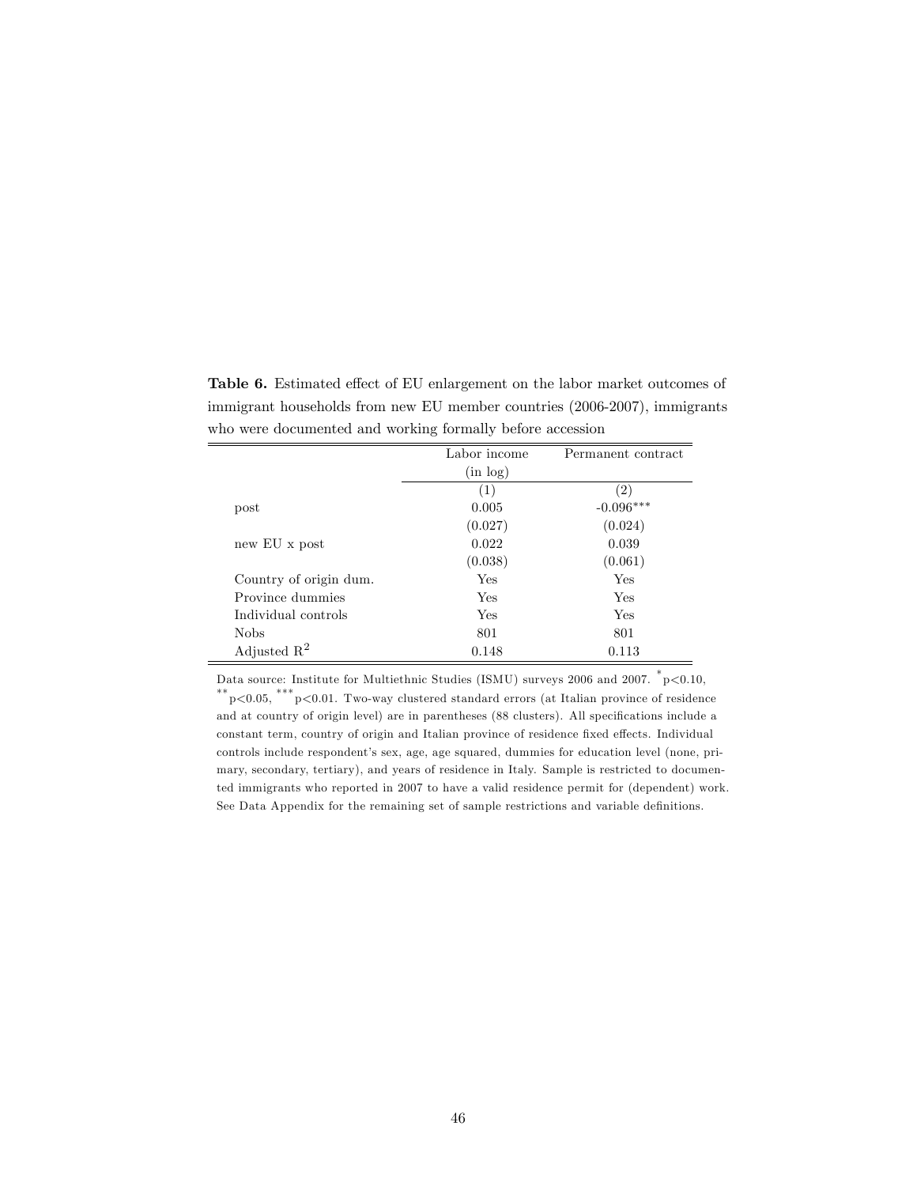**Table 6.** Estimated effect of EU enlargement on the labor market outcomes of immigrant households from new EU member countries (2006-2007), immigrants who were documented and working formally before accession

| | Labor income (in log) | Permanent contract |
|---|---|---|
| | (1) | (2) |
| post | 0.005 | -0.096*** |
| | (0.027) | (0.024) |
| new EU x post | 0.022 | 0.039 |
| | (0.038) | (0.061) |
| Country of origin dum. | Yes | Yes |
| Province dummies | Yes | Yes |
| Individual controls | Yes | Yes |
| Nobs | 801 | 801 |
| Adjusted $R^2$ | 0.148 | 0.113 |

Data source: Institute for Multiethnic Studies (ISMU) surveys 2006 and 2007. * $p<0.10$, ** $p<0.05$, *** $p<0.01$. Two-way clustered standard errors (at Italian province of residence and at country of origin level) are in parentheses (88 clusters). All specifications include a constant term, country of origin and Italian province of residence fixed effects. Individual controls include respondent's sex, age, age squared, dummies for education level (none, primary, secondary, tertiary), and years of residence in Italy. Sample is restricted to documented immigrants who reported in 2007 to have a valid residence permit for (dependent) work. See Data Appendix for the remaining set of sample restrictions and variable definitions.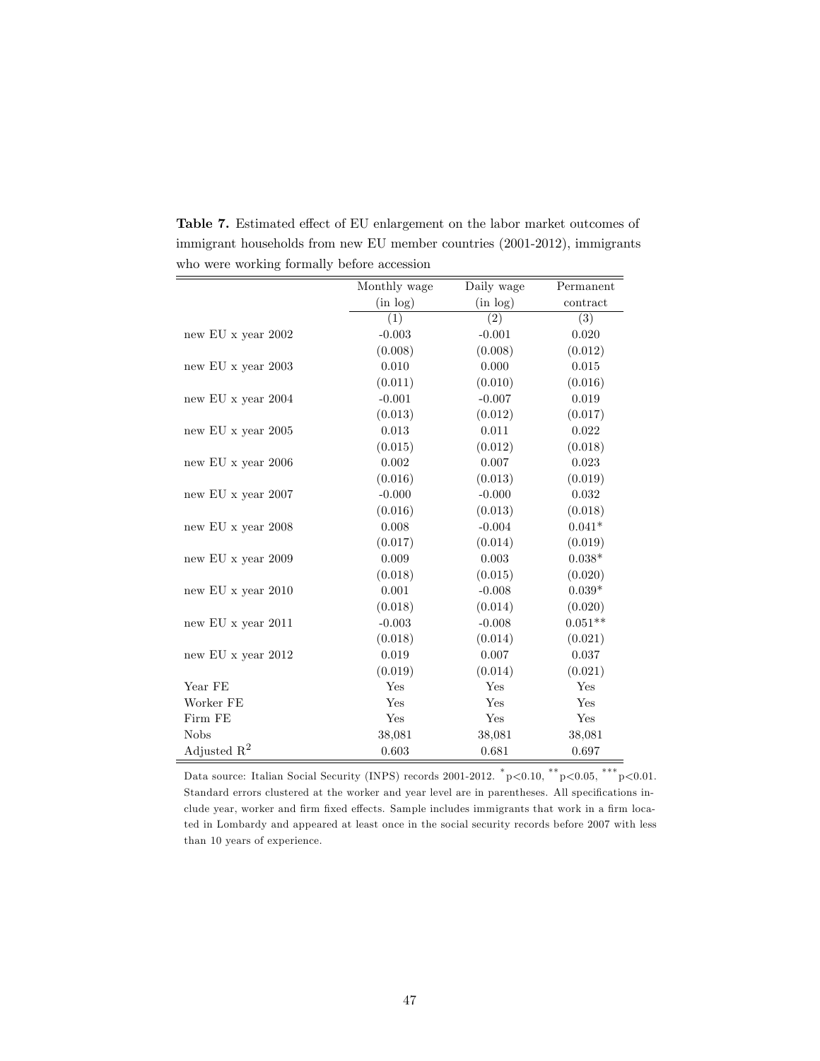**Table 7.** Estimated effect of EU enlargement on the labor market outcomes of immigrant households from new EU member countries (2001-2012), immigrants who were working formally before accession

| | Monthly wage (in log) | Daily wage (in log) | Permanent contract |
|---|---|---|---|
| | (1) | (2) | (3) |
| new EU x year 2002 | -0.003 | -0.001 | 0.020 |
| | (0.008) | (0.008) | (0.012) |
| new EU x year 2003 | 0.010 | 0.000 | 0.015 |
| | (0.011) | (0.010) | (0.016) |
| new EU x year 2004 | -0.001 | -0.007 | 0.019 |
| | (0.013) | (0.012) | (0.017) |
| new EU x year 2005 | 0.013 | 0.011 | 0.022 |
| | (0.015) | (0.012) | (0.018) |
| new EU x year 2006 | 0.002 | 0.007 | 0.023 |
| | (0.016) | (0.013) | (0.019) |
| new EU x year 2007 | -0.000 | -0.000 | 0.032 |
| | (0.016) | (0.013) | (0.018) |
| new EU x year 2008 | 0.008 | -0.004 | 0.041* |
| | (0.017) | (0.014) | (0.019) |
| new EU x year 2009 | 0.009 | 0.003 | 0.038* |
| | (0.018) | (0.015) | (0.020) |
| new EU x year 2010 | 0.001 | -0.008 | 0.039* |
| | (0.018) | (0.014) | (0.020) |
| new EU x year 2011 | -0.003 | -0.008 | 0.051** |
| | (0.018) | (0.014) | (0.021) |
| new EU x year 2012 | 0.019 | 0.007 | 0.037 |
| | (0.019) | (0.014) | (0.021) |
| Year FE | Yes | Yes | Yes |
| Worker FE | Yes | Yes | Yes |
| Firm FE | Yes | Yes | Yes |
| Nobs | 38,081 | 38,081 | 38,081 |
| Adjusted $R^2$ | 0.603 | 0.681 | 0.697 |

Data source: Italian Social Security (INPS) records 2001-2012. * $p<0.10$, ** $p<0.05$, *** $p<0.01$. Standard errors clustered at the worker and year level are in parentheses. All specifications include year, worker and firm fixed effects. Sample includes immigrants that work in a firm located in Lombardy and appeared at least once in the social security records before 2007 with less than 10 years of experience.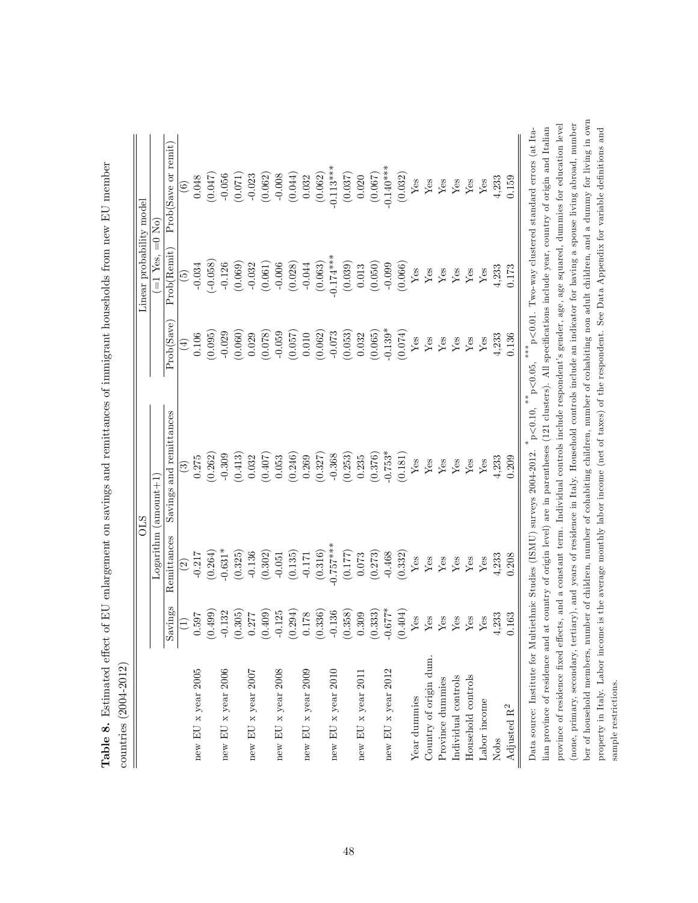**Table 8.** Estimated effect of EU enlargement on savings and remittances of immigrant households from new EU member countries (2004-2012)

| | OLS | | | Linear probability model | | |
|---|---|---|---|---|---|---|
| | Logarithm (amount+1) | | | (=1 Yes, =0 No) | | |
| | Savings | Remittances | Savings and remittances | Prob(Save) | Prob(Remit) | Prob(Save or remit) |
| | (1) | (2) | (3) | (4) | (5) | (6) |
| new EU x year 2005 | 0.597 | -0.217 | 0.275 | 0.106 | -0.034 | 0.048 |
| | (0.499) | (0.264) | (0.262) | (0.095) | (-0.058) | (0.047) |
| new EU x year 2006 | -0.132 | -0.631* | -0.309 | -0.029 | -0.126 | -0.056 |
| | (0.305) | (0.325) | (0.413) | (0.060) | (0.069) | (0.071) |
| new EU x year 2007 | 0.277 | -0.136 | 0.032 | 0.029 | -0.032 | -0.023 |
| | (0.409) | (0.302) | (0.407) | (0.078) | (0.061) | (0.062) |
| new EU x year 2008 | -0.125 | -0.051 | 0.053 | -0.059 | -0.006 | -0.008 |
| | (0.294) | (0.135) | (0.246) | (0.057) | (0.028) | (0.044) |
| new EU x year 2009 | 0.178 | -0.171 | 0.269 | 0.010 | -0.044 | 0.032 |
| | (0.336) | (0.316) | (0.327) | (0.062) | (0.063) | (0.062) |
| new EU x year 2010 | -0.136 | -0.757*** | -0.368 | -0.073 | -0.174*** | -0.113*** |
| | (0.358) | (0.177) | (0.253) | (0.053) | (0.039) | (0.037) |
| new EU x year 2011 | 0.309 | 0.073 | 0.235 | 0.032 | 0.013 | 0.020 |
| | (0.333) | (0.273) | (0.376) | (0.065) | (0.050) | (0.067) |
| new EU x year 2012 | -0.677* | -0.468 | -0.753* | -0.139* | -0.099 | -0.140*** |
| | (0.404) | (0.332) | (0.181) | (0.074) | (0.066) | (0.032) |
| Year dummies | Yes | Yes | Yes | Yes | Yes | Yes |
| Country of origin dum. | Yes | Yes | Yes | Yes | Yes | Yes |
| Province dummies | Yes | Yes | Yes | Yes | Yes | Yes |
| Individual controls | Yes | Yes | Yes | Yes | Yes | Yes |
| Household controls | Yes | Yes | Yes | Yes | Yes | Yes |
| Labor income | Yes | Yes | Yes | Yes | Yes | Yes |
| Nobs | 4,233 | 4,233 | 4,233 | 4,233 | 4,233 | 4,233 |
| Adjusted $R^2$ | 0.163 | 0.208 | 0.209 | 0.136 | 0.173 | 0.159 |

Data source: Institute for Multiethnic Studies (ISMU) surveys 2004-2012. $^{*}$ p<0.10, $^{**}$ p<0.05, $^{***}$ p<0.01. Two-way clustered standard errors (at Italian province of residence and at country of origin level) are in parentheses (121 clusters). All specifications include year, country of origin and Italian province of residence fixed effects, and a constant term. Individual controls include respondent's gender, age, age squared, dummies for education level (none, primary, secondary, tertiary), and years of residence in Italy. Household controls include an indicator for having a spouse living abroad, number of household members, number of children, number of cohabiting non adult children, and a dummy for living in own property in Italy. Labor income is the average monthly labor income (net of taxes) of the respondent. See Data Appendix for variable definitions and sample restrictions.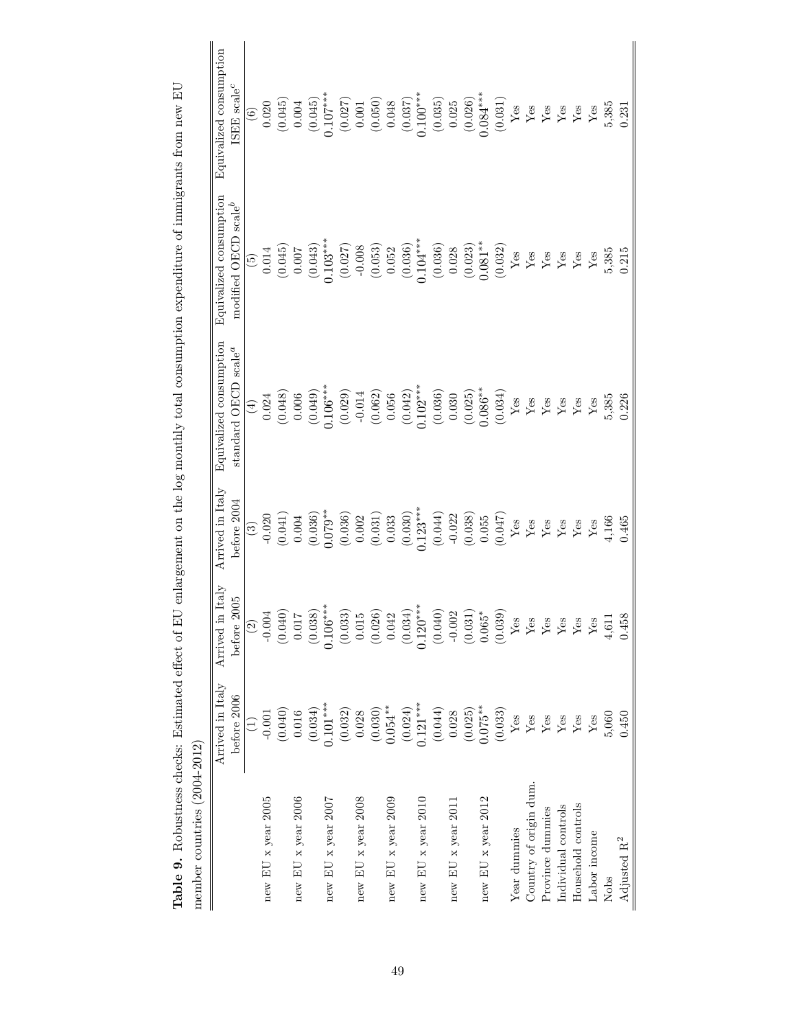**Table 9.** Robustness checks: Estimated effect of EU enlargement on the log monthly total consumption expenditure of immigrants from new EU member countries (2004-2012)

| | Arrived in Italy before 2006 | Arrived in Italy before 2005 | Arrived in Italy before 2004 | Equivalized consumption standard OECD scale[a] | Equivalized consumption modified OECD scale[b] | Equivalized consumption ISEE scale[c] |
|---|---|---|---|---|---|---|
| | (1) | (2) | (3) | (4) | (5) | (6) |
| new EU x year 2005 | -0.001 | -0.004 | -0.020 | 0.024 | 0.014 | 0.020 |
| | (0.040) | (0.040) | (0.041) | (0.048) | (0.045) | (0.045) |
| new EU x year 2006 | 0.016 | 0.017 | 0.004 | 0.006 | 0.007 | 0.004 |
| | (0.034) | (0.038) | (0.036) | (0.049) | (0.043) | (0.045) |
| new EU x year 2007 | 0.101*** | 0.106*** | 0.079** | 0.106*** | 0.103*** | 0.107*** |
| | (0.032) | (0.033) | (0.036) | (0.029) | (0.027) | (0.027) |
| new EU x year 2008 | 0.028 | 0.015 | 0.002 | -0.014 | -0.008 | 0.001 |
| | (0.030) | (0.026) | (0.031) | (0.062) | (0.053) | (0.050) |
| new EU x year 2009 | 0.054** | 0.042 | 0.033 | 0.056 | 0.052 | 0.048 |
| | (0.024) | (0.034) | (0.030) | (0.042) | (0.036) | (0.037) |
| new EU x year 2010 | 0.121*** | 0.120*** | 0.123*** | 0.102*** | 0.104*** | 0.100*** |
| | (0.044) | (0.040) | (0.044) | (0.036) | (0.036) | (0.035) |
| new EU x year 2011 | 0.028 | -0.002 | -0.022 | 0.030 | 0.028 | 0.025 |
| | (0.025) | (0.031) | (0.038) | (0.025) | (0.023) | (0.026) |
| new EU x year 2012 | 0.075** | 0.065* | 0.055 | 0.086** | 0.081** | 0.084*** |
| | (0.033) | (0.039) | (0.047) | (0.034) | (0.032) | (0.031) |
| Year dummies | Yes | Yes | Yes | Yes | Yes | Yes |
| Country of origin dum. | Yes | Yes | Yes | Yes | Yes | Yes |
| Province dummies | Yes | Yes | Yes | Yes | Yes | Yes |
| Individual controls | Yes | Yes | Yes | Yes | Yes | Yes |
| Household controls | Yes | Yes | Yes | Yes | Yes | Yes |
| Labor income | Yes | Yes | Yes | Yes | Yes | Yes |
| Nobs | 5,060 | 4,611 | 4,166 | 5,385 | 5,385 | 5,385 |
| Adjusted $R^2$ | 0.450 | 0.458 | 0.465 | 0.226 | 0.215 | 0.231 |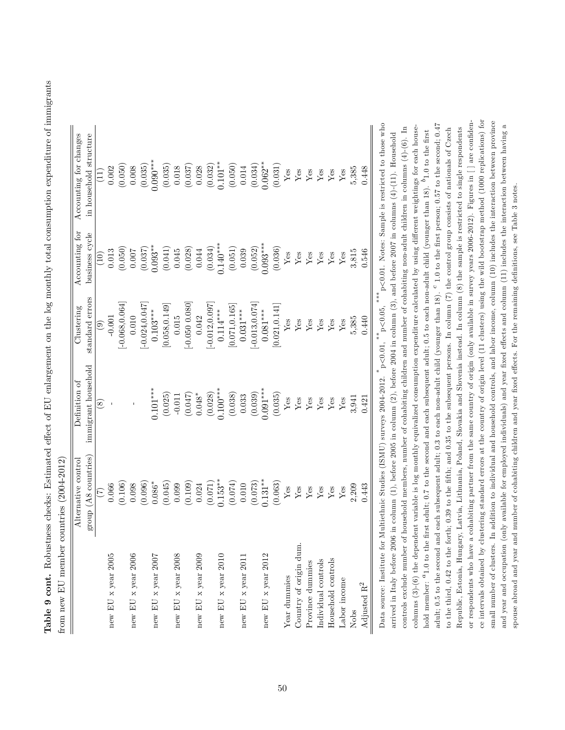**Table 9 cont.** Robustness checks: Estimated effect of EU enlargement on the log monthly total consumption expenditure of immigrants from new EU member countries (2004-2012)

| | Alternative control group (A8 countries) | Definition of immigrant household | Clustering standard errors | Accounting for business cycle | Accounting for changes in household structure |
|---|---|---|---|---|---|
| | (7) | (8) | (9) | (10) | (11) |
| new EU x year 2005 | 0.066 | - | -0.001 | 0.013 | 0.002 |
| | (0.106) | | [-0.068,0.064] | (0.050) | (0.050) |
| new EU x year 2006 | 0.098 | - | 0.010 | 0.007 | 0.008 |
| | (0.096) | | [-0.024,0.047] | (0.037) | (0.035) |
| new EU x year 2007 | 0.086* | 0.101*** | 0.103*** | 0.093** | 0.090*** |
| | (0.045) | (0.025) | [0.058,0.149] | (0.041) | (0.035) |
| new EU x year 2008 | 0.099 | -0.011 | 0.015 | 0.045 | 0.018 |
| | (0.109) | (0.047) | [-0.050 0.080] | (0.028) | (0.037) |
| new EU x year 2009 | 0.024 | 0.048* | 0.042 | 0.044 | 0.028 |
| | (0.071) | (0.028) | [-0.012,0.097] | (0.034) | (0.032) |
| new EU x year 2010 | 0.153** | 0.100*** | 0.114*** | 0.140*** | 0.101** |
| | (0.074) | (0.038) | [0.071,0.165] | (0.051) | (0.050) |
| new EU x year 2011 | 0.010 | 0.033 | 0.031*** | 0.039 | 0.014 |
| | (0.073) | (0.039) | [-0.013,0.074] | (0.052) | (0.034) |
| new EU x year 2012 | 0.131** | 0.091*** | 0.081*** | 0.093*** | 0.062** |
| | (0.063) | (0.035) | [0.021,0.141] | (0.036) | (0.031) |
| Year dummies | Yes | Yes | Yes | Yes | Yes |
| Country of origin dum. | Yes | Yes | Yes | Yes | Yes |
| Province dummies | Yes | Yes | Yes | Yes | Yes |
| Individual controls | Yes | Yes | Yes | Yes | Yes |
| Household controls | Yes | Yes | Yes | Yes | Yes |
| Labor income | Yes | Yes | Yes | Yes | Yes |
| Nobs | 2,209 | 3,941 | 5,385 | 3,815 | 5,385 |
| Adjusted $R^2$ | 0.443 | 0.421 | 0.440 | 0.546 | 0.448 |

Data source: Institute for Multiethnic Studies (ISMU) surveys 2004-2012. * p<0.01, ** p<0.05, *** p<0.01. Notes: Sample is restricted to those who arrived in Italy before 2006 in column (1), before 2005 in column (2), before 2004 in column (3), and before 2007 in columns (4)-(11). Household controls exclude number of household members, number of cohabiting children and number of cohabiting non-adult children in columns (4)-(6). In columns (3)-(6) the dependent variable is log monthly equivalized consumption expenditure calculated by using different weightings for each household member: [a]1.0 to the first adult; 0.7 to the second and each subsequent adult; 0.5 to each non-adult child (younger than 18). [b]1.0 to the first adult; 0.5 to the second and each subsequent adult; 0.3 to each non-adult child (younger than 18). [c] 1.0 to the first person; 0.57 to the second; 0.47 to the third, 0.42 to the forth; 0.39 to the fifth; and 0.35 to the subsequent persons. In column (7) the control group consists of nationals of Czech Republic, Estonia, Hungary, Latvia, Lithuania, Poland, Slovakia and Slovenia instead. In column (8) the sample is restricted to single respondents or respondents who have a cohabiting partner from the same country of origin (only available in survey years 2006-2012). Figures in [ ] are confidence intervals obtained by clustering standard errors at the country of origin level (11 clusters) using the wild bootstrap method (1000 replications) for small number of clusters. In addition to individual and household controls, and labor income, column (10) includes the interaction between province and year and occupation (only available for employed individuals) and year fixed effects and column (11) includes the interaction between having a spouse abroad and year and number of cohabiting children and year fixed effects. For the remaining definitions, see Table 3 notes.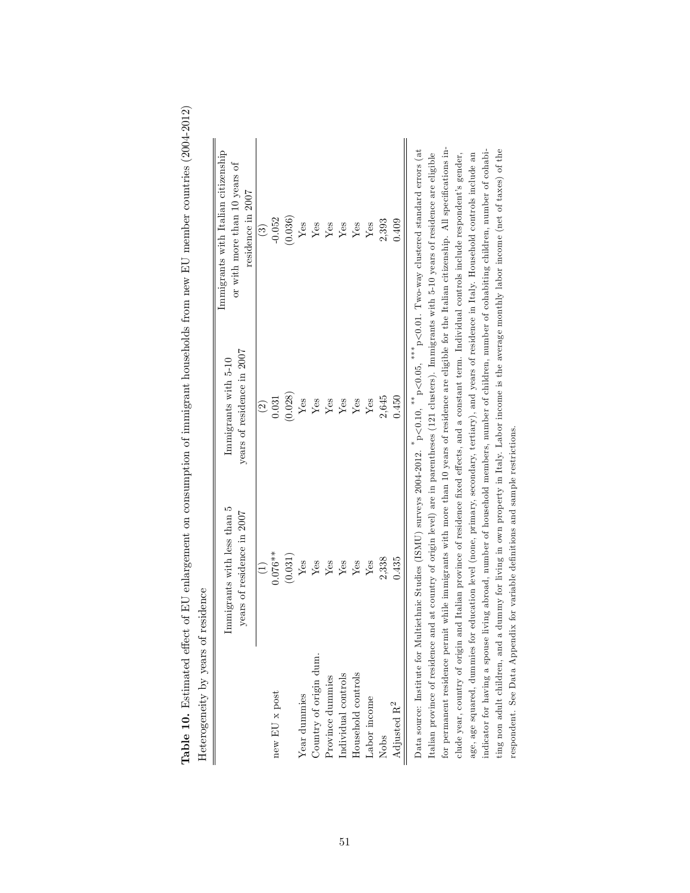**Table 10.** Estimated effect of EU enlargement on consumption of immigrant households from new EU member countries (2004-2012)

Heterogeneity by years of residence

| | Immigrants with less than 5 years of residence in 2007 | Immigrants with 5-10 years of residence in 2007 | Immigrants with Italian citizenship or with more than 10 years of residence in 2007 |
|---|---|---|---|
| | (1) | (2) | (3) |
| new EU x post | 0.076** | 0.031 | -0.052 |
| | (0.031) | (0.028) | (0.036) |
| Year dummies | Yes | Yes | Yes |
| Country of origin dum. | Yes | Yes | Yes |
| Province dummies | Yes | Yes | Yes |
| Individual controls | Yes | Yes | Yes |
| Household controls | Yes | Yes | Yes |
| Labor income | Yes | Yes | Yes |
| Nobs | 2,338 | 2,645 | 2,393 |
| Adjusted $R^2$ | 0.435 | 0.450 | 0.409 |

Data source: Institute for Multiethnic Studies (ISMU) surveys 2004-2012. * $p<0.10$, ** $p<0.05$, *** $p<0.01$. Two-way clustered standard errors (at Italian province of residence and at country of origin level) are in parentheses (121 clusters). Immigrants with 5-10 years of residence are eligible for permanent residence permit while immigrants with more than 10 years of residence are eligible for the Italian citizenship. All specifications include year, country of origin and Italian province of residence fixed effects, and a constant term. Individual controls include respondent's gender, age, age squared, dummies for education level (none, primary, secondary, tertiary), and years of residence in Italy. Household controls include an indicator for having a spouse living abroad, number of household members, number of children, number of cohabiting children, number of cohabiting non adult children, and a dummy for living in own property in Italy. Labor income is the average monthly labor income (net of taxes) of the respondent. See Data Appendix for variable definitions and sample restrictions.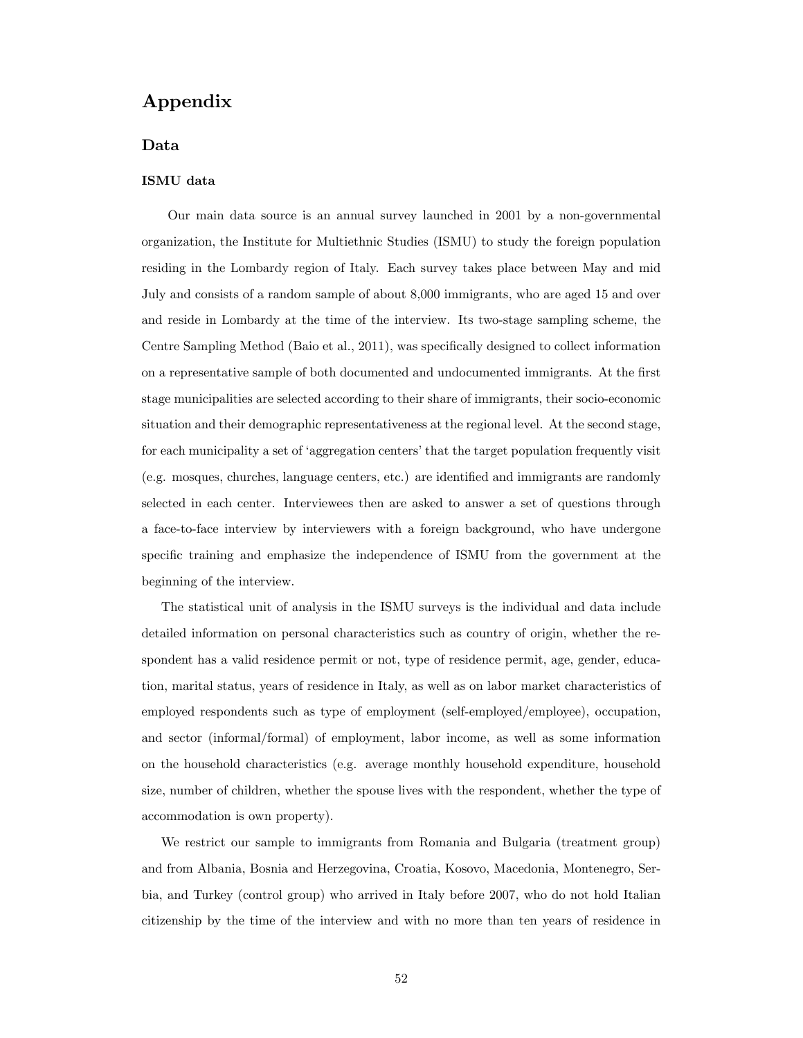# Appendix

## Data

### ISMU data

Our main data source is an annual survey launched in 2001 by a non-governmental organization, the Institute for Multiethnic Studies (ISMU) to study the foreign population residing in the Lombardy region of Italy. Each survey takes place between May and mid July and consists of a random sample of about 8,000 immigrants, who are aged 15 and over and reside in Lombardy at the time of the interview. Its two-stage sampling scheme, the Centre Sampling Method (Baio et al., 2011), was specifically designed to collect information on a representative sample of both documented and undocumented immigrants. At the first stage municipalities are selected according to their share of immigrants, their socio-economic situation and their demographic representativeness at the regional level. At the second stage, for each municipality a set of 'aggregation centers' that the target population frequently visit (e.g. mosques, churches, language centers, etc.) are identified and immigrants are randomly selected in each center. Interviewees then are asked to answer a set of questions through a face-to-face interview by interviewers with a foreign background, who have undergone specific training and emphasize the independence of ISMU from the government at the beginning of the interview.

The statistical unit of analysis in the ISMU surveys is the individual and data include detailed information on personal characteristics such as country of origin, whether the respondent has a valid residence permit or not, type of residence permit, age, gender, education, marital status, years of residence in Italy, as well as on labor market characteristics of employed respondents such as type of employment (self-employed/employee), occupation, and sector (informal/formal) of employment, labor income, as well as some information on the household characteristics (e.g. average monthly household expenditure, household size, number of children, whether the spouse lives with the respondent, whether the type of accommodation is own property).

We restrict our sample to immigrants from Romania and Bulgaria (treatment group) and from Albania, Bosnia and Herzegovina, Croatia, Kosovo, Macedonia, Montenegro, Serbia, and Turkey (control group) who arrived in Italy before 2007, who do not hold Italian citizenship by the time of the interview and with no more than ten years of residence in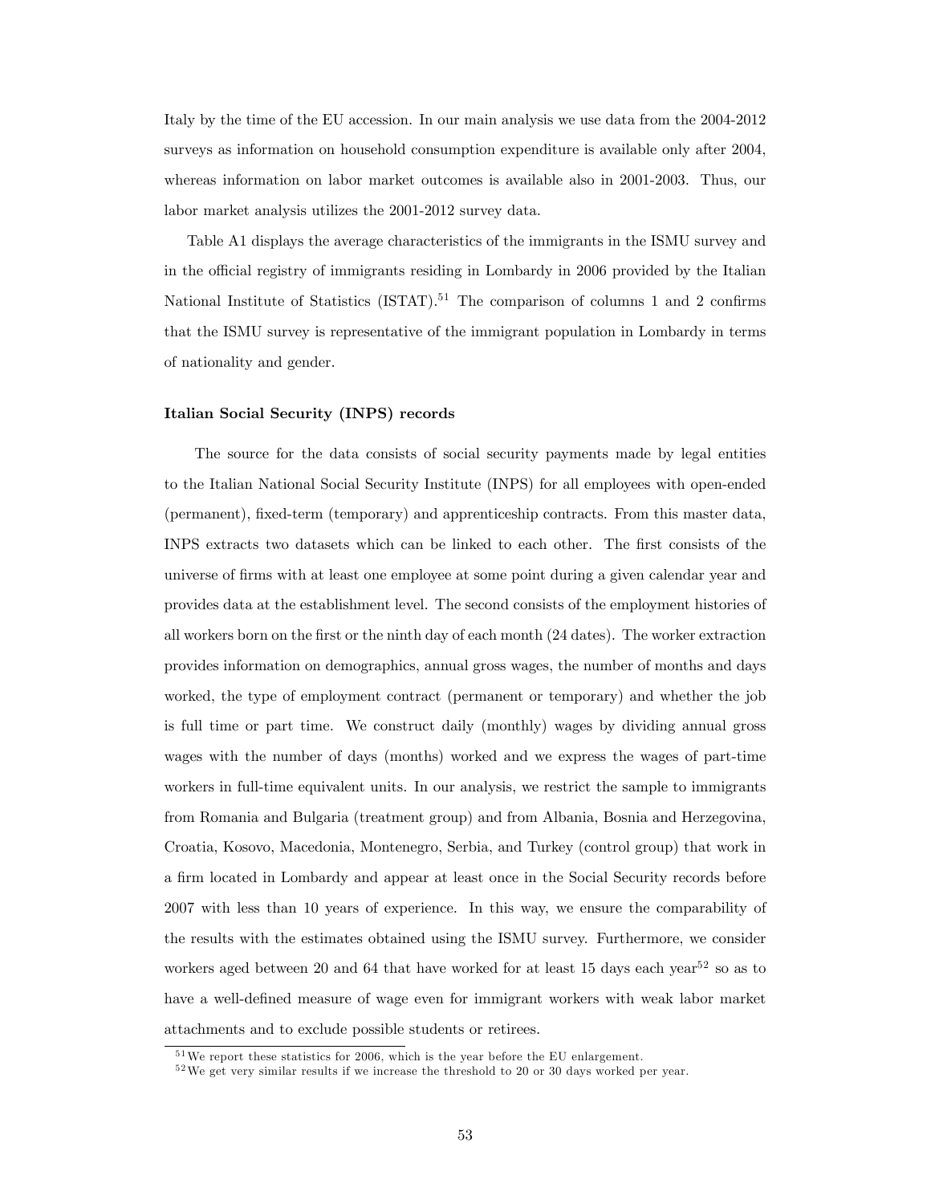Italy by the time of the EU accession. In our main analysis we use data from the 2004-2012 surveys as information on household consumption expenditure is available only after 2004, whereas information on labor market outcomes is available also in 2001-2003. Thus, our labor market analysis utilizes the 2001-2012 survey data.

Table A1 displays the average characteristics of the immigrants in the ISMU survey and in the official registry of immigrants residing in Lombardy in 2006 provided by the Italian National Institute of Statistics (ISTAT).[51] The comparison of columns 1 and 2 confirms that the ISMU survey is representative of the immigrant population in Lombardy in terms of nationality and gender.

**Italian Social Security (INPS) records**

The source for the data consists of social security payments made by legal entities to the Italian National Social Security Institute (INPS) for all employees with open-ended (permanent), fixed-term (temporary) and apprenticeship contracts. From this master data, INPS extracts two datasets which can be linked to each other. The first consists of the universe of firms with at least one employee at some point during a given calendar year and provides data at the establishment level. The second consists of the employment histories of all workers born on the first or the ninth day of each month (24 dates). The worker extraction provides information on demographics, annual gross wages, the number of months and days worked, the type of employment contract (permanent or temporary) and whether the job is full time or part time. We construct daily (monthly) wages by dividing annual gross wages with the number of days (months) worked and we express the wages of part-time workers in full-time equivalent units. In our analysis, we restrict the sample to immigrants from Romania and Bulgaria (treatment group) and from Albania, Bosnia and Herzegovina, Croatia, Kosovo, Macedonia, Montenegro, Serbia, and Turkey (control group) that work in a firm located in Lombardy and appear at least once in the Social Security records before 2007 with less than 10 years of experience. In this way, we ensure the comparability of the results with the estimates obtained using the ISMU survey. Furthermore, we consider workers aged between 20 and 64 that have worked for at least 15 days each year[52] so as to have a well-defined measure of wage even for immigrant workers with weak labor market attachments and to exclude possible students or retirees.

[51] We report these statistics for 2006, which is the year before the EU enlargement.

[52] We get very similar results if we increase the threshold to 20 or 30 days worked per year.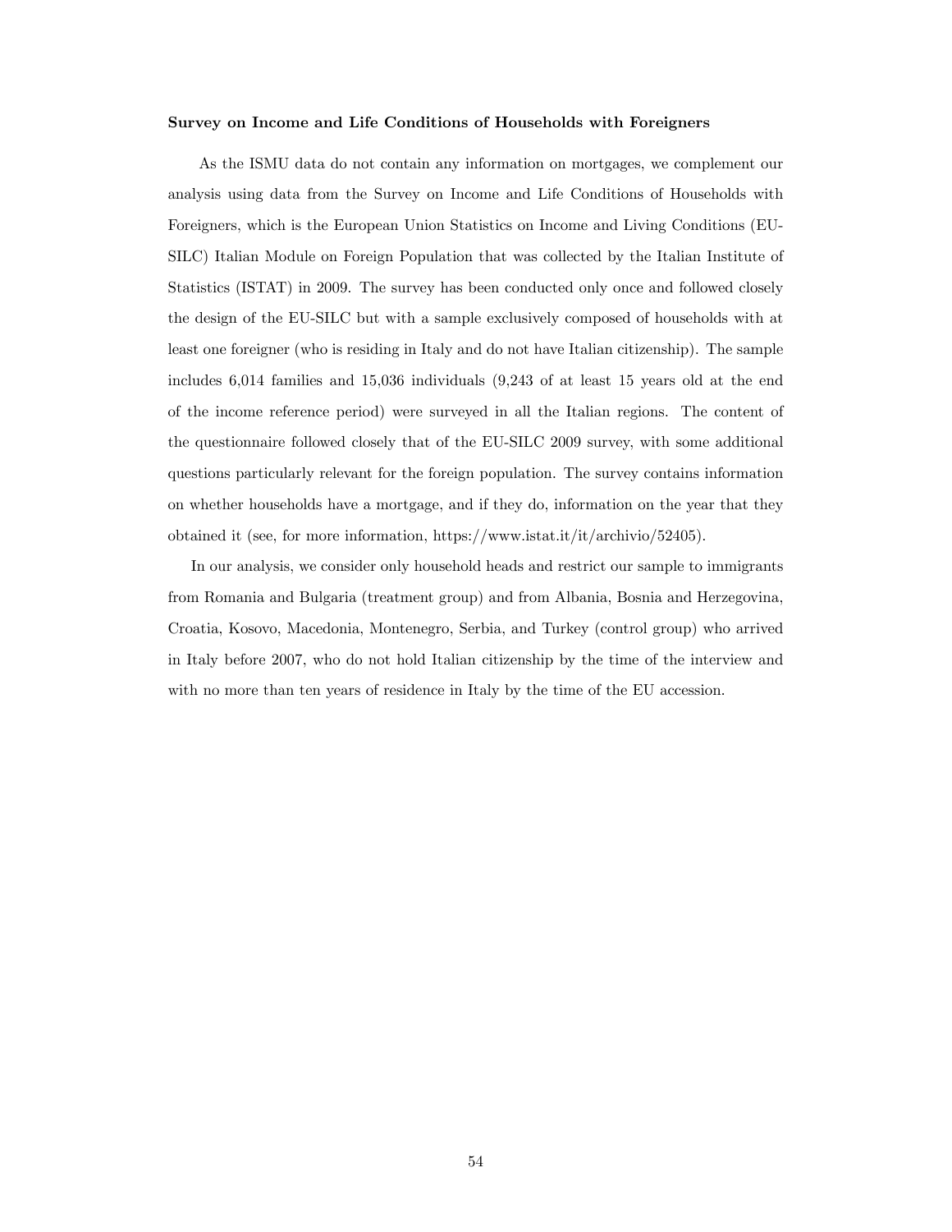**Survey on Income and Life Conditions of Households with Foreigners**

As the ISMU data do not contain any information on mortgages, we complement our analysis using data from the Survey on Income and Life Conditions of Households with Foreigners, which is the European Union Statistics on Income and Living Conditions (EU-SILC) Italian Module on Foreign Population that was collected by the Italian Institute of Statistics (ISTAT) in 2009. The survey has been conducted only once and followed closely the design of the EU-SILC but with a sample exclusively composed of households with at least one foreigner (who is residing in Italy and do not have Italian citizenship). The sample includes 6,014 families and 15,036 individuals (9,243 of at least 15 years old at the end of the income reference period) were surveyed in all the Italian regions. The content of the questionnaire followed closely that of the EU-SILC 2009 survey, with some additional questions particularly relevant for the foreign population. The survey contains information on whether households have a mortgage, and if they do, information on the year that they obtained it (see, for more information, https://www.istat.it/it/archivio/52405).

In our analysis, we consider only household heads and restrict our sample to immigrants from Romania and Bulgaria (treatment group) and from Albania, Bosnia and Herzegovina, Croatia, Kosovo, Macedonia, Montenegro, Serbia, and Turkey (control group) who arrived in Italy before 2007, who do not hold Italian citizenship by the time of the interview and with no more than ten years of residence in Italy by the time of the EU accession.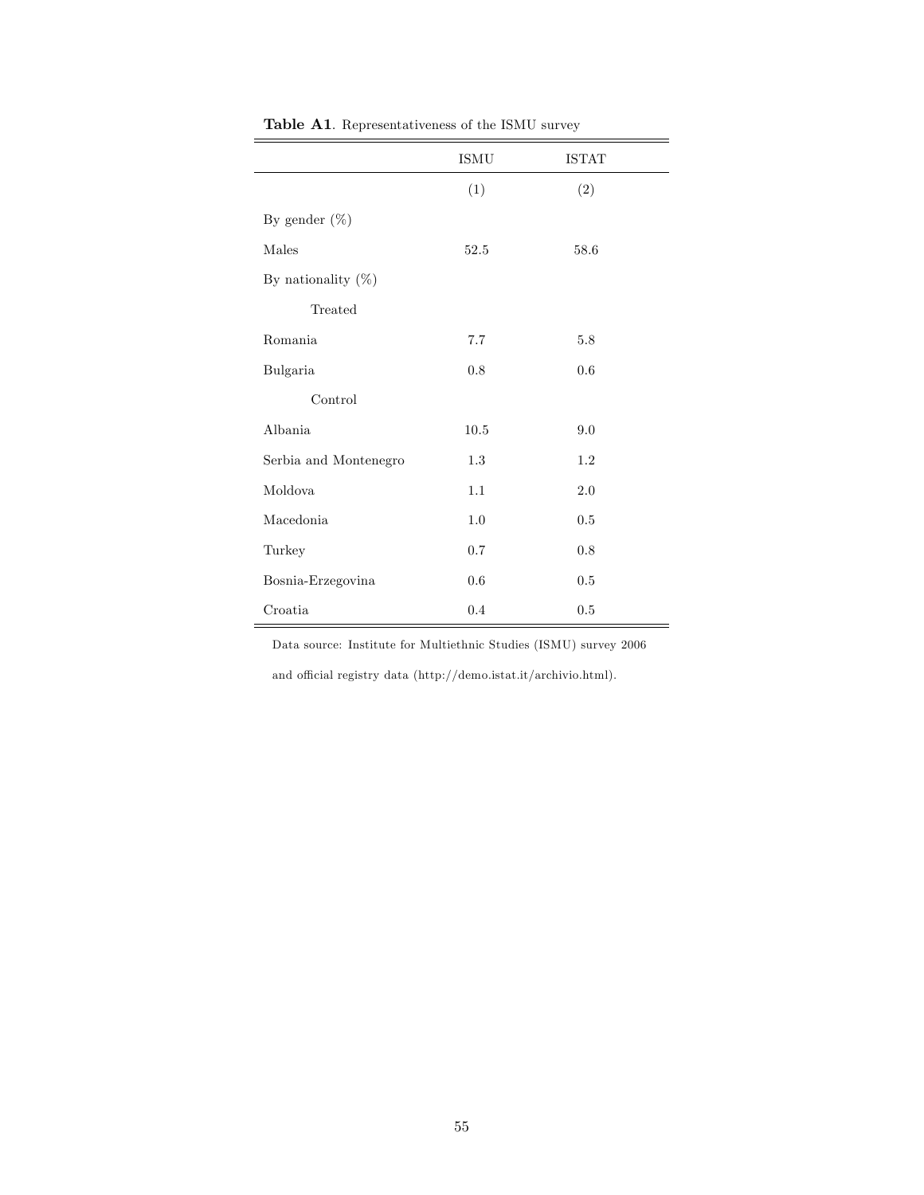**Table A1**. Representativeness of the ISMU survey

| | ISMU | ISTAT |
|---|---|---|
| | (1) | (2) |
| By gender (%) | | |
| Males | 52.5 | 58.6 |
| By nationality (%) | | |
| Treated | | |
| Romania | 7.7 | 5.8 |
| Bulgaria | 0.8 | 0.6 |
| Control | | |
| Albania | 10.5 | 9.0 |
| Serbia and Montenegro | 1.3 | 1.2 |
| Moldova | 1.1 | 2.0 |
| Macedonia | 1.0 | 0.5 |
| Turkey | 0.7 | 0.8 |
| Bosnia-Erzegovina | 0.6 | 0.5 |
| Croatia | 0.4 | 0.5 |

Data source: Institute for Multiethnic Studies (ISMU) survey 2006

and official registry data (http://demo.istat.it/archivio.html).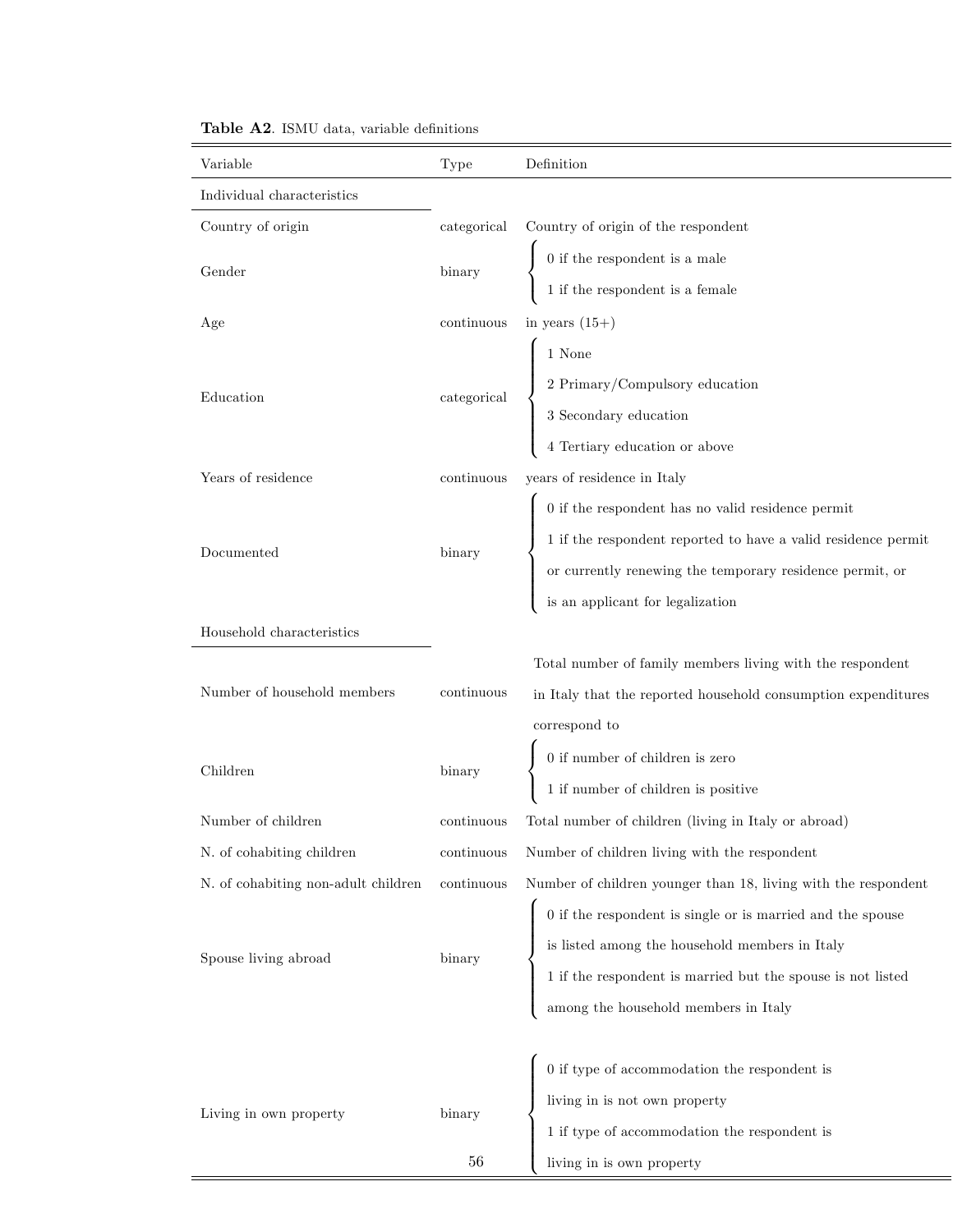**Table A2**. ISMU data, variable definitions

| Variable | Type | Definition |
|---|---|---|
| *Individual characteristics* | | |
| Country of origin | categorical | Country of origin of the respondent |
| Gender | binary | 0 if the respondent is a male<br>1 if the respondent is a female |
| Age | continuous | in years (15+) |
| Education | categorical | 1 None<br>2 Primary/Compulsory education<br>3 Secondary education<br>4 Tertiary education or above |
| Years of residence | continuous | years of residence in Italy |
| Documented | binary | 0 if the respondent has no valid residence permit<br>1 if the respondent reported to have a valid residence permit or currently renewing the temporary residence permit, or is an applicant for legalization |
| *Household characteristics* | | |
| Number of household members | continuous | Total number of family members living with the respondent in Italy that the reported household consumption expenditures correspond to |
| Children | binary | 0 if number of children is zero<br>1 if number of children is positive |
| Number of children | continuous | Total number of children (living in Italy or abroad) |
| N. of cohabiting children | continuous | Number of children living with the respondent |
| N. of cohabiting non-adult children | continuous | Number of children younger than 18, living with the respondent |
| Spouse living abroad | binary | 0 if the respondent is single or is married and the spouse is listed among the household members in Italy<br>1 if the respondent is married but the spouse is not listed among the household members in Italy |
| Living in own property | binary | 0 if type of accommodation the respondent is living in is not own property<br>1 if type of accommodation the respondent is living in is own property |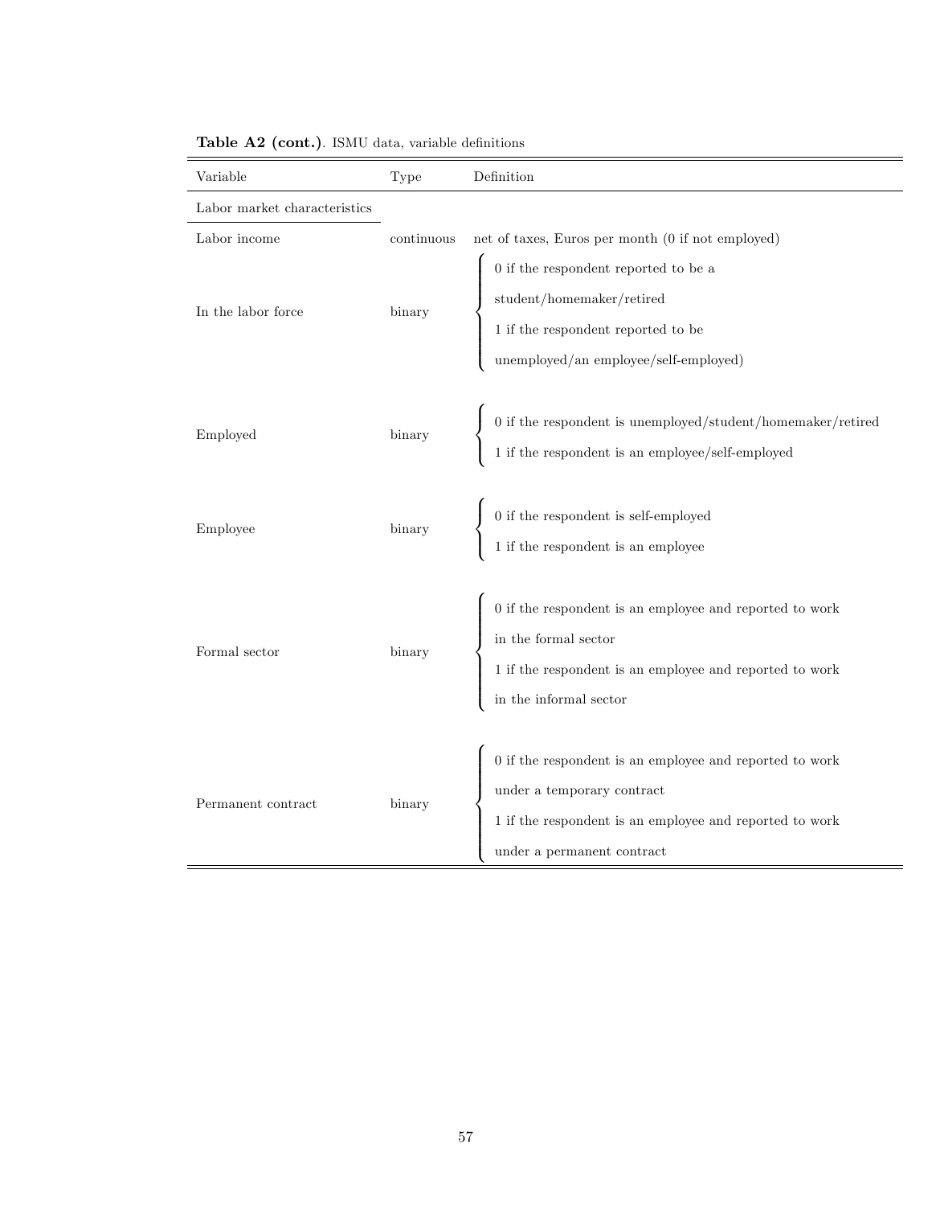**Table A2 (cont.)**. ISMU data, variable definitions

| Variable | Type | Definition |
|---|---|---|
| *Labor market characteristics* | | |
| Labor income | continuous | net of taxes, Euros per month (0 if not employed) |
| In the labor force | binary | 0 if the respondent reported to be a student/homemaker/retired; 1 if the respondent reported to be unemployed/an employee/self-employed) |
| Employed | binary | 0 if the respondent is unemployed/student/homemaker/retired; 1 if the respondent is an employee/self-employed |
| Employee | binary | 0 if the respondent is self-employed; 1 if the respondent is an employee |
| Formal sector | binary | 0 if the respondent is an employee and reported to work in the formal sector; 1 if the respondent is an employee and reported to work in the informal sector |
| Permanent contract | binary | 0 if the respondent is an employee and reported to work under a temporary contract; 1 if the respondent is an employee and reported to work under a permanent contract |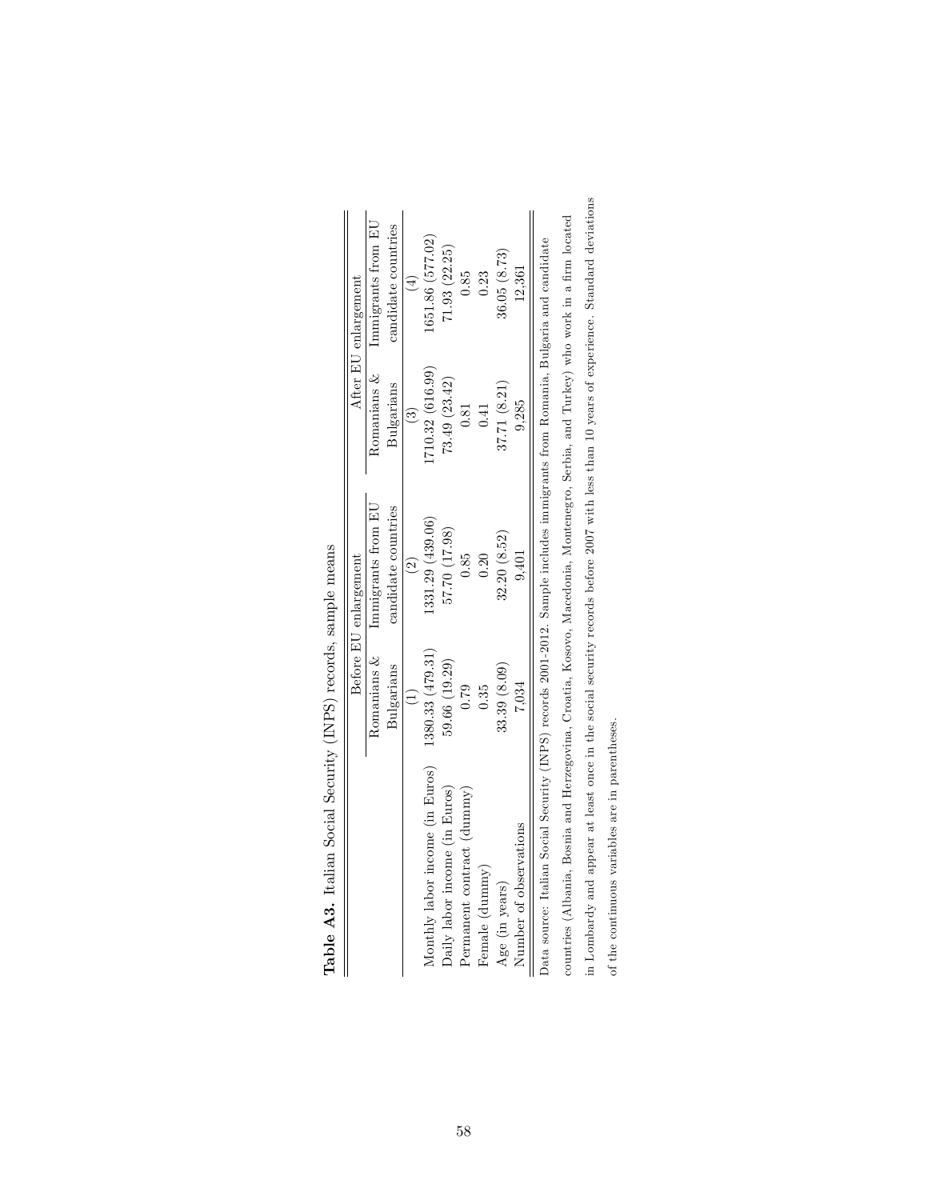**Table A3.** Italian Social Security (INPS) records, sample means

| | Before EU enlargement | | After EU enlargement | |
|---|---|---|---|---|
| | Romanians & Bulgarians | Immigrants from EU candidate countries | Romanians & Bulgarians | Immigrants from EU candidate countries |
| | (1) | (2) | (3) | (4) |
| Monthly labor income (in Euros) | 1380.33 (479.31) | 1331.29 (439.06) | 1710.32 (616.99) | 1651.86 (577.02) |
| Daily labor income (in Euros) | 59.66 (19.29) | 57.70 (17.98) | 73.49 (23.42) | 71.93 (22.25) |
| Permanent contract (dummy) | 0.79 | 0.85 | 0.81 | 0.85 |
| Female (dummy) | 0.35 | 0.20 | 0.41 | 0.23 |
| Age (in years) | 33.39 (8.09) | 32.20 (8.52) | 37.71 (8.21) | 36.05 (8.73) |
| Number of observations | 7,034 | 9,401 | 9,285 | 12,361 |

Data source: Italian Social Security (INPS) records 2001-2012. Sample includes immigrants from Romania, Bulgaria and candidate countries (Albania, Bosnia and Herzegovina, Croatia, Kosovo, Macedonia, Montenegro, Serbia, and Turkey) who work in a firm located in Lombardy and appear at least once in the social security records before 2007 with less than 10 years of experience. Standard deviations of the continuous variables are in parentheses.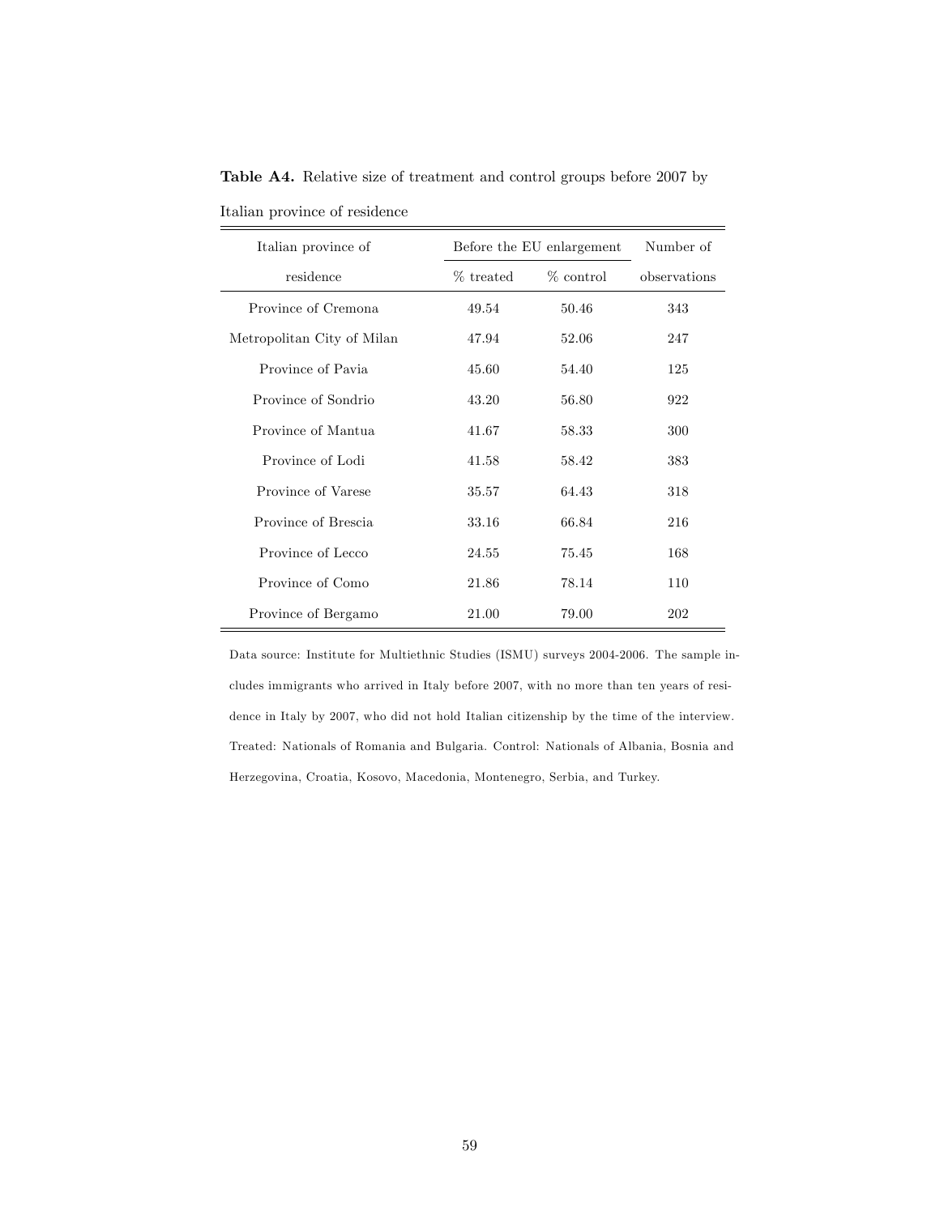**Table A4.** Relative size of treatment and control groups before 2007 by Italian province of residence

| Italian province of | Before the EU enlargement | | Number of |
|---|---|---|---|
| residence | % treated | % control | observations |
| Province of Cremona | 49.54 | 50.46 | 343 |
| Metropolitan City of Milan | 47.94 | 52.06 | 247 |
| Province of Pavia | 45.60 | 54.40 | 125 |
| Province of Sondrio | 43.20 | 56.80 | 922 |
| Province of Mantua | 41.67 | 58.33 | 300 |
| Province of Lodi | 41.58 | 58.42 | 383 |
| Province of Varese | 35.57 | 64.43 | 318 |
| Province of Brescia | 33.16 | 66.84 | 216 |
| Province of Lecco | 24.55 | 75.45 | 168 |
| Province of Como | 21.86 | 78.14 | 110 |
| Province of Bergamo | 21.00 | 79.00 | 202 |

Data source: Institute for Multiethnic Studies (ISMU) surveys 2004-2006. The sample includes immigrants who arrived in Italy before 2007, with no more than ten years of residence in Italy by 2007, who did not hold Italian citizenship by the time of the interview. Treated: Nationals of Romania and Bulgaria. Control: Nationals of Albania, Bosnia and Herzegovina, Croatia, Kosovo, Macedonia, Montenegro, Serbia, and Turkey.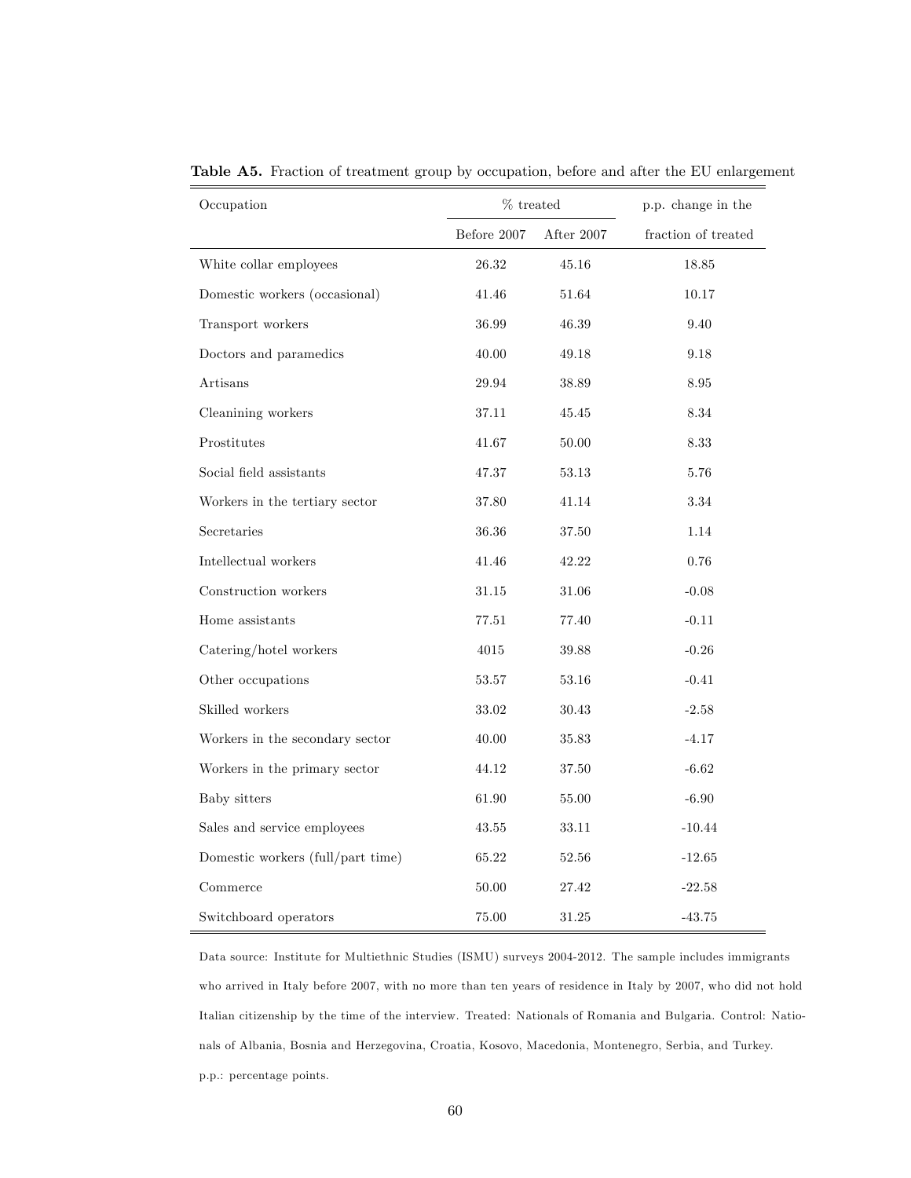**Table A5.** Fraction of treatment group by occupation, before and after the EU enlargement

| Occupation | % treated | | p.p. change in the |
|---|---|---|---|
| | Before 2007 | After 2007 | fraction of treated |
| White collar employees | 26.32 | 45.16 | 18.85 |
| Domestic workers (occasional) | 41.46 | 51.64 | 10.17 |
| Transport workers | 36.99 | 46.39 | 9.40 |
| Doctors and paramedics | 40.00 | 49.18 | 9.18 |
| Artisans | 29.94 | 38.89 | 8.95 |
| Cleanining workers | 37.11 | 45.45 | 8.34 |
| Prostitutes | 41.67 | 50.00 | 8.33 |
| Social field assistants | 47.37 | 53.13 | 5.76 |
| Workers in the tertiary sector | 37.80 | 41.14 | 3.34 |
| Secretaries | 36.36 | 37.50 | 1.14 |
| Intellectual workers | 41.46 | 42.22 | 0.76 |
| Construction workers | 31.15 | 31.06 | -0.08 |
| Home assistants | 77.51 | 77.40 | -0.11 |
| Catering/hotel workers | 4015 | 39.88 | -0.26 |
| Other occupations | 53.57 | 53.16 | -0.41 |
| Skilled workers | 33.02 | 30.43 | -2.58 |
| Workers in the secondary sector | 40.00 | 35.83 | -4.17 |
| Workers in the primary sector | 44.12 | 37.50 | -6.62 |
| Baby sitters | 61.90 | 55.00 | -6.90 |
| Sales and service employees | 43.55 | 33.11 | -10.44 |
| Domestic workers (full/part time) | 65.22 | 52.56 | -12.65 |
| Commerce | 50.00 | 27.42 | -22.58 |
| Switchboard operators | 75.00 | 31.25 | -43.75 |

Data source: Institute for Multiethnic Studies (ISMU) surveys 2004-2012. The sample includes immigrants who arrived in Italy before 2007, with no more than ten years of residence in Italy by 2007, who did not hold Italian citizenship by the time of the interview. Treated: Nationals of Romania and Bulgaria. Control: Nationals of Albania, Bosnia and Herzegovina, Croatia, Kosovo, Macedonia, Montenegro, Serbia, and Turkey.

p.p.: percentage points.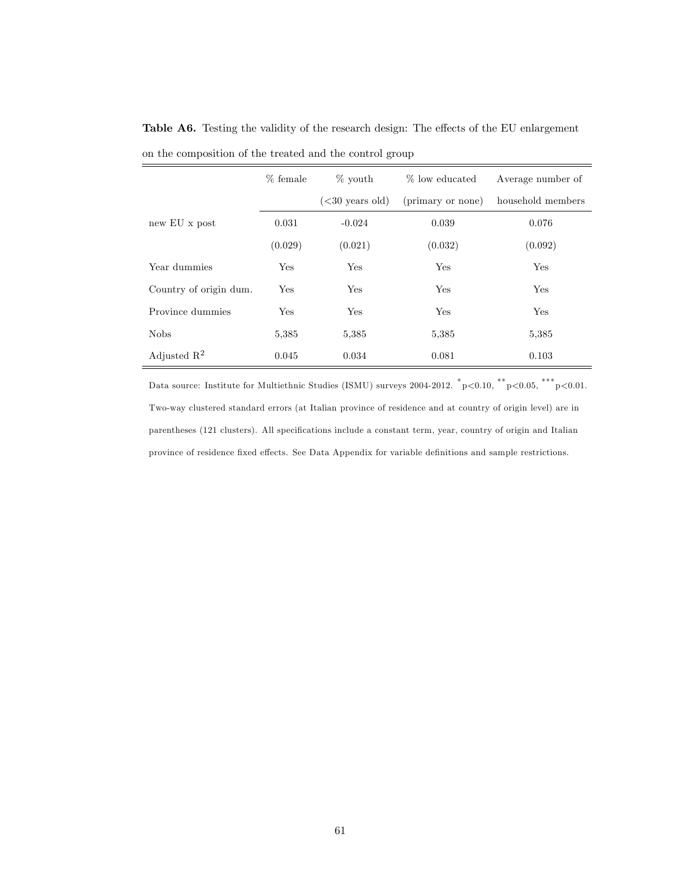**Table A6.** Testing the validity of the research design: The effects of the EU enlargement on the composition of the treated and the control group

| | % female | % youth (<30 years old) | % low educated (primary or none) | Average number of household members |
|---|---|---|---|---|
| new EU x post | 0.031 | -0.024 | 0.039 | 0.076 |
| | (0.029) | (0.021) | (0.032) | (0.092) |
| Year dummies | Yes | Yes | Yes | Yes |
| Country of origin dum. | Yes | Yes | Yes | Yes |
| Province dummies | Yes | Yes | Yes | Yes |
| Nobs | 5,385 | 5,385 | 5,385 | 5,385 |
| Adjusted $R^2$ | 0.045 | 0.034 | 0.081 | 0.103 |

Data source: Institute for Multiethnic Studies (ISMU) surveys 2004-2012. $^{*}$p<0.10, $^{**}$p<0.05, $^{***}$p<0.01. Two-way clustered standard errors (at Italian province of residence and at country of origin level) are in parentheses (121 clusters). All specifications include a constant term, year, country of origin and Italian province of residence fixed effects. See Data Appendix for variable definitions and sample restrictions.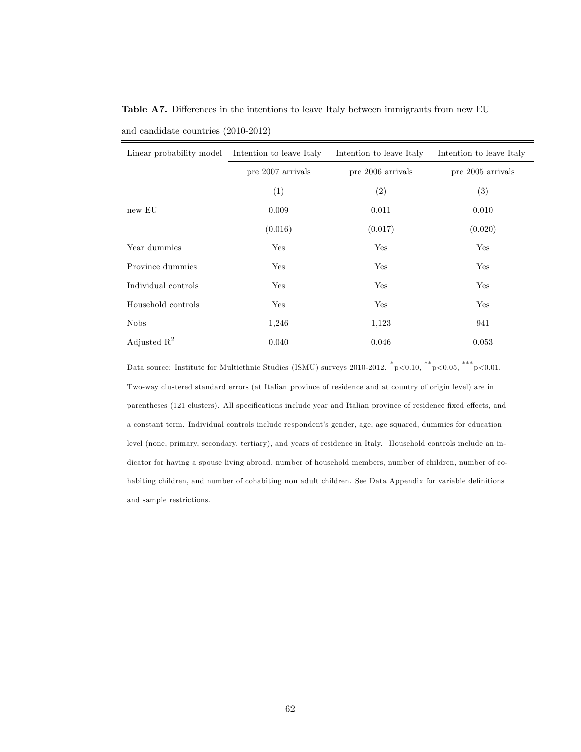**Table A7.** Differences in the intentions to leave Italy between immigrants from new EU and candidate countries (2010-2012)

| Linear probability model | Intention to leave Italy | Intention to leave Italy | Intention to leave Italy |
|---|---|---|---|
| | pre 2007 arrivals | pre 2006 arrivals | pre 2005 arrivals |
| | (1) | (2) | (3) |
| new EU | 0.009 | 0.011 | 0.010 |
| | (0.016) | (0.017) | (0.020) |
| Year dummies | Yes | Yes | Yes |
| Province dummies | Yes | Yes | Yes |
| Individual controls | Yes | Yes | Yes |
| Household controls | Yes | Yes | Yes |
| Nobs | 1,246 | 1,123 | 941 |
| Adjusted $R^2$ | 0.040 | 0.046 | 0.053 |

Data source: Institute for Multiethnic Studies (ISMU) surveys 2010-2012. $^{*}p<0.10$, $^{**}p<0.05$, $^{***}p<0.01$. Two-way clustered standard errors (at Italian province of residence and at country of origin level) are in parentheses (121 clusters). All specifications include year and Italian province of residence fixed effects, and a constant term. Individual controls include respondent's gender, age, age squared, dummies for education level (none, primary, secondary, tertiary), and years of residence in Italy. Household controls include an indicator for having a spouse living abroad, number of household members, number of children, number of cohabiting children, and number of cohabiting non adult children. See Data Appendix for variable definitions and sample restrictions.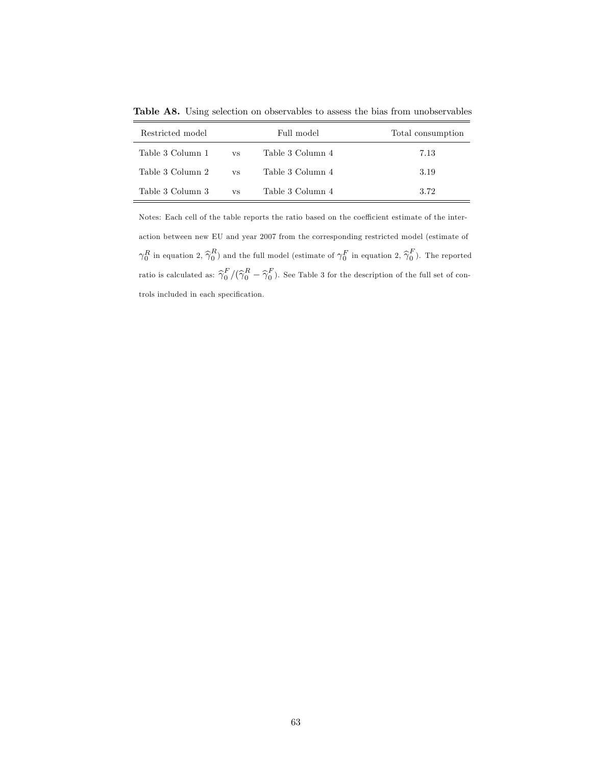**Table A8.** Using selection on observables to assess the bias from unobservables

| Restricted model | | Full model | Total consumption |
|---|---|---|---|
| Table 3 Column 1 | vs | Table 3 Column 4 | 7.13 |
| Table 3 Column 2 | vs | Table 3 Column 4 | 3.19 |
| Table 3 Column 3 | vs | Table 3 Column 4 | 3.72 |

Notes: Each cell of the table reports the ratio based on the coefficient estimate of the interaction between new EU and year 2007 from the corresponding restricted model (estimate of $\gamma_0^R$ in equation 2, $\widehat{\gamma}_0^R$) and the full model (estimate of $\gamma_0^F$ in equation 2, $\widehat{\gamma}_0^F$). The reported ratio is calculated as: $\widehat{\gamma}_0^F / (\widehat{\gamma}_0^R - \widehat{\gamma}_0^F)$. See Table 3 for the description of the full set of controls included in each specification.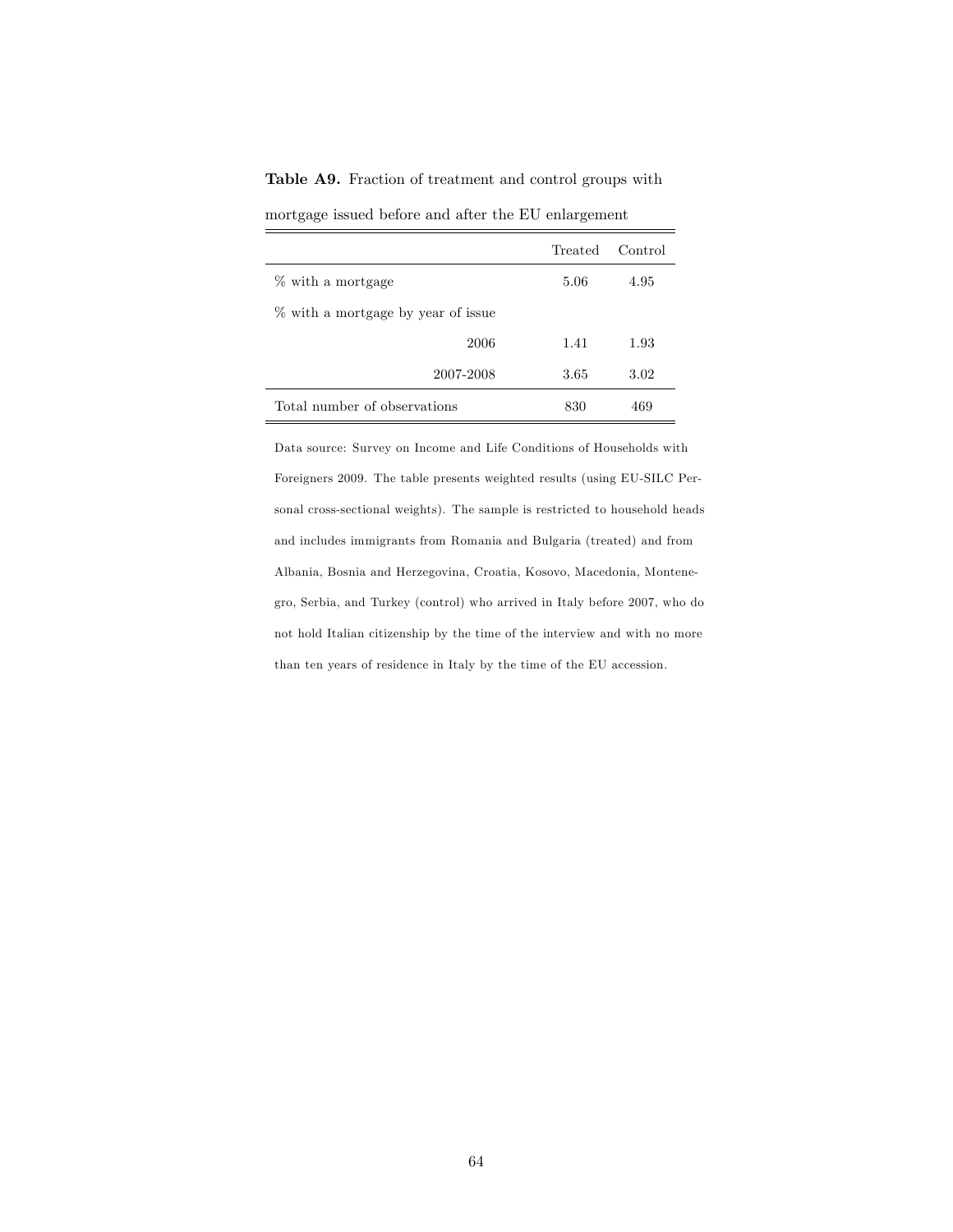**Table A9.** Fraction of treatment and control groups with mortgage issued before and after the EU enlargement

| | Treated | Control |
|---|---|---|
| % with a mortgage | 5.06 | 4.95 |
| % with a mortgage by year of issue | | |
| 2006 | 1.41 | 1.93 |
| 2007-2008 | 3.65 | 3.02 |
| Total number of observations | 830 | 469 |

Data source: Survey on Income and Life Conditions of Households with Foreigners 2009. The table presents weighted results (using EU-SILC Personal cross-sectional weights). The sample is restricted to household heads and includes immigrants from Romania and Bulgaria (treated) and from Albania, Bosnia and Herzegovina, Croatia, Kosovo, Macedonia, Montenegro, Serbia, and Turkey (control) who arrived in Italy before 2007, who do not hold Italian citizenship by the time of the interview and with no more than ten years of residence in Italy by the time of the EU accession.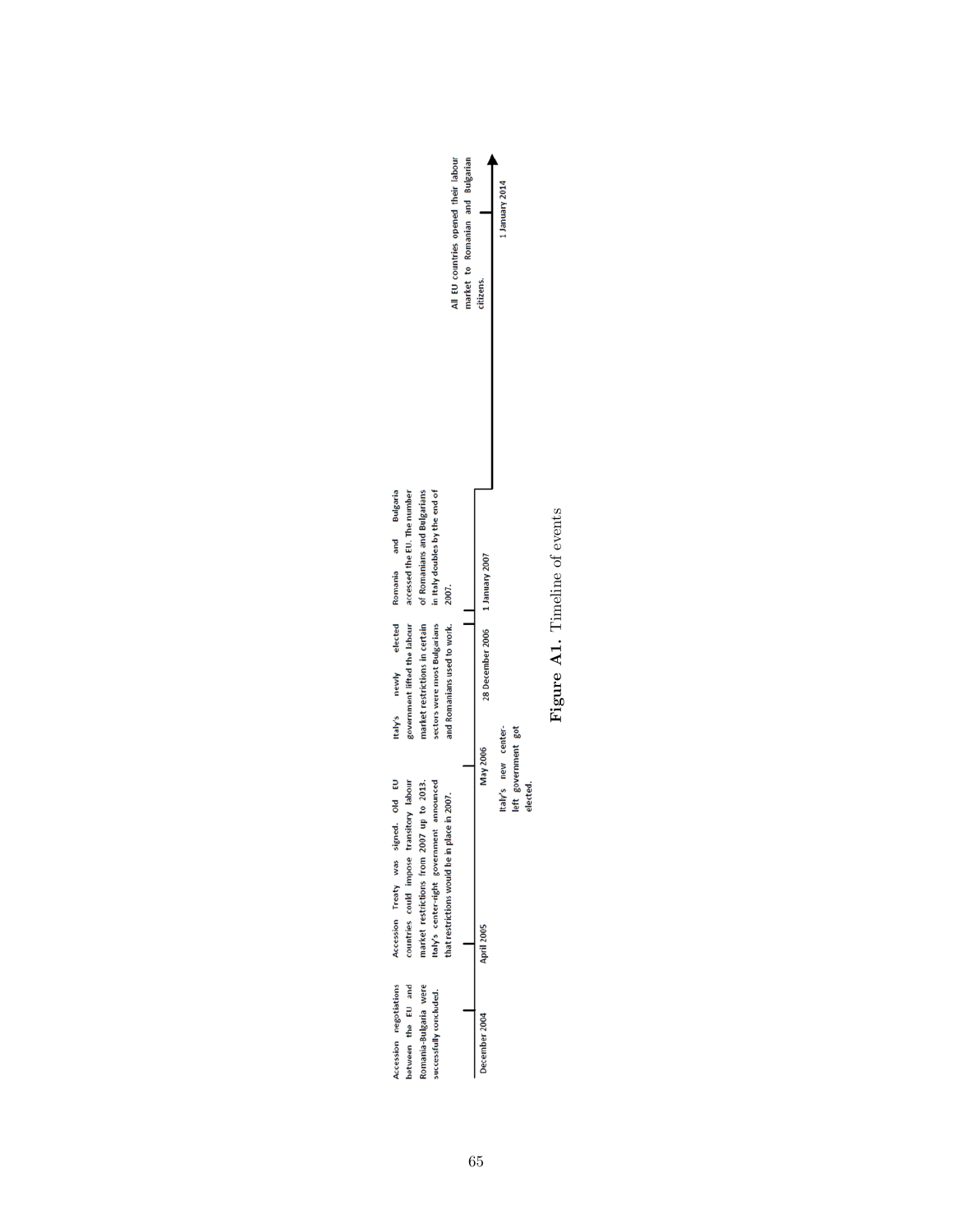December 2004 — Accession negotiations between the EU and Romania-Bulgaria were successfully concluded.

April 2005 — Accession Treaty was signed. Old EU countries could impose transitory labour market restrictions from 2007 up to 2013. Italy's center-right government announced that restrictions would be in place in 2007.

May 2006 — Italy's new center-left government got elected.

28 December 2006 — Italy's newly elected government lifted the labour market restrictions in certain sectors were most Bulgarians and Romanians used to work.

1 January 2007 — Romania and Bulgaria accessed the EU. The number of Romanians and Bulgarians in Italy doubles by the end of 2007.

1 January 2014 — All EU countries opened their labour market to Romanian and Bulgarian citizens.

**Figure A1.** Timeline of events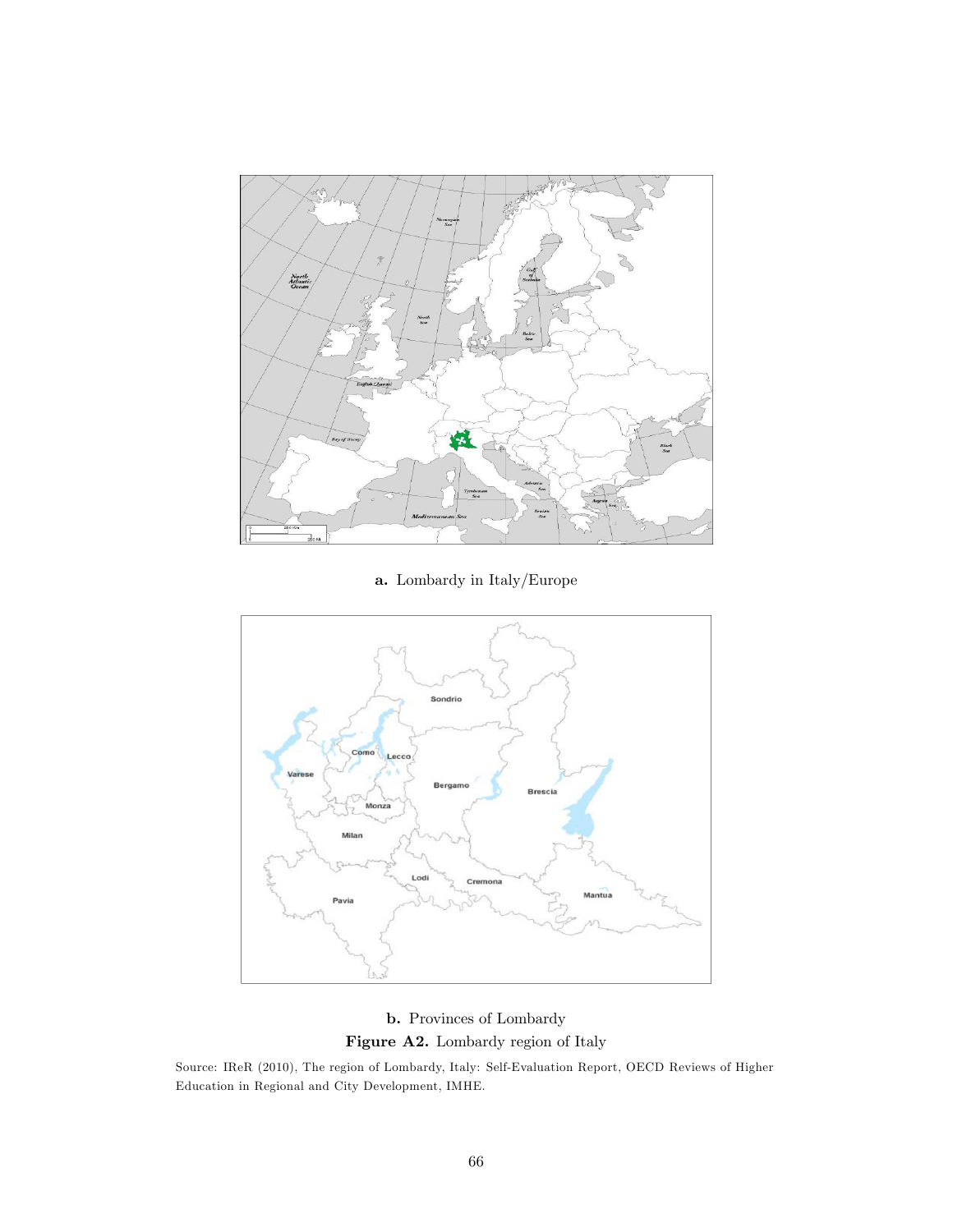North Atlantic Ocean

Norwegian Sea

Gulf of Bothnia

North Sea

Baltic Sea

English Channel

Bay of Biscay

Black Sea

Adriatic Sea

Tyrrhenian Sea

Aegean Sea

Ionian Sea

Mediterranean Sea

**a.** Lombardy in Italy/Europe

Sondrio

Como

Lecco

Varese

Bergamo

Brescia

Monza

Milan

Lodi

Cremona

Mantua

Pavia

**b.** Provinces of Lombardy

**Figure A2.** Lombardy region of Italy

Source: IReR (2010), The region of Lombardy, Italy: Self-Evaluation Report, OECD Reviews of Higher Education in Regional and City Development, IMHE.